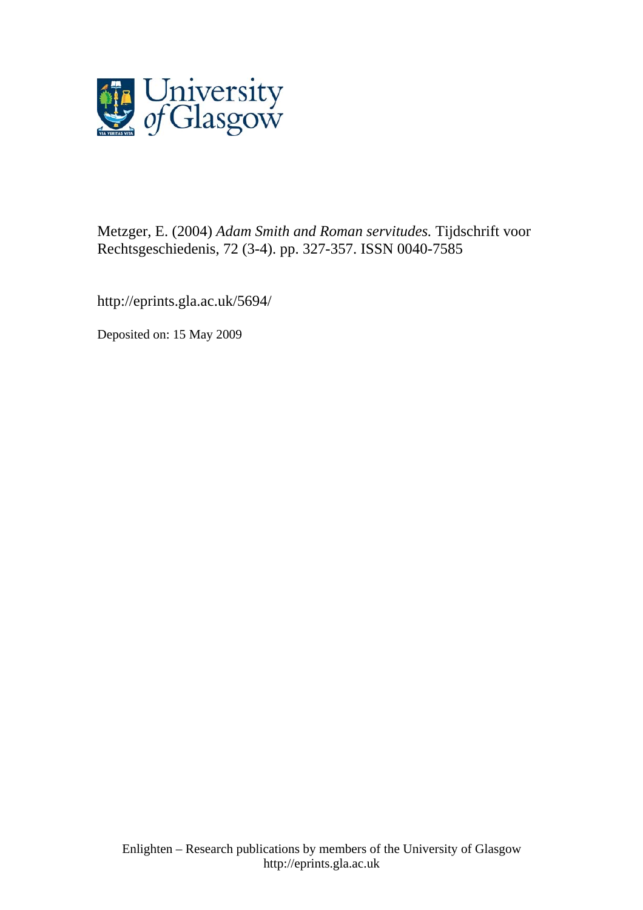University of Glasgow

Metzger, E. (2004) *Adam Smith and Roman servitudes.* Tijdschrift voor Rechtsgeschiedenis, 72 (3-4). pp. 327-357. ISSN 0040-7585

http://eprints.gla.ac.uk/5694/

Deposited on: 15 May 2009

Enlighten – Research publications by members of the University of Glasgow
http://eprints.gla.ac.uk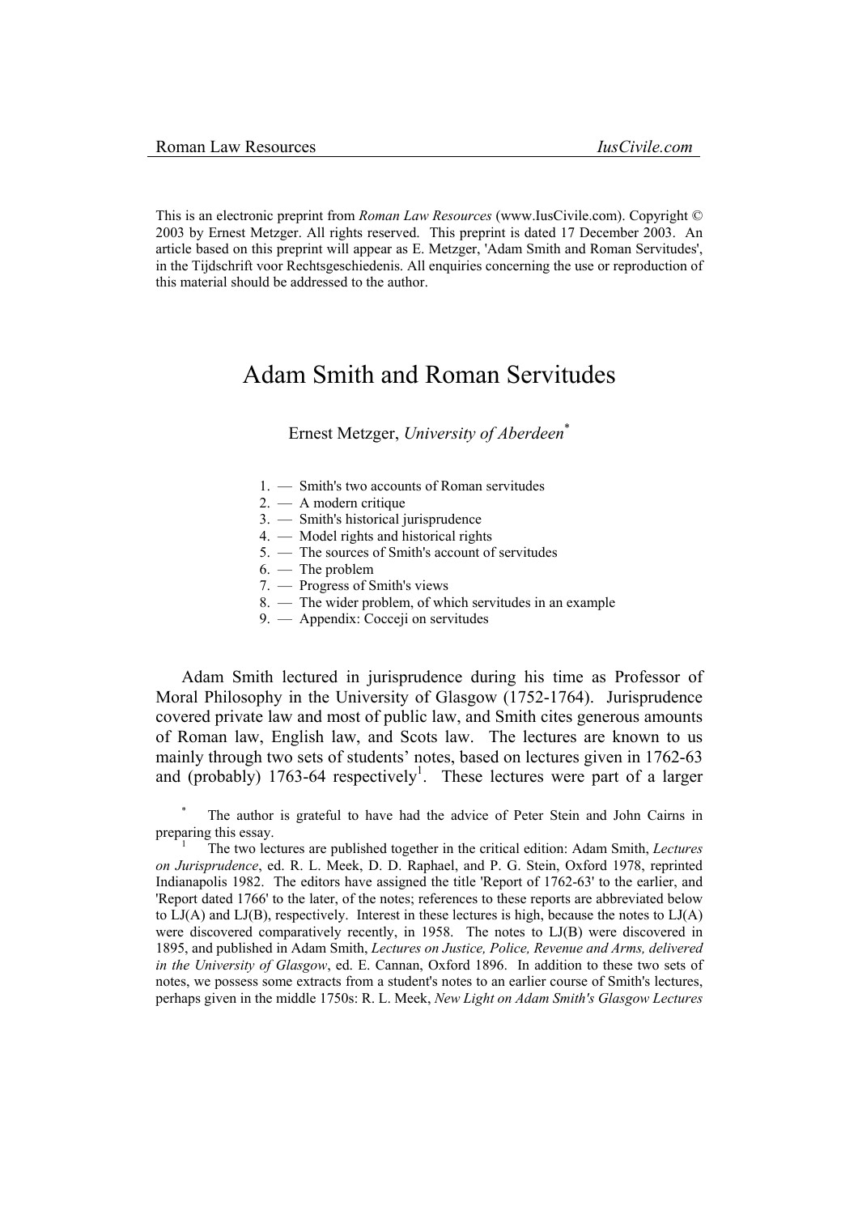This is an electronic preprint from *Roman Law Resources* (www.IusCivile.com). Copyright © 2003 by Ernest Metzger. All rights reserved. This preprint is dated 17 December 2003. An article based on this preprint will appear as E. Metzger, 'Adam Smith and Roman Servitudes', in the Tijdschrift voor Rechtsgeschiedenis. All enquiries concerning the use or reproduction of this material should be addressed to the author.

# Adam Smith and Roman Servitudes

Ernest Metzger, *University of Aberdeen*[*]

1. — Smith's two accounts of Roman servitudes
2. — A modern critique
3. — Smith's historical jurisprudence
4. — Model rights and historical rights
5. — The sources of Smith's account of servitudes
6. — The problem
7. — Progress of Smith's views
8. — The wider problem, of which servitudes in an example
9. — Appendix: Cocceji on servitudes

Adam Smith lectured in jurisprudence during his time as Professor of Moral Philosophy in the University of Glasgow (1752-1764). Jurisprudence covered private law and most of public law, and Smith cites generous amounts of Roman law, English law, and Scots law. The lectures are known to us mainly through two sets of students' notes, based on lectures given in 1762-63 and (probably) 1763-64 respectively[1]. These lectures were part of a larger

[*] The author is grateful to have had the advice of Peter Stein and John Cairns in preparing this essay.

[1] The two lectures are published together in the critical edition: Adam Smith, *Lectures on Jurisprudence*, ed. R. L. Meek, D. D. Raphael, and P. G. Stein, Oxford 1978, reprinted Indianapolis 1982. The editors have assigned the title 'Report of 1762-63' to the earlier, and 'Report dated 1766' to the later, of the notes; references to these reports are abbreviated below to LJ(A) and LJ(B), respectively. Interest in these lectures is high, because the notes to LJ(A) were discovered comparatively recently, in 1958. The notes to LJ(B) were discovered in 1895, and published in Adam Smith, *Lectures on Justice, Police, Revenue and Arms, delivered in the University of Glasgow*, ed. E. Cannan, Oxford 1896. In addition to these two sets of notes, we possess some extracts from a student's notes to an earlier course of Smith's lectures, perhaps given in the middle 1750s: R. L. Meek, *New Light on Adam Smith's Glasgow Lectures*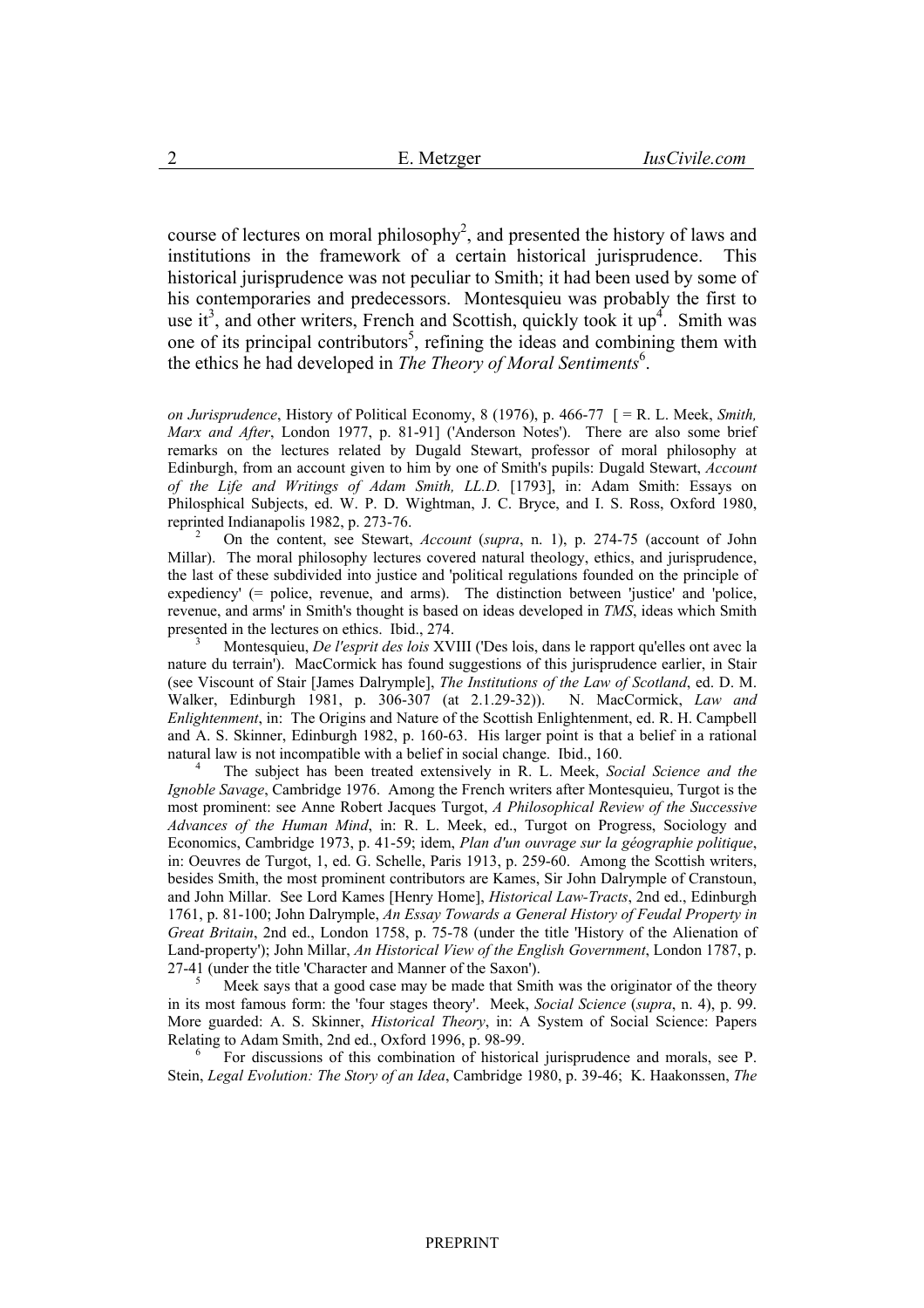course of lectures on moral philosophy[2], and presented the history of laws and institutions in the framework of a certain historical jurisprudence. This historical jurisprudence was not peculiar to Smith; it had been used by some of his contemporaries and predecessors. Montesquieu was probably the first to use it[3], and other writers, French and Scottish, quickly took it up[4]. Smith was one of its principal contributors[5], refining the ideas and combining them with the ethics he had developed in *The Theory of Moral Sentiments*[6].

*on Jurisprudence*, History of Political Economy, 8 (1976), p. 466-77 [ = R. L. Meek, *Smith, Marx and After*, London 1977, p. 81-91] ('Anderson Notes'). There are also some brief remarks on the lectures related by Dugald Stewart, professor of moral philosophy at Edinburgh, from an account given to him by one of Smith's pupils: Dugald Stewart, *Account of the Life and Writings of Adam Smith, LL.D.* [1793], in: Adam Smith: Essays on Philosphical Subjects, ed. W. P. D. Wightman, J. C. Bryce, and I. S. Ross, Oxford 1980, reprinted Indianapolis 1982, p. 273-76.

[2] On the content, see Stewart, *Account* (*supra*, n. 1), p. 274-75 (account of John Millar). The moral philosophy lectures covered natural theology, ethics, and jurisprudence, the last of these subdivided into justice and 'political regulations founded on the principle of expediency' (= police, revenue, and arms). The distinction between 'justice' and 'police, revenue, and arms' in Smith's thought is based on ideas developed in *TMS*, ideas which Smith presented in the lectures on ethics. Ibid., 274.

[3] Montesquieu, *De l'esprit des lois* XVIII ('Des lois, dans le rapport qu'elles ont avec la nature du terrain'). MacCormick has found suggestions of this jurisprudence earlier, in Stair (see Viscount of Stair [James Dalrymple], *The Institutions of the Law of Scotland*, ed. D. M. Walker, Edinburgh 1981, p. 306-307 (at 2.1.29-32)). N. MacCormick, *Law and Enlightenment*, in: The Origins and Nature of the Scottish Enlightenment, ed. R. H. Campbell and A. S. Skinner, Edinburgh 1982, p. 160-63. His larger point is that a belief in a rational natural law is not incompatible with a belief in social change. Ibid., 160.

[4] The subject has been treated extensively in R. L. Meek, *Social Science and the Ignoble Savage*, Cambridge 1976. Among the French writers after Montesquieu, Turgot is the most prominent: see Anne Robert Jacques Turgot, *A Philosophical Review of the Successive Advances of the Human Mind*, in: R. L. Meek, ed., Turgot on Progress, Sociology and Economics, Cambridge 1973, p. 41-59; idem, *Plan d'un ouvrage sur la géographie politique*, in: Oeuvres de Turgot, 1, ed. G. Schelle, Paris 1913, p. 259-60. Among the Scottish writers, besides Smith, the most prominent contributors are Kames, Sir John Dalrymple of Cranstoun, and John Millar. See Lord Kames [Henry Home], *Historical Law-Tracts*, 2nd ed., Edinburgh 1761, p. 81-100; John Dalrymple, *An Essay Towards a General History of Feudal Property in Great Britain*, 2nd ed., London 1758, p. 75-78 (under the title 'History of the Alienation of Land-property'); John Millar, *An Historical View of the English Government*, London 1787, p. 27-41 (under the title 'Character and Manner of the Saxon').

[5] Meek says that a good case may be made that Smith was the originator of the theory in its most famous form: the 'four stages theory'. Meek, *Social Science* (*supra*, n. 4), p. 99. More guarded: A. S. Skinner, *Historical Theory*, in: A System of Social Science: Papers Relating to Adam Smith, 2nd ed., Oxford 1996, p. 98-99.

[6] For discussions of this combination of historical jurisprudence and morals, see P. Stein, *Legal Evolution: The Story of an Idea*, Cambridge 1980, p. 39-46; K. Haakonssen, *The*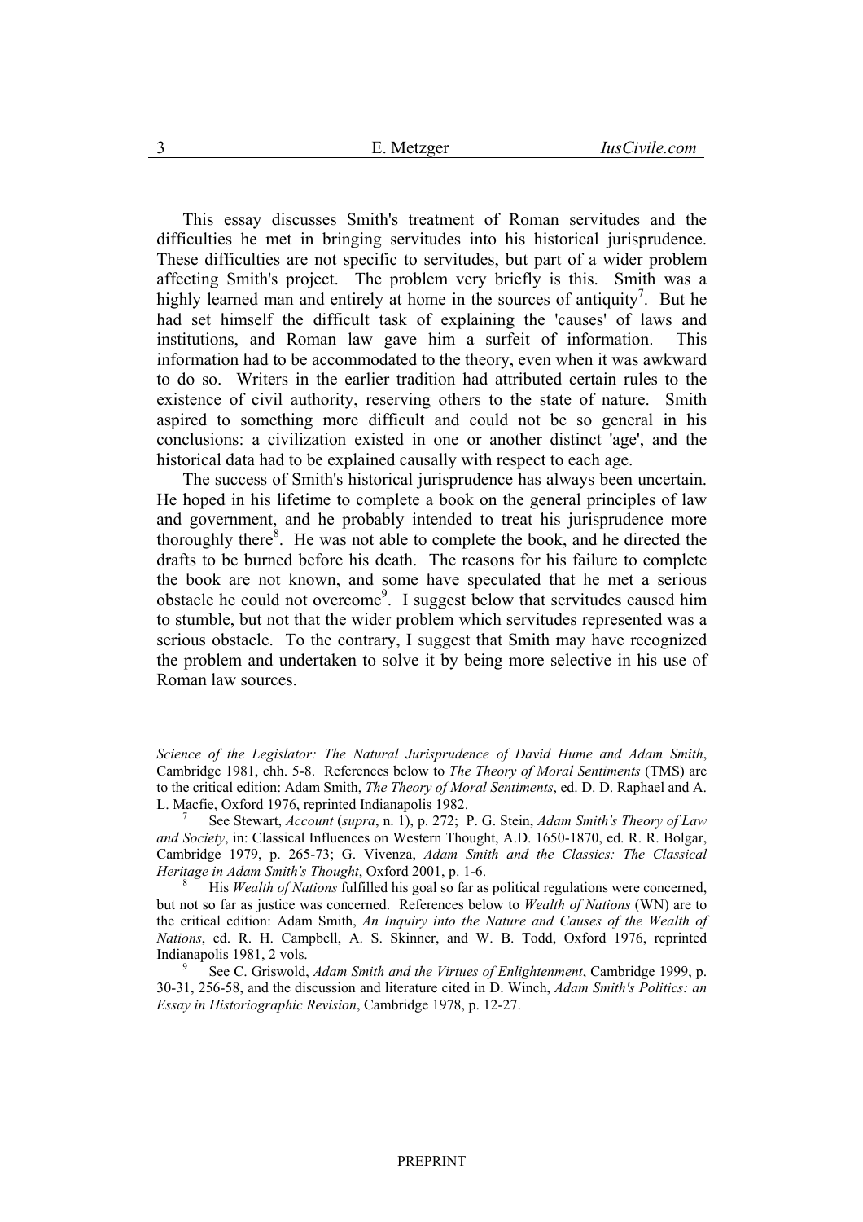This essay discusses Smith's treatment of Roman servitudes and the difficulties he met in bringing servitudes into his historical jurisprudence. These difficulties are not specific to servitudes, but part of a wider problem affecting Smith's project. The problem very briefly is this. Smith was a highly learned man and entirely at home in the sources of antiquity[7]. But he had set himself the difficult task of explaining the 'causes' of laws and institutions, and Roman law gave him a surfeit of information. This information had to be accommodated to the theory, even when it was awkward to do so. Writers in the earlier tradition had attributed certain rules to the existence of civil authority, reserving others to the state of nature. Smith aspired to something more difficult and could not be so general in his conclusions: a civilization existed in one or another distinct 'age', and the historical data had to be explained causally with respect to each age.

The success of Smith's historical jurisprudence has always been uncertain. He hoped in his lifetime to complete a book on the general principles of law and government, and he probably intended to treat his jurisprudence more thoroughly there[8]. He was not able to complete the book, and he directed the drafts to be burned before his death. The reasons for his failure to complete the book are not known, and some have speculated that he met a serious obstacle he could not overcome[9]. I suggest below that servitudes caused him to stumble, but not that the wider problem which servitudes represented was a serious obstacle. To the contrary, I suggest that Smith may have recognized the problem and undertaken to solve it by being more selective in his use of Roman law sources.

*Science of the Legislator: The Natural Jurisprudence of David Hume and Adam Smith*, Cambridge 1981, chh. 5-8. References below to *The Theory of Moral Sentiments* (TMS) are to the critical edition: Adam Smith, *The Theory of Moral Sentiments*, ed. D. D. Raphael and A. L. Macfie, Oxford 1976, reprinted Indianapolis 1982.

[7] See Stewart, *Account* (*supra*, n. 1), p. 272; P. G. Stein, *Adam Smith's Theory of Law and Society*, in: Classical Influences on Western Thought, A.D. 1650-1870, ed. R. R. Bolgar, Cambridge 1979, p. 265-73; G. Vivenza, *Adam Smith and the Classics: The Classical Heritage in Adam Smith's Thought*, Oxford 2001, p. 1-6.

[8] His *Wealth of Nations* fulfilled his goal so far as political regulations were concerned, but not so far as justice was concerned. References below to *Wealth of Nations* (WN) are to the critical edition: Adam Smith, *An Inquiry into the Nature and Causes of the Wealth of Nations*, ed. R. H. Campbell, A. S. Skinner, and W. B. Todd, Oxford 1976, reprinted Indianapolis 1981, 2 vols.

[9] See C. Griswold, *Adam Smith and the Virtues of Enlightenment*, Cambridge 1999, p. 30-31, 256-58, and the discussion and literature cited in D. Winch, *Adam Smith's Politics: an Essay in Historiographic Revision*, Cambridge 1978, p. 12-27.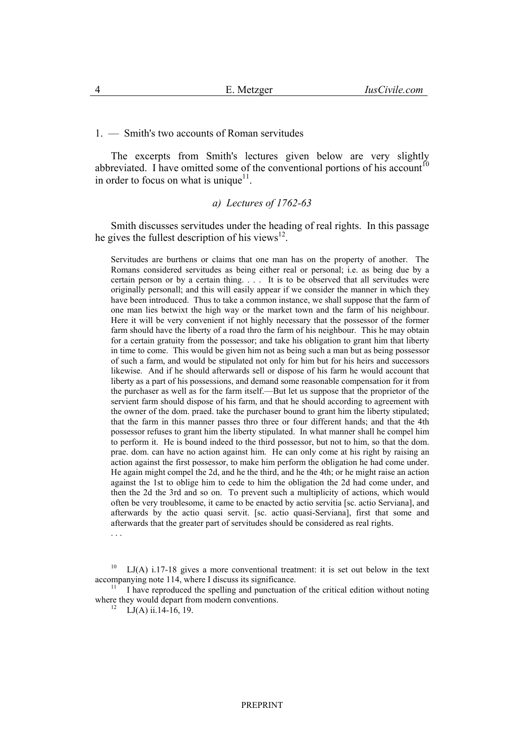## 1. — Smith's two accounts of Roman servitudes

The excerpts from Smith's lectures given below are very slightly abbreviated. I have omitted some of the conventional portions of his account[10] in order to focus on what is unique[11].

### *a) Lectures of 1762-63*

Smith discusses servitudes under the heading of real rights. In this passage he gives the fullest description of his views[12].

> Servitudes are burthens or claims that one man has on the property of another. The Romans considered servitudes as being either real or personal; i.e. as being due by a certain person or by a certain thing. . . . It is to be observed that all servitudes were originally personall; and this will easily appear if we consider the manner in which they have been introduced. Thus to take a common instance, we shall suppose that the farm of one man lies betwixt the high way or the market town and the farm of his neighbour. Here it will be very convenient if not highly necessary that the possessor of the former farm should have the liberty of a road thro the farm of his neighbour. This he may obtain for a certain gratuity from the possessor; and take his obligation to grant him that liberty in time to come. This would be given him not as being such a man but as being possessor of such a farm, and would be stipulated not only for him but for his heirs and successors likewise. And if he should afterwards sell or dispose of his farm he would account that liberty as a part of his possessions, and demand some reasonable compensation for it from the purchaser as well as for the farm itself.—But let us suppose that the proprietor of the servient farm should dispose of his farm, and that he should according to agreement with the owner of the dom. praed. take the purchaser bound to grant him the liberty stipulated; that the farm in this manner passes thro three or four different hands; and that the 4th possessor refuses to grant him the liberty stipulated. In what manner shall he compel him to perform it. He is bound indeed to the third possessor, but not to him, so that the dom. prae. dom. can have no action against him. He can only come at his right by raising an action against the first possessor, to make him perform the obligation he had come under. He again might compel the 2d, and he the third, and he the 4th; or he might raise an action against the 1st to oblige him to cede to him the obligation the 2d had come under, and then the 2d the 3rd and so on. To prevent such a multiplicity of actions, which would often be very troublesome, it came to be enacted by actio servitia [sc. actio Serviana], and afterwards by the actio quasi servit. [sc. actio quasi-Serviana], first that some and afterwards that the greater part of servitudes should be considered as real rights.
>
> . . .

[10] LJ(A) i.17-18 gives a more conventional treatment: it is set out below in the text accompanying note 114, where I discuss its significance.

[11] I have reproduced the spelling and punctuation of the critical edition without noting where they would depart from modern conventions.

[12] LJ(A) ii.14-16, 19.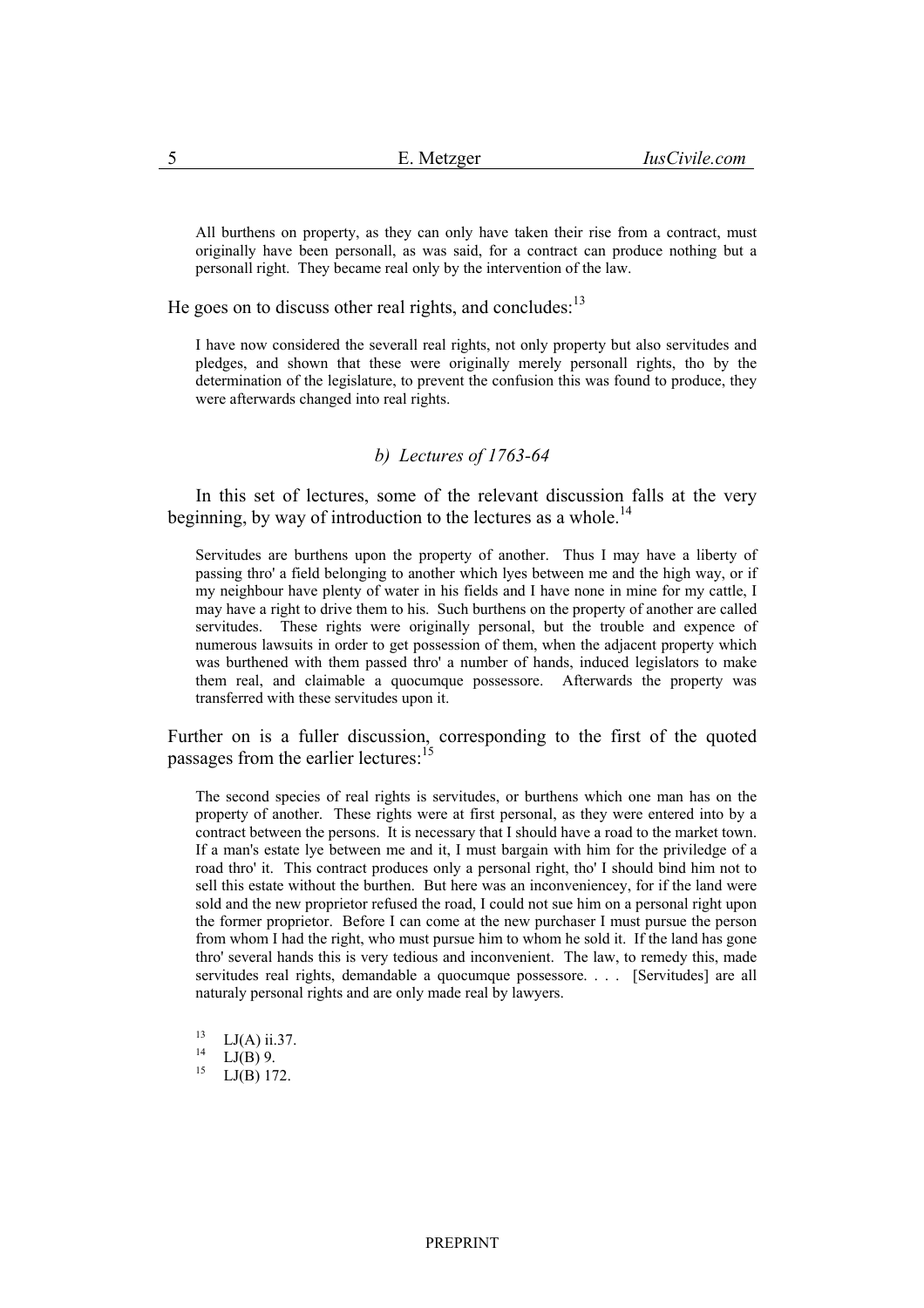> All burthens on property, as they can only have taken their rise from a contract, must originally have been personall, as was said, for a contract can produce nothing but a personall right. They became real only by the intervention of the law.

He goes on to discuss other real rights, and concludes:[13]

> I have now considered the severall real rights, not only property but also servitudes and pledges, and shown that these were originally merely personall rights, tho by the determination of the legislature, to prevent the confusion this was found to produce, they were afterwards changed into real rights.

### *b) Lectures of 1763-64*

In this set of lectures, some of the relevant discussion falls at the very beginning, by way of introduction to the lectures as a whole.[14]

> Servitudes are burthens upon the property of another. Thus I may have a liberty of passing thro' a field belonging to another which lyes between me and the high way, or if my neighbour have plenty of water in his fields and I have none in mine for my cattle, I may have a right to drive them to his. Such burthens on the property of another are called servitudes. These rights were originally personal, but the trouble and expence of numerous lawsuits in order to get possession of them, when the adjacent property which was burthened with them passed thro' a number of hands, induced legislators to make them real, and claimable a quocumque possessore. Afterwards the property was transferred with these servitudes upon it.

Further on is a fuller discussion, corresponding to the first of the quoted passages from the earlier lectures:[15]

> The second species of real rights is servitudes, or burthens which one man has on the property of another. These rights were at first personal, as they were entered into by a contract between the persons. It is necessary that I should have a road to the market town. If a man's estate lye between me and it, I must bargain with him for the priviledge of a road thro' it. This contract produces only a personal right, tho' I should bind him not to sell this estate without the burthen. But here was an inconveniencey, for if the land were sold and the new proprietor refused the road, I could not sue him on a personal right upon the former proprietor. Before I can come at the new purchaser I must pursue the person from whom I had the right, who must pursue him to whom he sold it. If the land has gone thro' several hands this is very tedious and inconvenient. The law, to remedy this, made servitudes real rights, demandable a quocumque possessore. . . . [Servitudes] are all naturaly personal rights and are only made real by lawyers.

[13] LJ(A) ii.37.

[14] LJ(B) 9.

[15] LJ(B) 172.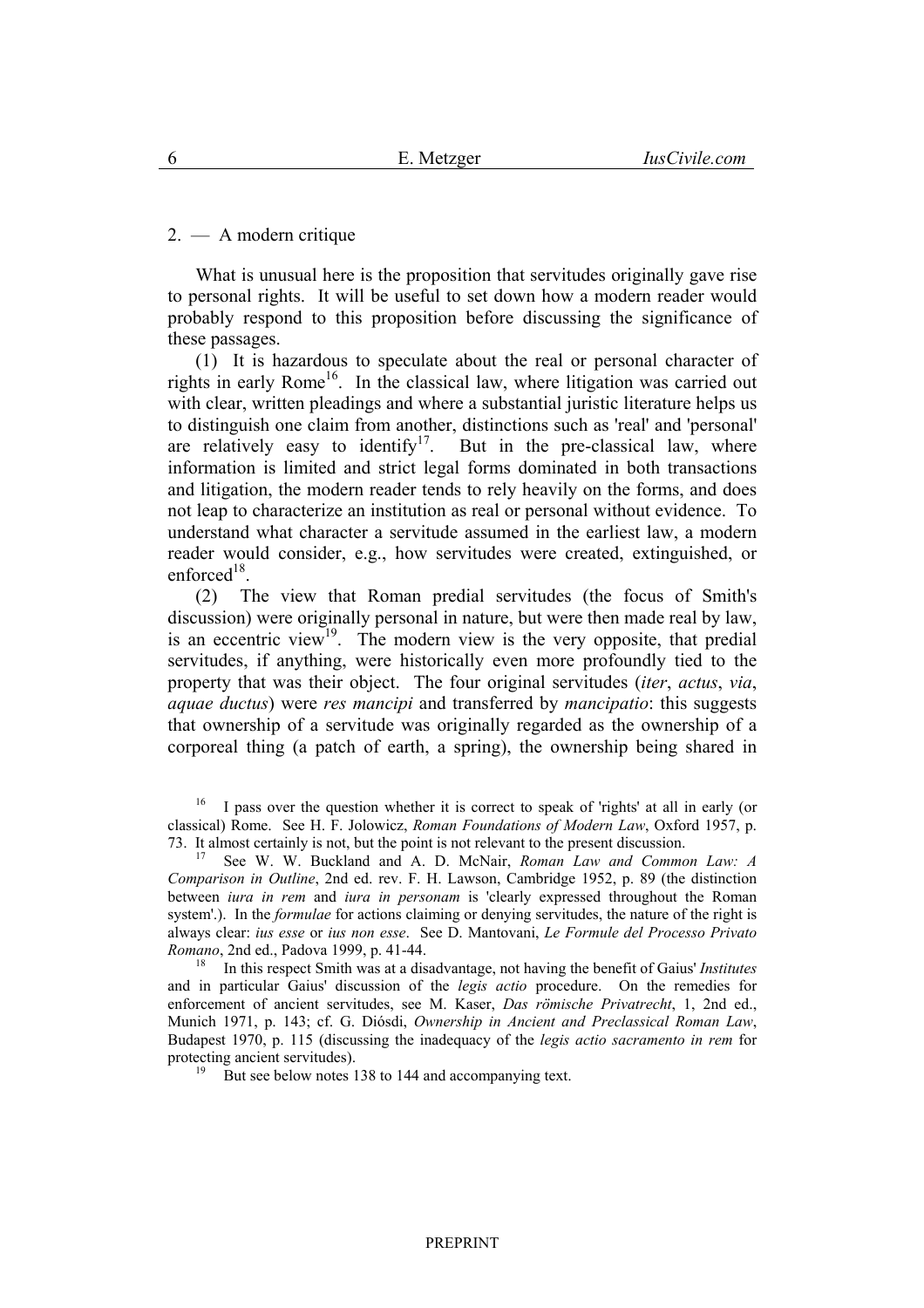## 2. — A modern critique

What is unusual here is the proposition that servitudes originally gave rise to personal rights. It will be useful to set down how a modern reader would probably respond to this proposition before discussing the significance of these passages.

(1) It is hazardous to speculate about the real or personal character of rights in early Rome[16]. In the classical law, where litigation was carried out with clear, written pleadings and where a substantial juristic literature helps us to distinguish one claim from another, distinctions such as 'real' and 'personal' are relatively easy to identify[17]. But in the pre-classical law, where information is limited and strict legal forms dominated in both transactions and litigation, the modern reader tends to rely heavily on the forms, and does not leap to characterize an institution as real or personal without evidence. To understand what character a servitude assumed in the earliest law, a modern reader would consider, e.g., how servitudes were created, extinguished, or enforced[18].

(2) The view that Roman predial servitudes (the focus of Smith's discussion) were originally personal in nature, but were then made real by law, is an eccentric view[19]. The modern view is the very opposite, that predial servitudes, if anything, were historically even more profoundly tied to the property that was their object. The four original servitudes (*iter*, *actus*, *via*, *aquae ductus*) were *res mancipi* and transferred by *mancipatio*: this suggests that ownership of a servitude was originally regarded as the ownership of a corporeal thing (a patch of earth, a spring), the ownership being shared in

[16] I pass over the question whether it is correct to speak of 'rights' at all in early (or classical) Rome. See H. F. Jolowicz, *Roman Foundations of Modern Law*, Oxford 1957, p. 73. It almost certainly is not, but the point is not relevant to the present discussion.

[17] See W. W. Buckland and A. D. McNair, *Roman Law and Common Law: A Comparison in Outline*, 2nd ed. rev. F. H. Lawson, Cambridge 1952, p. 89 (the distinction between *iura in rem* and *iura in personam* is 'clearly expressed throughout the Roman system'.). In the *formulae* for actions claiming or denying servitudes, the nature of the right is always clear: *ius esse* or *ius non esse*. See D. Mantovani, *Le Formule del Processo Privato Romano*, 2nd ed., Padova 1999, p. 41-44.

[18] In this respect Smith was at a disadvantage, not having the benefit of Gaius' *Institutes* and in particular Gaius' discussion of the *legis actio* procedure. On the remedies for enforcement of ancient servitudes, see M. Kaser, *Das römische Privatrecht*, 1, 2nd ed., Munich 1971, p. 143; cf. G. Diósdi, *Ownership in Ancient and Preclassical Roman Law*, Budapest 1970, p. 115 (discussing the inadequacy of the *legis actio sacramento in rem* for protecting ancient servitudes).

[19] But see below notes 138 to 144 and accompanying text.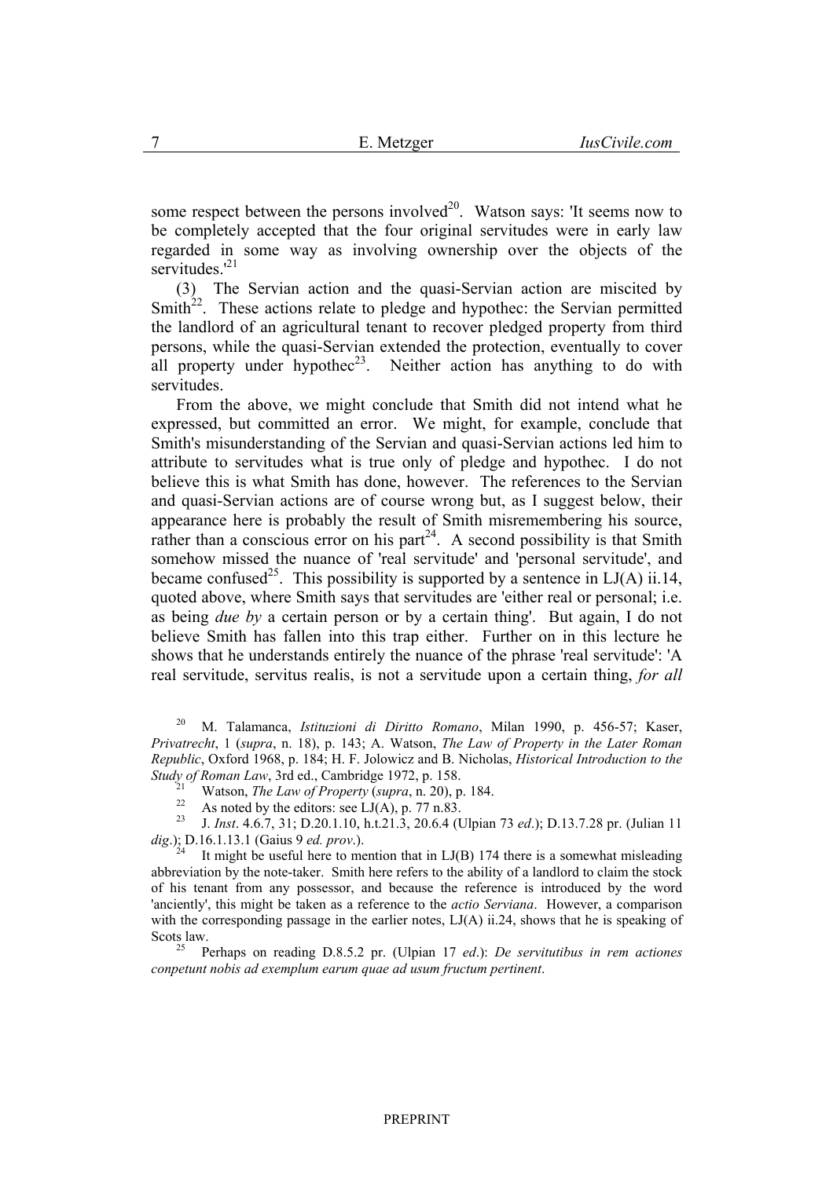some respect between the persons involved[20]. Watson says: 'It seems now to be completely accepted that the four original servitudes were in early law regarded in some way as involving ownership over the objects of the servitudes.'[21]

(3) The Servian action and the quasi-Servian action are miscited by Smith[22]. These actions relate to pledge and hypothec: the Servian permitted the landlord of an agricultural tenant to recover pledged property from third persons, while the quasi-Servian extended the protection, eventually to cover all property under hypothec[23]. Neither action has anything to do with servitudes.

From the above, we might conclude that Smith did not intend what he expressed, but committed an error. We might, for example, conclude that Smith's misunderstanding of the Servian and quasi-Servian actions led him to attribute to servitudes what is true only of pledge and hypothec. I do not believe this is what Smith has done, however. The references to the Servian and quasi-Servian actions are of course wrong but, as I suggest below, their appearance here is probably the result of Smith misremembering his source, rather than a conscious error on his part[24]. A second possibility is that Smith somehow missed the nuance of 'real servitude' and 'personal servitude', and became confused[25]. This possibility is supported by a sentence in LJ(A) ii.14, quoted above, where Smith says that servitudes are 'either real or personal; i.e. as being *due by* a certain person or by a certain thing'. But again, I do not believe Smith has fallen into this trap either. Further on in this lecture he shows that he understands entirely the nuance of the phrase 'real servitude': 'A real servitude, servitus realis, is not a servitude upon a certain thing, *for all*

---

[20] M. Talamanca, *Istituzioni di Diritto Romano*, Milan 1990, p. 456-57; Kaser, *Privatrecht*, 1 (*supra*, n. 18), p. 143; A. Watson, *The Law of Property in the Later Roman Republic*, Oxford 1968, p. 184; H. F. Jolowicz and B. Nicholas, *Historical Introduction to the Study of Roman Law*, 3rd ed., Cambridge 1972, p. 158.

[21] Watson, *The Law of Property* (*supra*, n. 20), p. 184.

[22] As noted by the editors: see LJ(A), p. 77 n.83.

[23] J. *Inst*. 4.6.7, 31; D.20.1.10, h.t.21.3, 20.6.4 (Ulpian 73 *ed*.); D.13.7.28 pr. (Julian 11 *dig*.); D.16.1.13.1 (Gaius 9 *ed. prov*.).

[24] It might be useful here to mention that in LJ(B) 174 there is a somewhat misleading abbreviation by the note-taker. Smith here refers to the ability of a landlord to claim the stock of his tenant from any possessor, and because the reference is introduced by the word 'anciently', this might be taken as a reference to the *actio Serviana*. However, a comparison with the corresponding passage in the earlier notes, LJ(A) ii.24, shows that he is speaking of Scots law.

[25] Perhaps on reading D.8.5.2 pr. (Ulpian 17 *ed*.): *De servitutibus in rem actiones competunt nobis ad exemplum earum quae ad usum fructum pertinent*.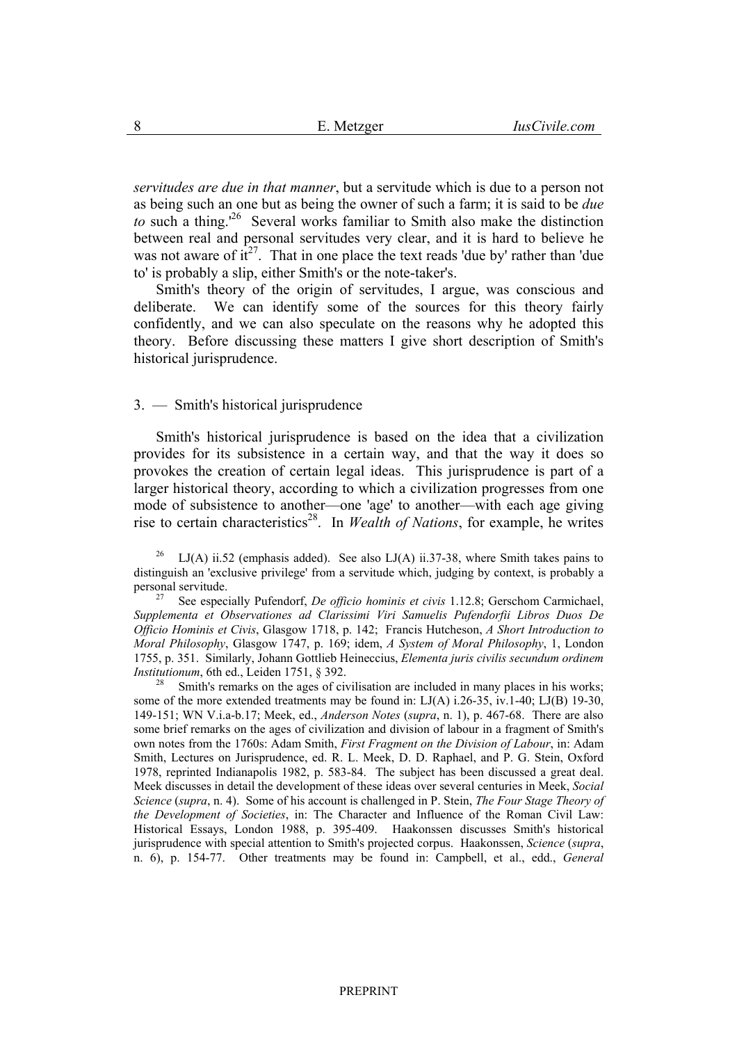*servitudes are due in that manner*, but a servitude which is due to a person not as being such an one but as being the owner of such a farm; it is said to be *due to* such a thing.'[26] Several works familiar to Smith also make the distinction between real and personal servitudes very clear, and it is hard to believe he was not aware of it[27]. That in one place the text reads 'due by' rather than 'due to' is probably a slip, either Smith's or the note-taker's.

Smith's theory of the origin of servitudes, I argue, was conscious and deliberate. We can identify some of the sources for this theory fairly confidently, and we can also speculate on the reasons why he adopted this theory. Before discussing these matters I give short description of Smith's historical jurisprudence.

## 3. — Smith's historical jurisprudence

Smith's historical jurisprudence is based on the idea that a civilization provides for its subsistence in a certain way, and that the way it does so provokes the creation of certain legal ideas. This jurisprudence is part of a larger historical theory, according to which a civilization progresses from one mode of subsistence to another—one 'age' to another—with each age giving rise to certain characteristics[28]. In *Wealth of Nations*, for example, he writes

---

[26] LJ(A) ii.52 (emphasis added). See also LJ(A) ii.37-38, where Smith takes pains to distinguish an 'exclusive privilege' from a servitude which, judging by context, is probably a personal servitude.

[27] See especially Pufendorf, *De officio hominis et civis* 1.12.8; Gerschom Carmichael, *Supplementa et Observationes ad Clarissimi Viri Samuelis Pufendorfii Libros Duos De Officio Hominis et Civis*, Glasgow 1718, p. 142; Francis Hutcheson, *A Short Introduction to Moral Philosophy*, Glasgow 1747, p. 169; idem, *A System of Moral Philosophy*, 1, London 1755, p. 351. Similarly, Johann Gottlieb Heineccius, *Elementa juris civilis secundum ordinem Institutionum*, 6th ed., Leiden 1751, § 392.

[28] Smith's remarks on the ages of civilisation are included in many places in his works; some of the more extended treatments may be found in: LJ(A) i.26-35, iv.1-40; LJ(B) 19-30, 149-151; WN V.i.a-b.17; Meek, ed., *Anderson Notes* (*supra*, n. 1), p. 467-68. There are also some brief remarks on the ages of civilization and division of labour in a fragment of Smith's own notes from the 1760s: Adam Smith, *First Fragment on the Division of Labour*, in: Adam Smith, Lectures on Jurisprudence, ed. R. L. Meek, D. D. Raphael, and P. G. Stein, Oxford 1978, reprinted Indianapolis 1982, p. 583-84. The subject has been discussed a great deal. Meek discusses in detail the development of these ideas over several centuries in Meek, *Social Science* (*supra*, n. 4). Some of his account is challenged in P. Stein, *The Four Stage Theory of the Development of Societies*, in: The Character and Influence of the Roman Civil Law: Historical Essays, London 1988, p. 395-409. Haakonssen discusses Smith's historical jurisprudence with special attention to Smith's projected corpus. Haakonssen, *Science* (*supra*, n. 6), p. 154-77. Other treatments may be found in: Campbell, et al., edd., *General*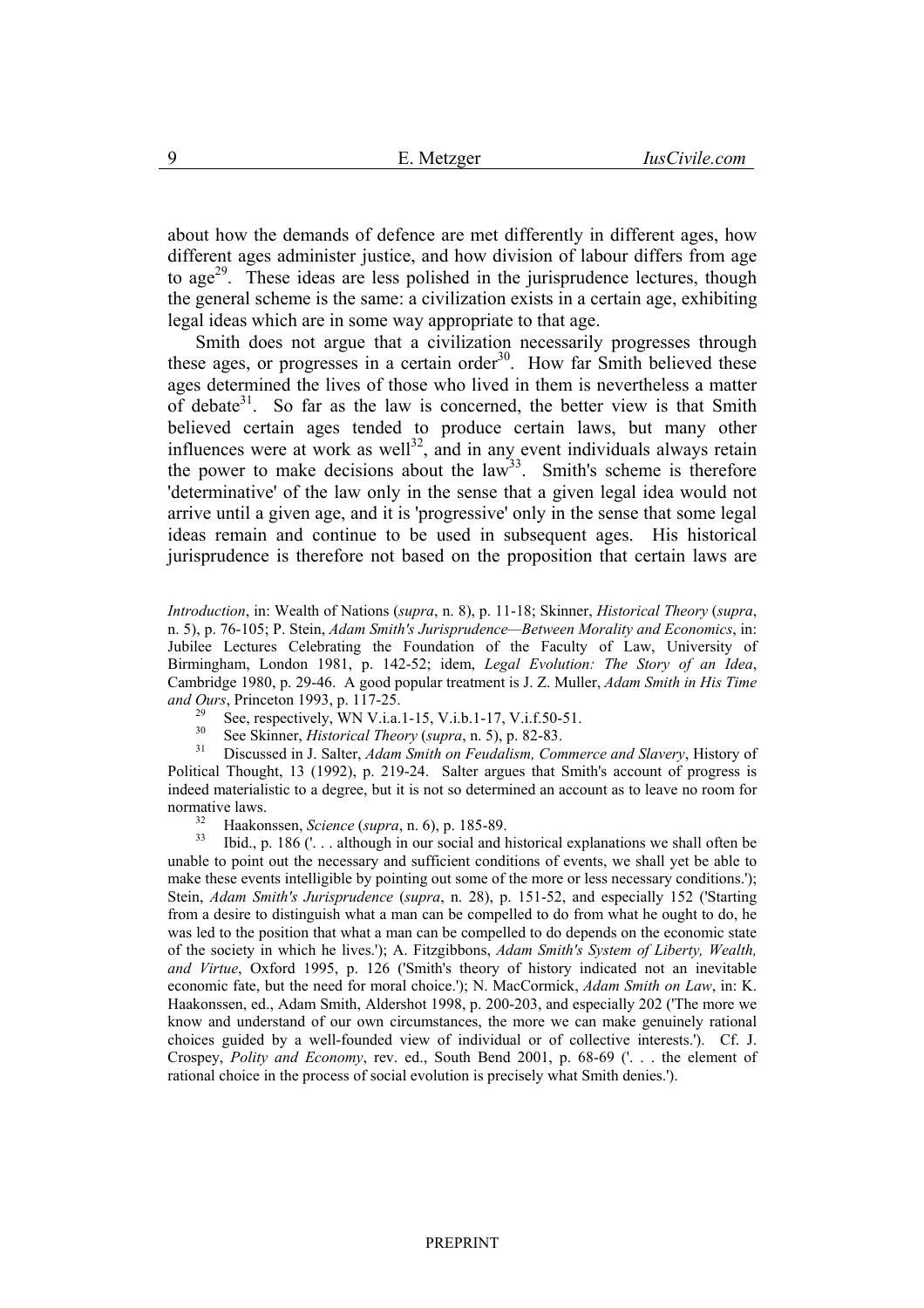about how the demands of defence are met differently in different ages, how different ages administer justice, and how division of labour differs from age to age[29]. These ideas are less polished in the jurisprudence lectures, though the general scheme is the same: a civilization exists in a certain age, exhibiting legal ideas which are in some way appropriate to that age.

Smith does not argue that a civilization necessarily progresses through these ages, or progresses in a certain order[30]. How far Smith believed these ages determined the lives of those who lived in them is nevertheless a matter of debate[31]. So far as the law is concerned, the better view is that Smith believed certain ages tended to produce certain laws, but many other influences were at work as well[32], and in any event individuals always retain the power to make decisions about the law[33]. Smith's scheme is therefore 'determinative' of the law only in the sense that a given legal idea would not arrive until a given age, and it is 'progressive' only in the sense that some legal ideas remain and continue to be used in subsequent ages. His historical jurisprudence is therefore not based on the proposition that certain laws are

---

*Introduction*, in: Wealth of Nations (*supra*, n. 8), p. 11-18; Skinner, *Historical Theory* (*supra*, n. 5), p. 76-105; P. Stein, *Adam Smith's Jurisprudence—Between Morality and Economics*, in: Jubilee Lectures Celebrating the Foundation of the Faculty of Law, University of Birmingham, London 1981, p. 142-52; idem, *Legal Evolution: The Story of an Idea*, Cambridge 1980, p. 29-46. A good popular treatment is J. Z. Muller, *Adam Smith in His Time and Ours*, Princeton 1993, p. 117-25.

[29] See, respectively, WN V.i.a.1-15, V.i.b.1-17, V.i.f.50-51.

[30] See Skinner, *Historical Theory* (*supra*, n. 5), p. 82-83.

[31] Discussed in J. Salter, *Adam Smith on Feudalism, Commerce and Slavery*, History of Political Thought, 13 (1992), p. 219-24. Salter argues that Smith's account of progress is indeed materialistic to a degree, but it is not so determined an account as to leave no room for normative laws.

[32] Haakonssen, *Science* (*supra*, n. 6), p. 185-89.

[33] Ibid., p. 186 ('. . . although in our social and historical explanations we shall often be unable to point out the necessary and sufficient conditions of events, we shall yet be able to make these events intelligible by pointing out some of the more or less necessary conditions.'); Stein, *Adam Smith's Jurisprudence* (*supra*, n. 28), p. 151-52, and especially 152 ('Starting from a desire to distinguish what a man can be compelled to do from what he ought to do, he was led to the position that what a man can be compelled to do depends on the economic state of the society in which he lives.'); A. Fitzgibbons, *Adam Smith's System of Liberty, Wealth, and Virtue*, Oxford 1995, p. 126 ('Smith's theory of history indicated not an inevitable economic fate, but the need for moral choice.'); N. MacCormick, *Adam Smith on Law*, in: K. Haakonssen, ed., Adam Smith, Aldershot 1998, p. 200-203, and especially 202 ('The more we know and understand of our own circumstances, the more we can make genuinely rational choices guided by a well-founded view of individual or of collective interests.'). Cf. J. Crospey, *Polity and Economy*, rev. ed., South Bend 2001, p. 68-69 ('. . . the element of rational choice in the process of social evolution is precisely what Smith denies.').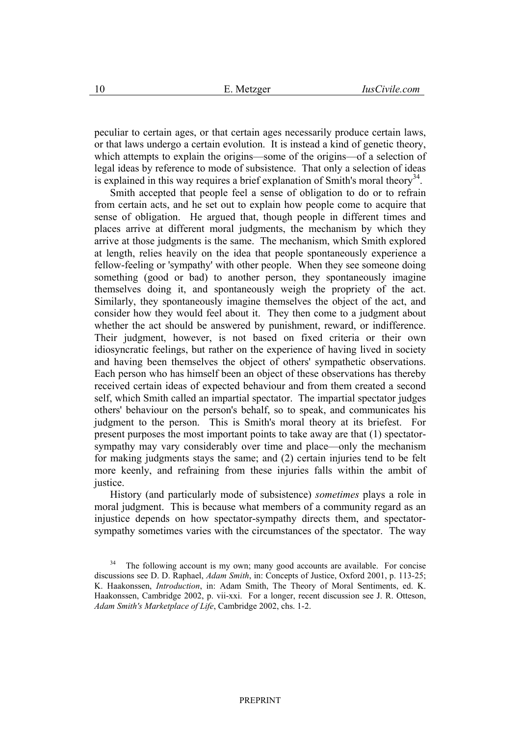peculiar to certain ages, or that certain ages necessarily produce certain laws, or that laws undergo a certain evolution. It is instead a kind of genetic theory, which attempts to explain the origins—some of the origins—of a selection of legal ideas by reference to mode of subsistence. That only a selection of ideas is explained in this way requires a brief explanation of Smith's moral theory[34].

Smith accepted that people feel a sense of obligation to do or to refrain from certain acts, and he set out to explain how people come to acquire that sense of obligation. He argued that, though people in different times and places arrive at different moral judgments, the mechanism by which they arrive at those judgments is the same. The mechanism, which Smith explored at length, relies heavily on the idea that people spontaneously experience a fellow-feeling or 'sympathy' with other people. When they see someone doing something (good or bad) to another person, they spontaneously imagine themselves doing it, and spontaneously weigh the propriety of the act. Similarly, they spontaneously imagine themselves the object of the act, and consider how they would feel about it. They then come to a judgment about whether the act should be answered by punishment, reward, or indifference. Their judgment, however, is not based on fixed criteria or their own idiosyncratic feelings, but rather on the experience of having lived in society and having been themselves the object of others' sympathetic observations. Each person who has himself been an object of these observations has thereby received certain ideas of expected behaviour and from them created a second self, which Smith called an impartial spectator. The impartial spectator judges others' behaviour on the person's behalf, so to speak, and communicates his judgment to the person. This is Smith's moral theory at its briefest. For present purposes the most important points to take away are that (1) spectator-sympathy may vary considerably over time and place—only the mechanism for making judgments stays the same; and (2) certain injuries tend to be felt more keenly, and refraining from these injuries falls within the ambit of justice.

History (and particularly mode of subsistence) *sometimes* plays a role in moral judgment. This is because what members of a community regard as an injustice depends on how spectator-sympathy directs them, and spectator-sympathy sometimes varies with the circumstances of the spectator. The way

[34] The following account is my own; many good accounts are available. For concise discussions see D. D. Raphael, *Adam Smith*, in: Concepts of Justice, Oxford 2001, p. 113-25; K. Haakonssen, *Introduction*, in: Adam Smith, The Theory of Moral Sentiments, ed. K. Haakonssen, Cambridge 2002, p. vii-xxi. For a longer, recent discussion see J. R. Otteson, *Adam Smith's Marketplace of Life*, Cambridge 2002, chs. 1-2.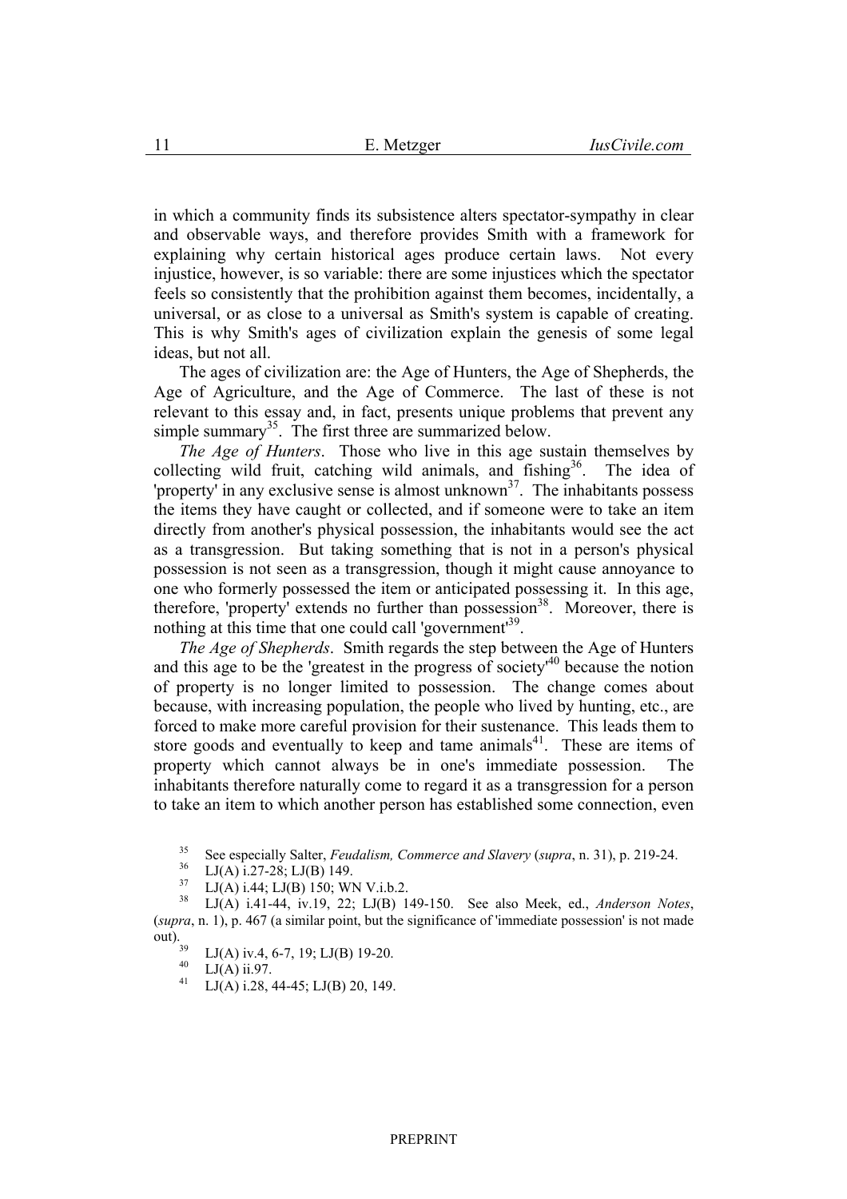in which a community finds its subsistence alters spectator-sympathy in clear and observable ways, and therefore provides Smith with a framework for explaining why certain historical ages produce certain laws. Not every injustice, however, is so variable: there are some injustices which the spectator feels so consistently that the prohibition against them becomes, incidentally, a universal, or as close to a universal as Smith's system is capable of creating. This is why Smith's ages of civilization explain the genesis of some legal ideas, but not all.

The ages of civilization are: the Age of Hunters, the Age of Shepherds, the Age of Agriculture, and the Age of Commerce. The last of these is not relevant to this essay and, in fact, presents unique problems that prevent any simple summary[35]. The first three are summarized below.

*The Age of Hunters*. Those who live in this age sustain themselves by collecting wild fruit, catching wild animals, and fishing[36]. The idea of 'property' in any exclusive sense is almost unknown[37]. The inhabitants possess the items they have caught or collected, and if someone were to take an item directly from another's physical possession, the inhabitants would see the act as a transgression. But taking something that is not in a person's physical possession is not seen as a transgression, though it might cause annoyance to one who formerly possessed the item or anticipated possessing it. In this age, therefore, 'property' extends no further than possession[38]. Moreover, there is nothing at this time that one could call 'government'[39].

*The Age of Shepherds*. Smith regards the step between the Age of Hunters and this age to be the 'greatest in the progress of society'[40] because the notion of property is no longer limited to possession. The change comes about because, with increasing population, the people who lived by hunting, etc., are forced to make more careful provision for their sustenance. This leads them to store goods and eventually to keep and tame animals[41]. These are items of property which cannot always be in one's immediate possession. The inhabitants therefore naturally come to regard it as a transgression for a person to take an item to which another person has established some connection, even

---

[35] See especially Salter, *Feudalism, Commerce and Slavery* (*supra*, n. 31), p. 219-24.

[36] LJ(A) i.27-28; LJ(B) 149.

[37] LJ(A) i.44; LJ(B) 150; WN V.i.b.2.

[38] LJ(A) i.41-44, iv.19, 22; LJ(B) 149-150. See also Meek, ed., *Anderson Notes*, (*supra*, n. 1), p. 467 (a similar point, but the significance of 'immediate possession' is not made out).

[39] LJ(A) iv.4, 6-7, 19; LJ(B) 19-20.

[40] LJ(A) ii.97.

[41] LJ(A) i.28, 44-45; LJ(B) 20, 149.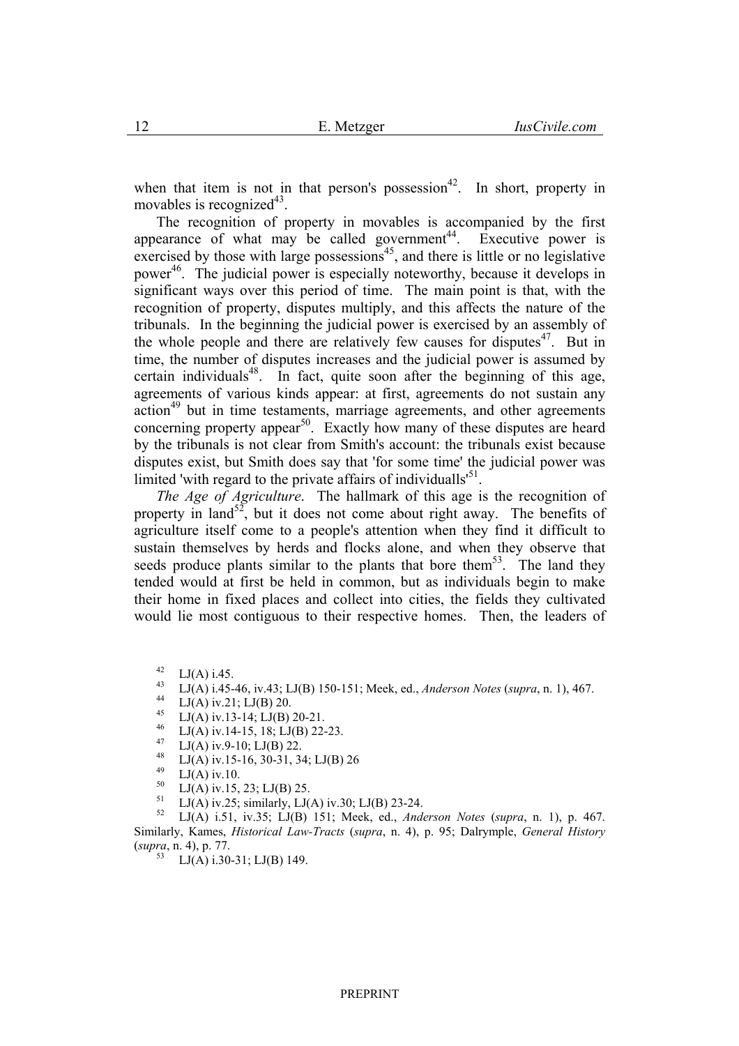when that item is not in that person's possession[42]. In short, property in movables is recognized[43].

The recognition of property in movables is accompanied by the first appearance of what may be called government[44]. Executive power is exercised by those with large possessions[45], and there is little or no legislative power[46]. The judicial power is especially noteworthy, because it develops in significant ways over this period of time. The main point is that, with the recognition of property, disputes multiply, and this affects the nature of the tribunals. In the beginning the judicial power is exercised by an assembly of the whole people and there are relatively few causes for disputes[47]. But in time, the number of disputes increases and the judicial power is assumed by certain individuals[48]. In fact, quite soon after the beginning of this age, agreements of various kinds appear: at first, agreements do not sustain any action[49] but in time testaments, marriage agreements, and other agreements concerning property appear[50]. Exactly how many of these disputes are heard by the tribunals is not clear from Smith's account: the tribunals exist because disputes exist, but Smith does say that 'for some time' the judicial power was limited 'with regard to the private affairs of individualls'[51].

*The Age of Agriculture*. The hallmark of this age is the recognition of property in land[52], but it does not come about right away. The benefits of agriculture itself come to a people's attention when they find it difficult to sustain themselves by herds and flocks alone, and when they observe that seeds produce plants similar to the plants that bore them[53]. The land they tended would at first be held in common, but as individuals begin to make their home in fixed places and collect into cities, the fields they cultivated would lie most contiguous to their respective homes. Then, the leaders of

---

[42] LJ(A) i.45.

[43] LJ(A) i.45-46, iv.43; LJ(B) 150-151; Meek, ed., *Anderson Notes* (*supra*, n. 1), 467.

[44] LJ(A) iv.21; LJ(B) 20.

[45] LJ(A) iv.13-14; LJ(B) 20-21.

[46] LJ(A) iv.14-15, 18; LJ(B) 22-23.

[47] LJ(A) iv.9-10; LJ(B) 22.

[48] LJ(A) iv.15-16, 30-31, 34; LJ(B) 26

[49] LJ(A) iv.10.

[50] LJ(A) iv.15, 23; LJ(B) 25.

[51] LJ(A) iv.25; similarly, LJ(A) iv.30; LJ(B) 23-24.

[52] LJ(A) i.51, iv.35; LJ(B) 151; Meek, ed., *Anderson Notes* (*supra*, n. 1), p. 467. Similarly, Kames, *Historical Law-Tracts* (*supra*, n. 4), p. 95; Dalrymple, *General History* (*supra*, n. 4), p. 77.

[53] LJ(A) i.30-31; LJ(B) 149.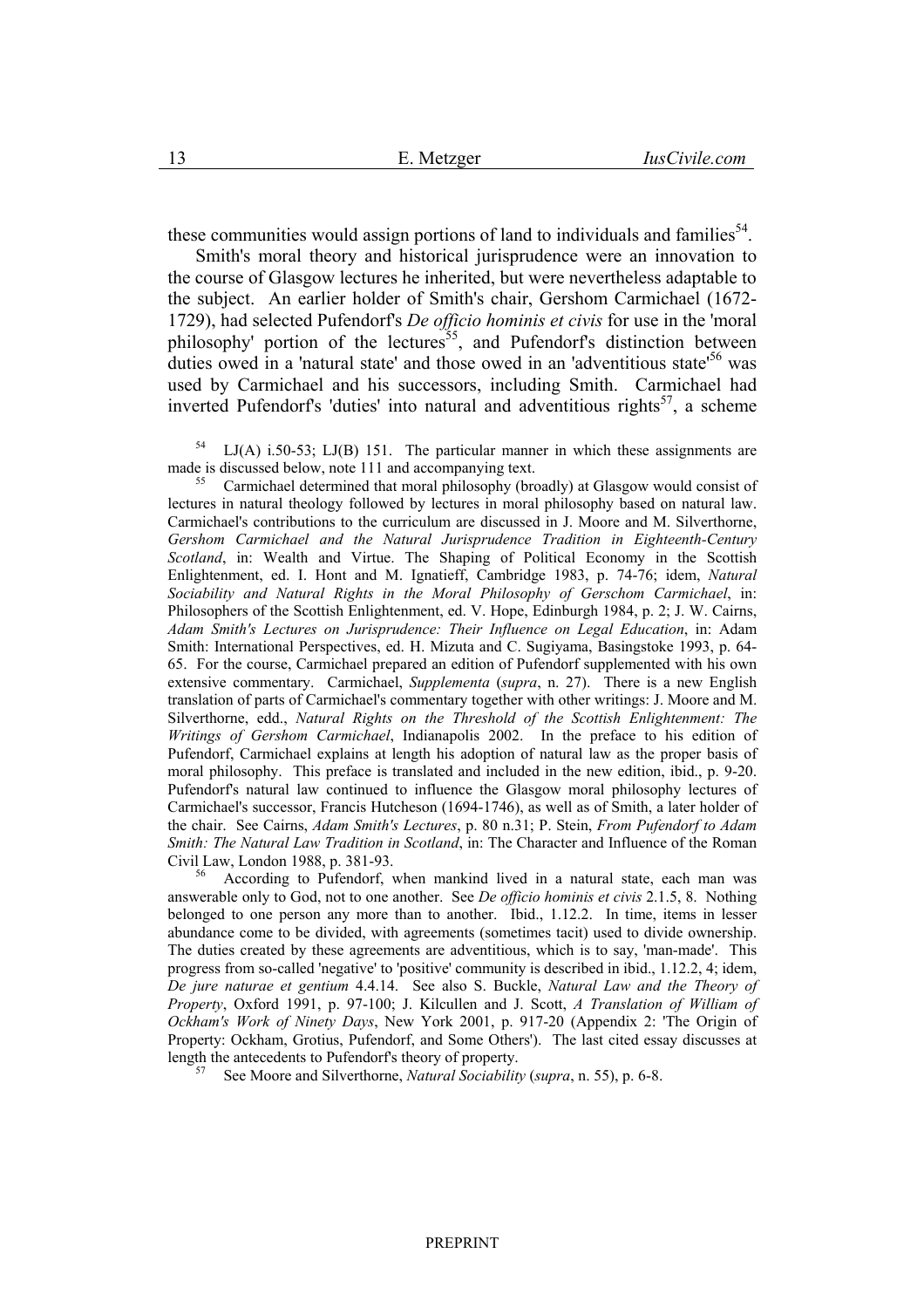these communities would assign portions of land to individuals and families[54].

Smith's moral theory and historical jurisprudence were an innovation to the course of Glasgow lectures he inherited, but were nevertheless adaptable to the subject. An earlier holder of Smith's chair, Gershom Carmichael (1672-1729), had selected Pufendorf's *De officio hominis et civis* for use in the 'moral philosophy' portion of the lectures[55], and Pufendorf's distinction between duties owed in a 'natural state' and those owed in an 'adventitious state'[56] was used by Carmichael and his successors, including Smith. Carmichael had inverted Pufendorf's 'duties' into natural and adventitious rights[57], a scheme

[54] LJ(A) i.50-53; LJ(B) 151. The particular manner in which these assignments are made is discussed below, note 111 and accompanying text.

[55] Carmichael determined that moral philosophy (broadly) at Glasgow would consist of lectures in natural theology followed by lectures in moral philosophy based on natural law. Carmichael's contributions to the curriculum are discussed in J. Moore and M. Silverthorne, *Gershom Carmichael and the Natural Jurisprudence Tradition in Eighteenth-Century Scotland*, in: Wealth and Virtue. The Shaping of Political Economy in the Scottish Enlightenment, ed. I. Hont and M. Ignatieff, Cambridge 1983, p. 74-76; idem, *Natural Sociability and Natural Rights in the Moral Philosophy of Gerschom Carmichael*, in: Philosophers of the Scottish Enlightenment, ed. V. Hope, Edinburgh 1984, p. 2; J. W. Cairns, *Adam Smith's Lectures on Jurisprudence: Their Influence on Legal Education*, in: Adam Smith: International Perspectives, ed. H. Mizuta and C. Sugiyama, Basingstoke 1993, p. 64-65. For the course, Carmichael prepared an edition of Pufendorf supplemented with his own extensive commentary. Carmichael, *Supplementa* (*supra*, n. 27). There is a new English translation of parts of Carmichael's commentary together with other writings: J. Moore and M. Silverthorne, edd., *Natural Rights on the Threshold of the Scottish Enlightenment: The Writings of Gershom Carmichael*, Indianapolis 2002. In the preface to his edition of Pufendorf, Carmichael explains at length his adoption of natural law as the proper basis of moral philosophy. This preface is translated and included in the new edition, ibid., p. 9-20. Pufendorf's natural law continued to influence the Glasgow moral philosophy lectures of Carmichael's successor, Francis Hutcheson (1694-1746), as well as of Smith, a later holder of the chair. See Cairns, *Adam Smith's Lectures*, p. 80 n.31; P. Stein, *From Pufendorf to Adam Smith: The Natural Law Tradition in Scotland*, in: The Character and Influence of the Roman Civil Law, London 1988, p. 381-93.

[56] According to Pufendorf, when mankind lived in a natural state, each man was answerable only to God, not to one another. See *De officio hominis et civis* 2.1.5, 8. Nothing belonged to one person any more than to another. Ibid., 1.12.2. In time, items in lesser abundance come to be divided, with agreements (sometimes tacit) used to divide ownership. The duties created by these agreements are adventitious, which is to say, 'man-made'. This progress from so-called 'negative' to 'positive' community is described in ibid., 1.12.2, 4; idem, *De jure naturae et gentium* 4.4.14. See also S. Buckle, *Natural Law and the Theory of Property*, Oxford 1991, p. 97-100; J. Kilcullen and J. Scott, *A Translation of William of Ockham's Work of Ninety Days*, New York 2001, p. 917-20 (Appendix 2: 'The Origin of Property: Ockham, Grotius, Pufendorf, and Some Others'). The last cited essay discusses at length the antecedents to Pufendorf's theory of property.

[57] See Moore and Silverthorne, *Natural Sociability* (*supra*, n. 55), p. 6-8.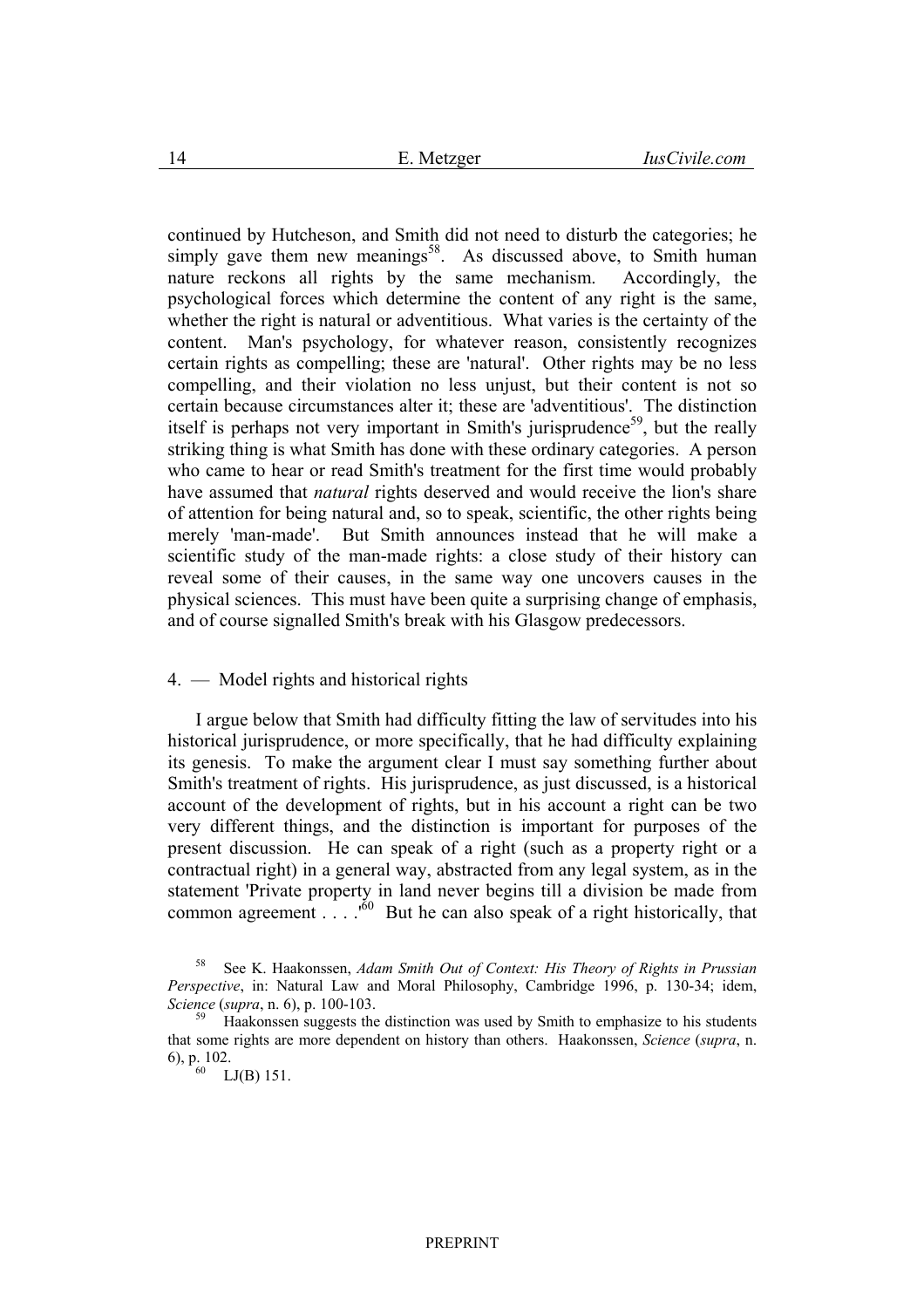continued by Hutcheson, and Smith did not need to disturb the categories; he simply gave them new meanings[58]. As discussed above, to Smith human nature reckons all rights by the same mechanism. Accordingly, the psychological forces which determine the content of any right is the same, whether the right is natural or adventitious. What varies is the certainty of the content. Man's psychology, for whatever reason, consistently recognizes certain rights as compelling; these are 'natural'. Other rights may be no less compelling, and their violation no less unjust, but their content is not so certain because circumstances alter it; these are 'adventitious'. The distinction itself is perhaps not very important in Smith's jurisprudence[59], but the really striking thing is what Smith has done with these ordinary categories. A person who came to hear or read Smith's treatment for the first time would probably have assumed that *natural* rights deserved and would receive the lion's share of attention for being natural and, so to speak, scientific, the other rights being merely 'man-made'. But Smith announces instead that he will make a scientific study of the man-made rights: a close study of their history can reveal some of their causes, in the same way one uncovers causes in the physical sciences. This must have been quite a surprising change of emphasis, and of course signalled Smith's break with his Glasgow predecessors.

## 4. — Model rights and historical rights

I argue below that Smith had difficulty fitting the law of servitudes into his historical jurisprudence, or more specifically, that he had difficulty explaining its genesis. To make the argument clear I must say something further about Smith's treatment of rights. His jurisprudence, as just discussed, is a historical account of the development of rights, but in his account a right can be two very different things, and the distinction is important for purposes of the present discussion. He can speak of a right (such as a property right or a contractual right) in a general way, abstracted from any legal system, as in the statement 'Private property in land never begins till a division be made from common agreement . . . .'[60] But he can also speak of a right historically, that

---

[58] See K. Haakonssen, *Adam Smith Out of Context: His Theory of Rights in Prussian Perspective*, in: Natural Law and Moral Philosophy, Cambridge 1996, p. 130-34; idem, *Science* (*supra*, n. 6), p. 100-103.

[59] Haakonssen suggests the distinction was used by Smith to emphasize to his students that some rights are more dependent on history than others. Haakonssen, *Science* (*supra*, n. 6), p. 102.

[60] LJ(B) 151.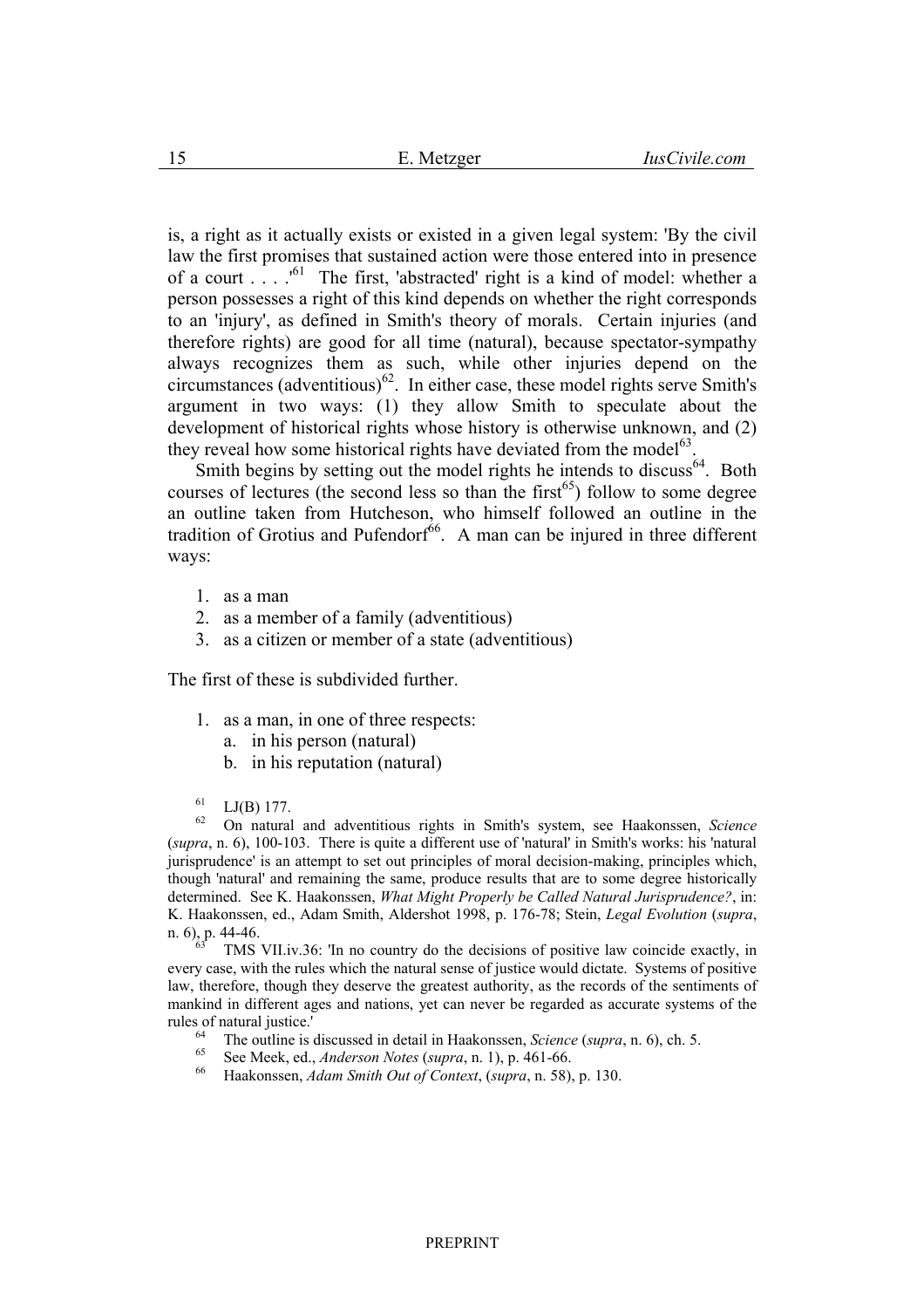is, a right as it actually exists or existed in a given legal system: 'By the civil law the first promises that sustained action were those entered into in presence of a court . . . .'[61] The first, 'abstracted' right is a kind of model: whether a person possesses a right of this kind depends on whether the right corresponds to an 'injury', as defined in Smith's theory of morals. Certain injuries (and therefore rights) are good for all time (natural), because spectator-sympathy always recognizes them as such, while other injuries depend on the circumstances (adventitious)[62]. In either case, these model rights serve Smith's argument in two ways: (1) they allow Smith to speculate about the development of historical rights whose history is otherwise unknown, and (2) they reveal how some historical rights have deviated from the model[63].

Smith begins by setting out the model rights he intends to discuss[64]. Both courses of lectures (the second less so than the first[65]) follow to some degree an outline taken from Hutcheson, who himself followed an outline in the tradition of Grotius and Pufendorf[66]. A man can be injured in three different ways:

1. as a man
2. as a member of a family (adventitious)
3. as a citizen or member of a state (adventitious)

The first of these is subdivided further.

1. as a man, in one of three respects:
   a. in his person (natural)
   b. in his reputation (natural)

[61] LJ(B) 177.

[62] On natural and adventitious rights in Smith's system, see Haakonssen, *Science* (*supra*, n. 6), 100-103. There is quite a different use of 'natural' in Smith's works: his 'natural jurisprudence' is an attempt to set out principles of moral decision-making, principles which, though 'natural' and remaining the same, produce results that are to some degree historically determined. See K. Haakonssen, *What Might Properly be Called Natural Jurisprudence?*, in: K. Haakonssen, ed., Adam Smith, Aldershot 1998, p. 176-78; Stein, *Legal Evolution* (*supra*, n. 6), p. 44-46.

[63] TMS VII.iv.36: 'In no country do the decisions of positive law coincide exactly, in every case, with the rules which the natural sense of justice would dictate. Systems of positive law, therefore, though they deserve the greatest authority, as the records of the sentiments of mankind in different ages and nations, yet can never be regarded as accurate systems of the rules of natural justice.'

[64] The outline is discussed in detail in Haakonssen, *Science* (*supra*, n. 6), ch. 5.

[65] See Meek, ed., *Anderson Notes* (*supra*, n. 1), p. 461-66.

[66] Haakonssen, *Adam Smith Out of Context*, (*supra*, n. 58), p. 130.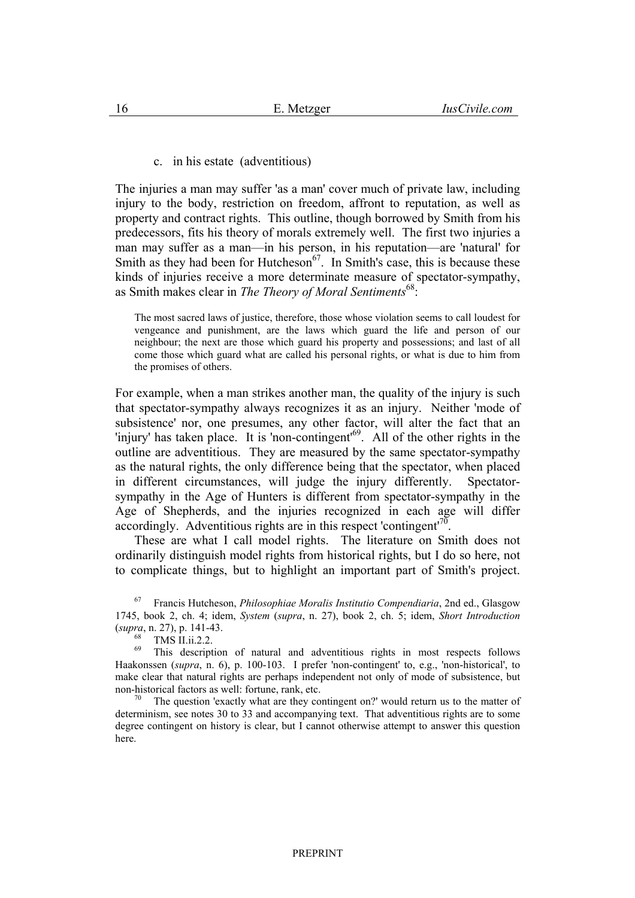c. in his estate (adventitious)

The injuries a man may suffer 'as a man' cover much of private law, including injury to the body, restriction on freedom, affront to reputation, as well as property and contract rights. This outline, though borrowed by Smith from his predecessors, fits his theory of morals extremely well. The first two injuries a man may suffer as a man—in his person, in his reputation—are 'natural' for Smith as they had been for Hutcheson[67]. In Smith's case, this is because these kinds of injuries receive a more determinate measure of spectator-sympathy, as Smith makes clear in *The Theory of Moral Sentiments*[68]:

> The most sacred laws of justice, therefore, those whose violation seems to call loudest for vengeance and punishment, are the laws which guard the life and person of our neighbour; the next are those which guard his property and possessions; and last of all come those which guard what are called his personal rights, or what is due to him from the promises of others.

For example, when a man strikes another man, the quality of the injury is such that spectator-sympathy always recognizes it as an injury. Neither 'mode of subsistence' nor, one presumes, any other factor, will alter the fact that an 'injury' has taken place. It is 'non-contingent'[69]. All of the other rights in the outline are adventitious. They are measured by the same spectator-sympathy as the natural rights, the only difference being that the spectator, when placed in different circumstances, will judge the injury differently. Spectator-sympathy in the Age of Hunters is different from spectator-sympathy in the Age of Shepherds, and the injuries recognized in each age will differ accordingly. Adventitious rights are in this respect 'contingent'[70].

These are what I call model rights. The literature on Smith does not ordinarily distinguish model rights from historical rights, but I do so here, not to complicate things, but to highlight an important part of Smith's project.

---

[67] Francis Hutcheson, *Philosophiae Moralis Institutio Compendiaria*, 2nd ed., Glasgow 1745, book 2, ch. 4; idem, *System* (*supra*, n. 27), book 2, ch. 5; idem, *Short Introduction* (*supra*, n. 27), p. 141-43.

[68] TMS II.ii.2.2.

[69] This description of natural and adventitious rights in most respects follows Haakonssen (*supra*, n. 6), p. 100-103. I prefer 'non-contingent' to, e.g., 'non-historical', to make clear that natural rights are perhaps independent not only of mode of subsistence, but non-historical factors as well: fortune, rank, etc.

[70] The question 'exactly what are they contingent on?' would return us to the matter of determinism, see notes 30 to 33 and accompanying text. That adventitious rights are to some degree contingent on history is clear, but I cannot otherwise attempt to answer this question here.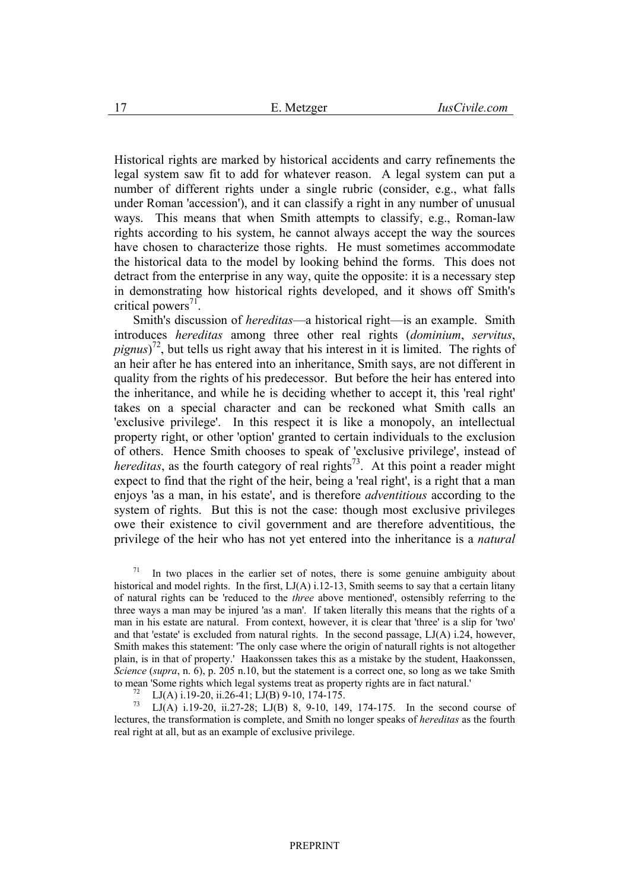Historical rights are marked by historical accidents and carry refinements the legal system saw fit to add for whatever reason. A legal system can put a number of different rights under a single rubric (consider, e.g., what falls under Roman 'accession'), and it can classify a right in any number of unusual ways. This means that when Smith attempts to classify, e.g., Roman-law rights according to his system, he cannot always accept the way the sources have chosen to characterize those rights. He must sometimes accommodate the historical data to the model by looking behind the forms. This does not detract from the enterprise in any way, quite the opposite: it is a necessary step in demonstrating how historical rights developed, and it shows off Smith's critical powers[71].

Smith's discussion of *hereditas*—a historical right—is an example. Smith introduces *hereditas* among three other real rights (*dominium*, *servitus*, *pignus*)[72], but tells us right away that his interest in it is limited. The rights of an heir after he has entered into an inheritance, Smith says, are not different in quality from the rights of his predecessor. But before the heir has entered into the inheritance, and while he is deciding whether to accept it, this 'real right' takes on a special character and can be reckoned what Smith calls an 'exclusive privilege'. In this respect it is like a monopoly, an intellectual property right, or other 'option' granted to certain individuals to the exclusion of others. Hence Smith chooses to speak of 'exclusive privilege', instead of *hereditas*, as the fourth category of real rights[73]. At this point a reader might expect to find that the right of the heir, being a 'real right', is a right that a man enjoys 'as a man, in his estate', and is therefore *adventitious* according to the system of rights. But this is not the case: though most exclusive privileges owe their existence to civil government and are therefore adventitious, the privilege of the heir who has not yet entered into the inheritance is a *natural*

[71] In two places in the earlier set of notes, there is some genuine ambiguity about historical and model rights. In the first, LJ(A) i.12-13, Smith seems to say that a certain litany of natural rights can be 'reduced to the *three* above mentioned', ostensibly referring to the three ways a man may be injured 'as a man'. If taken literally this means that the rights of a man in his estate are natural. From context, however, it is clear that 'three' is a slip for 'two' and that 'estate' is excluded from natural rights. In the second passage, LJ(A) i.24, however, Smith makes this statement: 'The only case where the origin of naturall rights is not altogether plain, is in that of property.' Haakonssen takes this as a mistake by the student, Haakonssen, *Science* (*supra*, n. 6), p. 205 n.10, but the statement is a correct one, so long as we take Smith to mean 'Some rights which legal systems treat as property rights are in fact natural.'

[72] LJ(A) i.19-20, ii.26-41; LJ(B) 9-10, 174-175.

[73] LJ(A) i.19-20, ii.27-28; LJ(B) 8, 9-10, 149, 174-175. In the second course of lectures, the transformation is complete, and Smith no longer speaks of *hereditas* as the fourth real right at all, but as an example of exclusive privilege.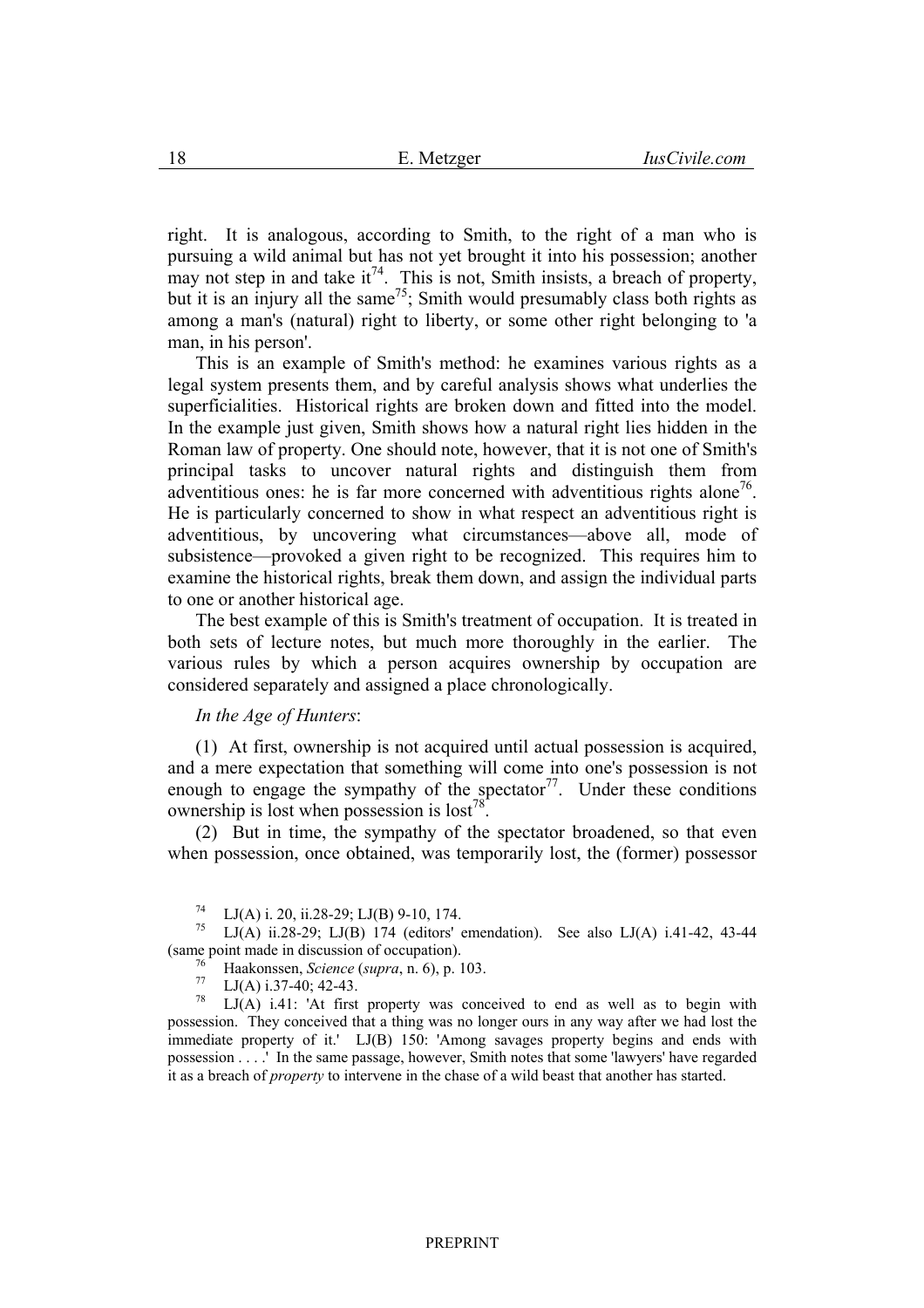right. It is analogous, according to Smith, to the right of a man who is pursuing a wild animal but has not yet brought it into his possession; another may not step in and take it[74]. This is not, Smith insists, a breach of property, but it is an injury all the same[75]; Smith would presumably class both rights as among a man's (natural) right to liberty, or some other right belonging to 'a man, in his person'.

This is an example of Smith's method: he examines various rights as a legal system presents them, and by careful analysis shows what underlies the superficialities. Historical rights are broken down and fitted into the model. In the example just given, Smith shows how a natural right lies hidden in the Roman law of property. One should note, however, that it is not one of Smith's principal tasks to uncover natural rights and distinguish them from adventitious ones: he is far more concerned with adventitious rights alone[76]. He is particularly concerned to show in what respect an adventitious right is adventitious, by uncovering what circumstances—above all, mode of subsistence—provoked a given right to be recognized. This requires him to examine the historical rights, break them down, and assign the individual parts to one or another historical age.

The best example of this is Smith's treatment of occupation. It is treated in both sets of lecture notes, but much more thoroughly in the earlier. The various rules by which a person acquires ownership by occupation are considered separately and assigned a place chronologically.

*In the Age of Hunters*:

(1) At first, ownership is not acquired until actual possession is acquired, and a mere expectation that something will come into one's possession is not enough to engage the sympathy of the spectator[77]. Under these conditions ownership is lost when possession is lost[78].

(2) But in time, the sympathy of the spectator broadened, so that even when possession, once obtained, was temporarily lost, the (former) possessor

---

[74] LJ(A) i. 20, ii.28-29; LJ(B) 9-10, 174.

[75] LJ(A) ii.28-29; LJ(B) 174 (editors' emendation). See also LJ(A) i.41-42, 43-44 (same point made in discussion of occupation).

[76] Haakonssen, *Science* (*supra*, n. 6), p. 103.

[77] LJ(A) i.37-40; 42-43.

[78] LJ(A) i.41: 'At first property was conceived to end as well as to begin with possession. They conceived that a thing was no longer ours in any way after we had lost the immediate property of it.' LJ(B) 150: 'Among savages property begins and ends with possession . . . .' In the same passage, however, Smith notes that some 'lawyers' have regarded it as a breach of *property* to intervene in the chase of a wild beast that another has started.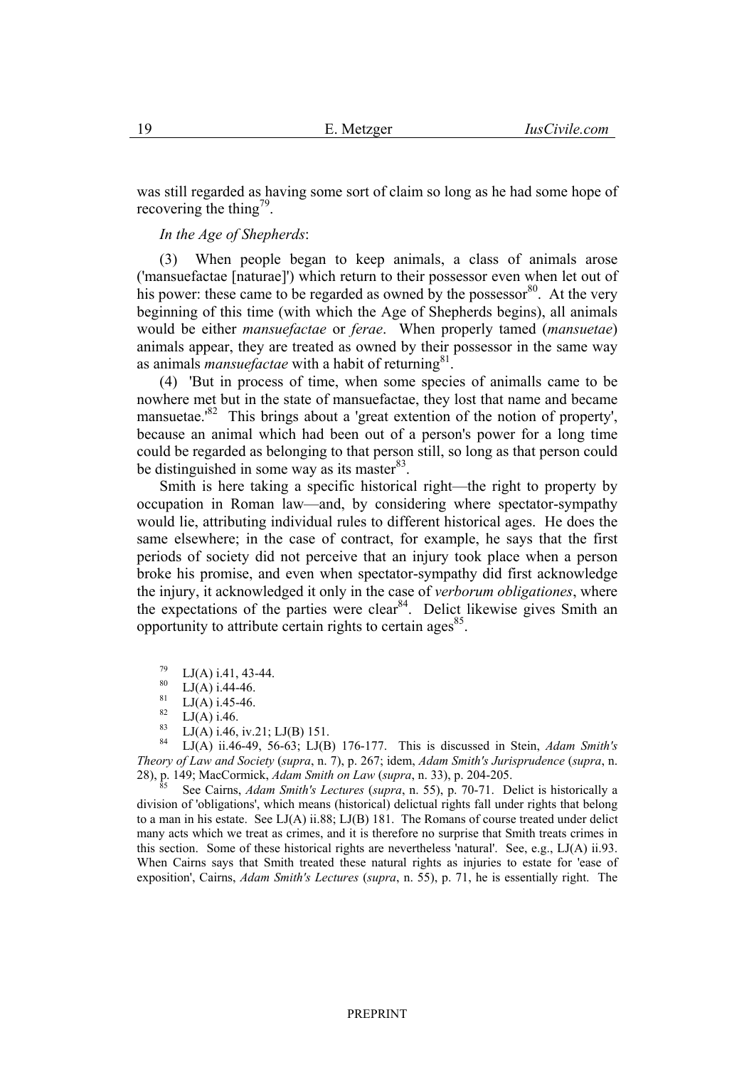was still regarded as having some sort of claim so long as he had some hope of recovering the thing[79].

*In the Age of Shepherds*:

(3) When people began to keep animals, a class of animals arose ('mansuefactae [naturae]') which return to their possessor even when let out of his power: these came to be regarded as owned by the possessor[80]. At the very beginning of this time (with which the Age of Shepherds begins), all animals would be either *mansuefactae* or *ferae*. When properly tamed (*mansuetae*) animals appear, they are treated as owned by their possessor in the same way as animals *mansuefactae* with a habit of returning[81].

(4) 'But in process of time, when some species of animalls came to be nowhere met but in the state of mansuefactae, they lost that name and became mansuetae.'[82] This brings about a 'great extention of the notion of property', because an animal which had been out of a person's power for a long time could be regarded as belonging to that person still, so long as that person could be distinguished in some way as its master[83].

Smith is here taking a specific historical right—the right to property by occupation in Roman law—and, by considering where spectator-sympathy would lie, attributing individual rules to different historical ages. He does the same elsewhere; in the case of contract, for example, he says that the first periods of society did not perceive that an injury took place when a person broke his promise, and even when spectator-sympathy did first acknowledge the injury, it acknowledged it only in the case of *verborum obligationes*, where the expectations of the parties were clear[84]. Delict likewise gives Smith an opportunity to attribute certain rights to certain ages[85].

[79] LJ(A) i.41, 43-44.

[80] LJ(A) i.44-46.

[81] LJ(A) i.45-46.

[82] LJ(A) i.46.

[83] LJ(A) i.46, iv.21; LJ(B) 151.

[84] LJ(A) ii.46-49, 56-63; LJ(B) 176-177. This is discussed in Stein, *Adam Smith's Theory of Law and Society* (*supra*, n. 7), p. 267; idem, *Adam Smith's Jurisprudence* (*supra*, n. 28), p. 149; MacCormick, *Adam Smith on Law* (*supra*, n. 33), p. 204-205.

[85] See Cairns, *Adam Smith's Lectures* (*supra*, n. 55), p. 70-71. Delict is historically a division of 'obligations', which means (historical) delictual rights fall under rights that belong to a man in his estate. See LJ(A) ii.88; LJ(B) 181. The Romans of course treated under delict many acts which we treat as crimes, and it is therefore no surprise that Smith treats crimes in this section. Some of these historical rights are nevertheless 'natural'. See, e.g., LJ(A) ii.93. When Cairns says that Smith treated these natural rights as injuries to estate for 'ease of exposition', Cairns, *Adam Smith's Lectures* (*supra*, n. 55), p. 71, he is essentially right. The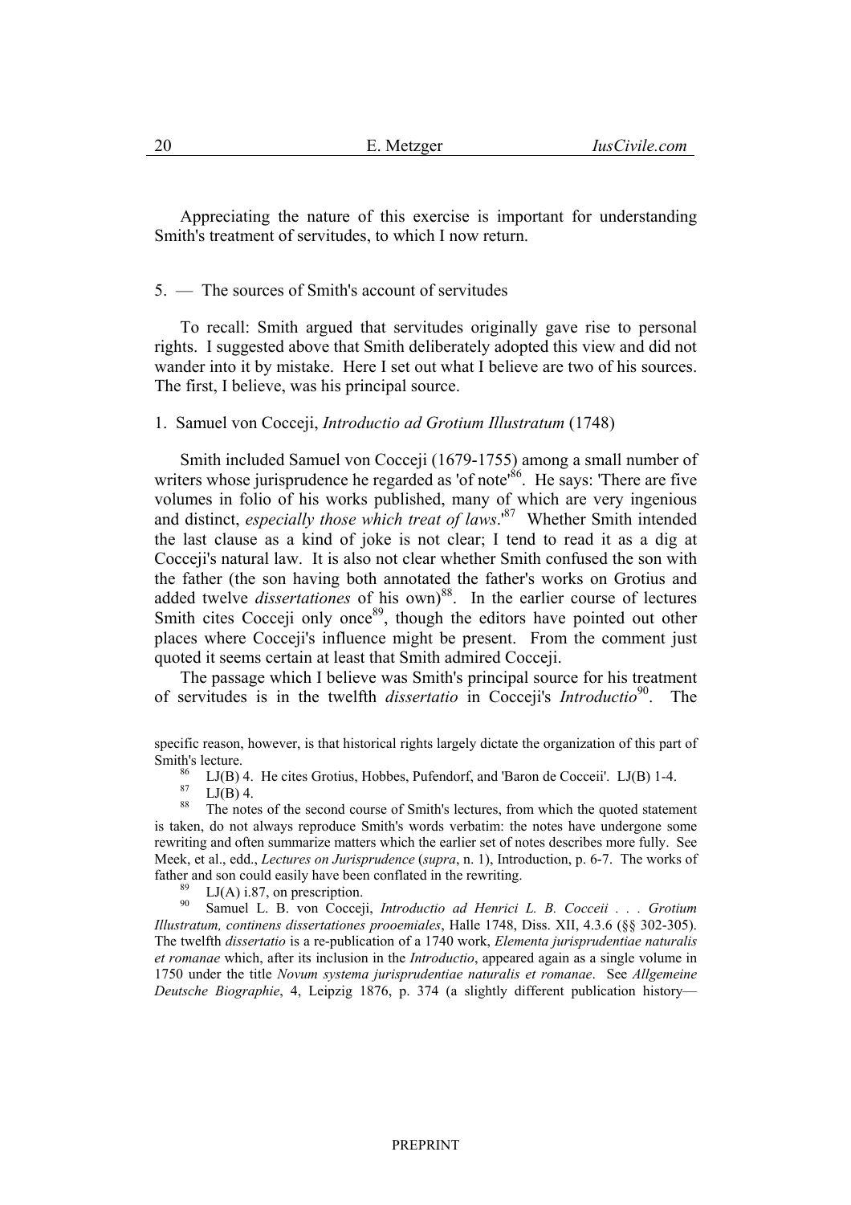Appreciating the nature of this exercise is important for understanding Smith's treatment of servitudes, to which I now return.

## 5. — The sources of Smith's account of servitudes

To recall: Smith argued that servitudes originally gave rise to personal rights. I suggested above that Smith deliberately adopted this view and did not wander into it by mistake. Here I set out what I believe are two of his sources. The first, I believe, was his principal source.

### 1. Samuel von Cocceji, *Introductio ad Grotium Illustratum* (1748)

Smith included Samuel von Cocceji (1679-1755) among a small number of writers whose jurisprudence he regarded as 'of note'[86]. He says: 'There are five volumes in folio of his works published, many of which are very ingenious and distinct, *especially those which treat of laws*.'[87] Whether Smith intended the last clause as a kind of joke is not clear; I tend to read it as a dig at Cocceji's natural law. It is also not clear whether Smith confused the son with the father (the son having both annotated the father's works on Grotius and added twelve *dissertationes* of his own)[88]. In the earlier course of lectures Smith cites Cocceji only once[89], though the editors have pointed out other places where Cocceji's influence might be present. From the comment just quoted it seems certain at least that Smith admired Cocceji.

The passage which I believe was Smith's principal source for his treatment of servitudes is in the twelfth *dissertatio* in Cocceji's *Introductio*[90]. The

---

specific reason, however, is that historical rights largely dictate the organization of this part of Smith's lecture.

[86] LJ(B) 4. He cites Grotius, Hobbes, Pufendorf, and 'Baron de Cocceii'. LJ(B) 1-4.

[87] LJ(B) 4.

[88] The notes of the second course of Smith's lectures, from which the quoted statement is taken, do not always reproduce Smith's words verbatim: the notes have undergone some rewriting and often summarize matters which the earlier set of notes describes more fully. See Meek, et al., edd., *Lectures on Jurisprudence* (*supra*, n. 1), Introduction, p. 6-7. The works of father and son could easily have been conflated in the rewriting.

[89] LJ(A) i.87, on prescription.

[90] Samuel L. B. von Cocceji, *Introductio ad Henrici L. B. Cocceii . . . Grotium Illustratum, continens dissertationes prooemiales*, Halle 1748, Diss. XII, 4.3.6 (§§ 302-305). The twelfth *dissertatio* is a re-publication of a 1740 work, *Elementa jurisprudentiae naturalis et romanae* which, after its inclusion in the *Introductio*, appeared again as a single volume in 1750 under the title *Novum systema jurisprudentiae naturalis et romanae*. See *Allgemeine Deutsche Biographie*, 4, Leipzig 1876, p. 374 (a slightly different publication history—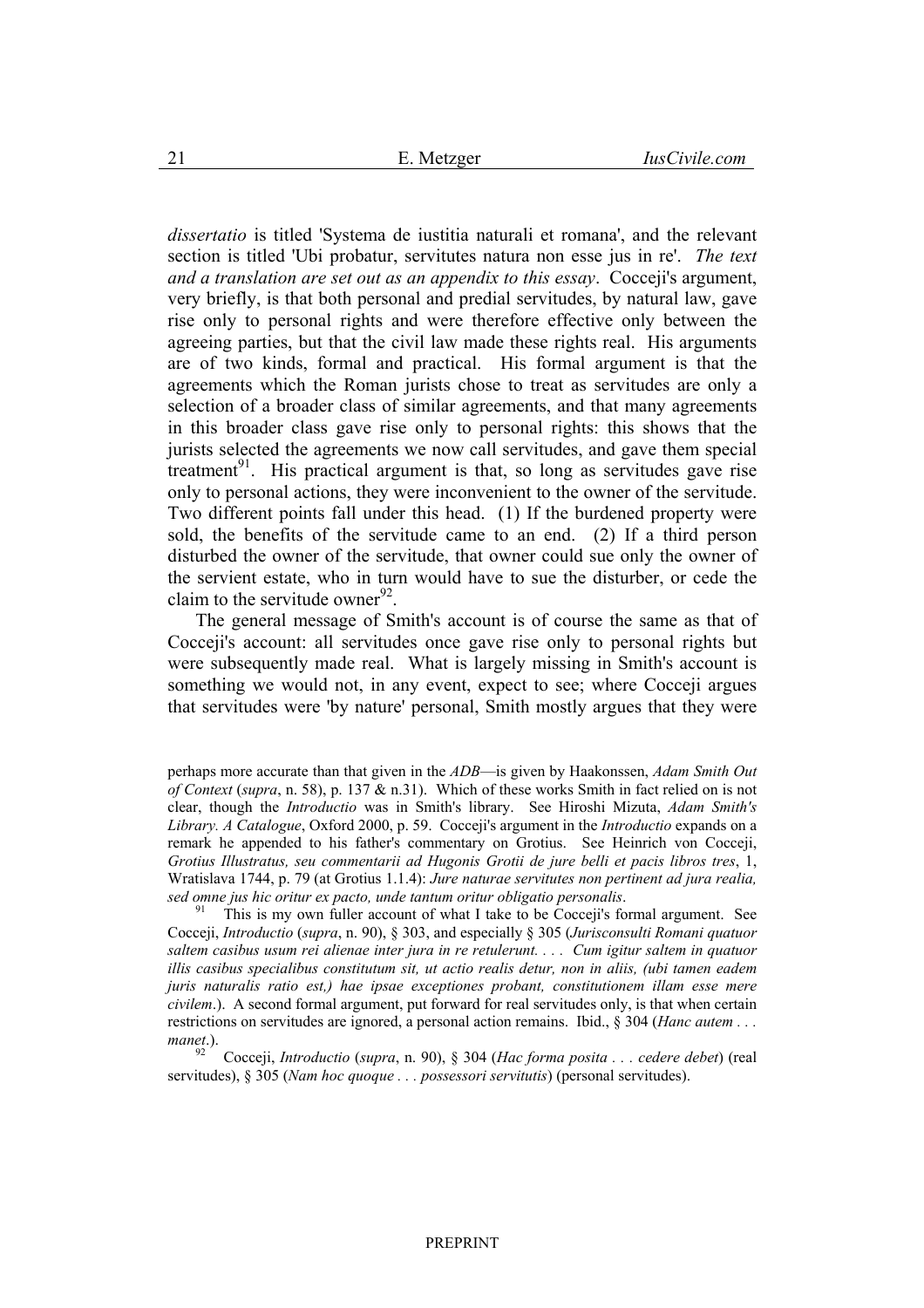*dissertatio* is titled 'Systema de iustitia naturali et romana', and the relevant section is titled 'Ubi probatur, servitutes natura non esse jus in re'. *The text and a translation are set out as an appendix to this essay*. Cocceji's argument, very briefly, is that both personal and predial servitudes, by natural law, gave rise only to personal rights and were therefore effective only between the agreeing parties, but that the civil law made these rights real. His arguments are of two kinds, formal and practical. His formal argument is that the agreements which the Roman jurists chose to treat as servitudes are only a selection of a broader class of similar agreements, and that many agreements in this broader class gave rise only to personal rights: this shows that the jurists selected the agreements we now call servitudes, and gave them special treatment[91]. His practical argument is that, so long as servitudes gave rise only to personal actions, they were inconvenient to the owner of the servitude. Two different points fall under this head. (1) If the burdened property were sold, the benefits of the servitude came to an end. (2) If a third person disturbed the owner of the servitude, that owner could sue only the owner of the servient estate, who in turn would have to sue the disturber, or cede the claim to the servitude owner[92].

The general message of Smith's account is of course the same as that of Cocceji's account: all servitudes once gave rise only to personal rights but were subsequently made real. What is largely missing in Smith's account is something we would not, in any event, expect to see; where Cocceji argues that servitudes were 'by nature' personal, Smith mostly argues that they were

---

perhaps more accurate than that given in the *ADB*—is given by Haakonssen, *Adam Smith Out of Context* (*supra*, n. 58), p. 137 & n.31). Which of these works Smith in fact relied on is not clear, though the *Introductio* was in Smith's library. See Hiroshi Mizuta, *Adam Smith's Library. A Catalogue*, Oxford 2000, p. 59. Cocceji's argument in the *Introductio* expands on a remark he appended to his father's commentary on Grotius. See Heinrich von Cocceji, *Grotius Illustratus, seu commentarii ad Hugonis Grotii de jure belli et pacis libros tres*, 1, Wratislava 1744, p. 79 (at Grotius 1.1.4): *Jure naturae servitutes non pertinent ad jura realia, sed omne jus hic oritur ex pacto, unde tantum oritur obligatio personalis*.

[91] This is my own fuller account of what I take to be Cocceji's formal argument. See Cocceji, *Introductio* (*supra*, n. 90), § 303, and especially § 305 (*Jurisconsulti Romani quatuor saltem casibus usum rei alienae inter jura in re retulerunt. . . . Cum igitur saltem in quatuor illis casibus specialibus constitutum sit, ut actio realis detur, non in aliis, (ubi tamen eadem juris naturalis ratio est,) hae ipsae exceptiones probant, constitutionem illam esse mere civilem*.). A second formal argument, put forward for real servitudes only, is that when certain restrictions on servitudes are ignored, a personal action remains. Ibid., § 304 (*Hanc autem . . . manet*.).

[92] Cocceji, *Introductio* (*supra*, n. 90), § 304 (*Hac forma posita . . . cedere debet*) (real servitudes), § 305 (*Nam hoc quoque . . . possessori servitutis*) (personal servitudes).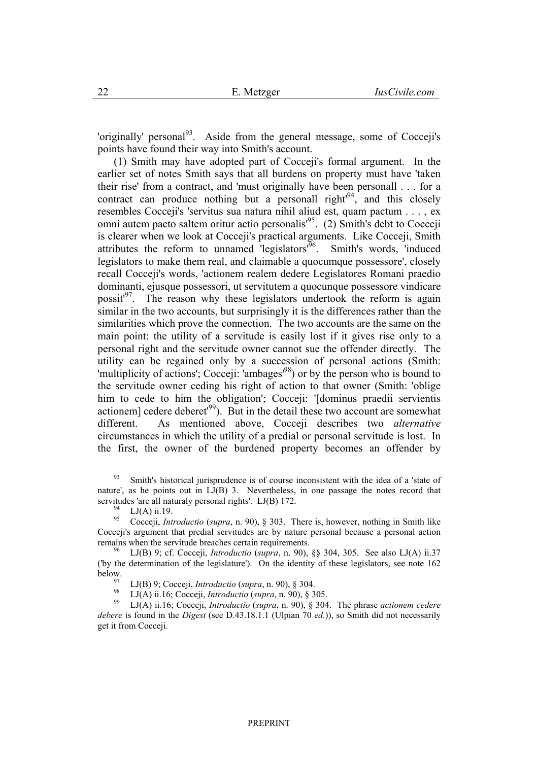'originally' personal[93]. Aside from the general message, some of Cocceji's points have found their way into Smith's account.

(1) Smith may have adopted part of Cocceji's formal argument. In the earlier set of notes Smith says that all burdens on property must have 'taken their rise' from a contract, and 'must originally have been personall . . . for a contract can produce nothing but a personall right'[94], and this closely resembles Cocceji's 'servitus sua natura nihil aliud est, quam pactum . . . , ex omni autem pacto saltem oritur actio personalis'[95]. (2) Smith's debt to Cocceji is clearer when we look at Cocceji's practical arguments. Like Cocceji, Smith attributes the reform to unnamed 'legislators'[96]. Smith's words, 'induced legislators to make them real, and claimable a quocumque possessore', closely recall Cocceji's words, 'actionem realem dedere Legislatores Romani praedio dominanti, ejusque possessori, ut servitutem a quocunque possessore vindicare possit'[97]. The reason why these legislators undertook the reform is again similar in the two accounts, but surprisingly it is the differences rather than the similarities which prove the connection. The two accounts are the same on the main point: the utility of a servitude is easily lost if it gives rise only to a personal right and the servitude owner cannot sue the offender directly. The utility can be regained only by a succession of personal actions (Smith: 'multiplicity of actions'; Cocceji: 'ambages'[98]) or by the person who is bound to the servitude owner ceding his right of action to that owner (Smith: 'oblige him to cede to him the obligation'; Cocceji: '[dominus praedii servientis actionem] cedere deberet'[99]). But in the detail these two account are somewhat different. As mentioned above, Cocceji describes two *alternative* circumstances in which the utility of a predial or personal servitude is lost. In the first, the owner of the burdened property becomes an offender by

---

[93] Smith's historical jurisprudence is of course inconsistent with the idea of a 'state of nature', as he points out in LJ(B) 3. Nevertheless, in one passage the notes record that servitudes 'are all naturaly personal rights'. LJ(B) 172.

[94] LJ(A) ii.19.

[95] Cocceji, *Introductio* (*supra*, n. 90), § 303. There is, however, nothing in Smith like Cocceji's argument that predial servitudes are by nature personal because a personal action remains when the servitude breaches certain requirements.

[96] LJ(B) 9; cf. Cocceji, *Introductio* (*supra*, n. 90), §§ 304, 305. See also LJ(A) ii.37 ('by the determination of the legislature'). On the identity of these legislators, see note 162 below.

[97] LJ(B) 9; Cocceji, *Introductio* (*supra*, n. 90), § 304.

[98] LJ(A) ii.16; Cocceji, *Introductio* (*supra*, n. 90), § 305.

[99] LJ(A) ii.16; Cocceji, *Introductio* (*supra*, n. 90), § 304. The phrase *actionem cedere debere* is found in the *Digest* (see D.43.18.1.1 (Ulpian 70 *ed*.)), so Smith did not necessarily get it from Cocceji.

PREPRINT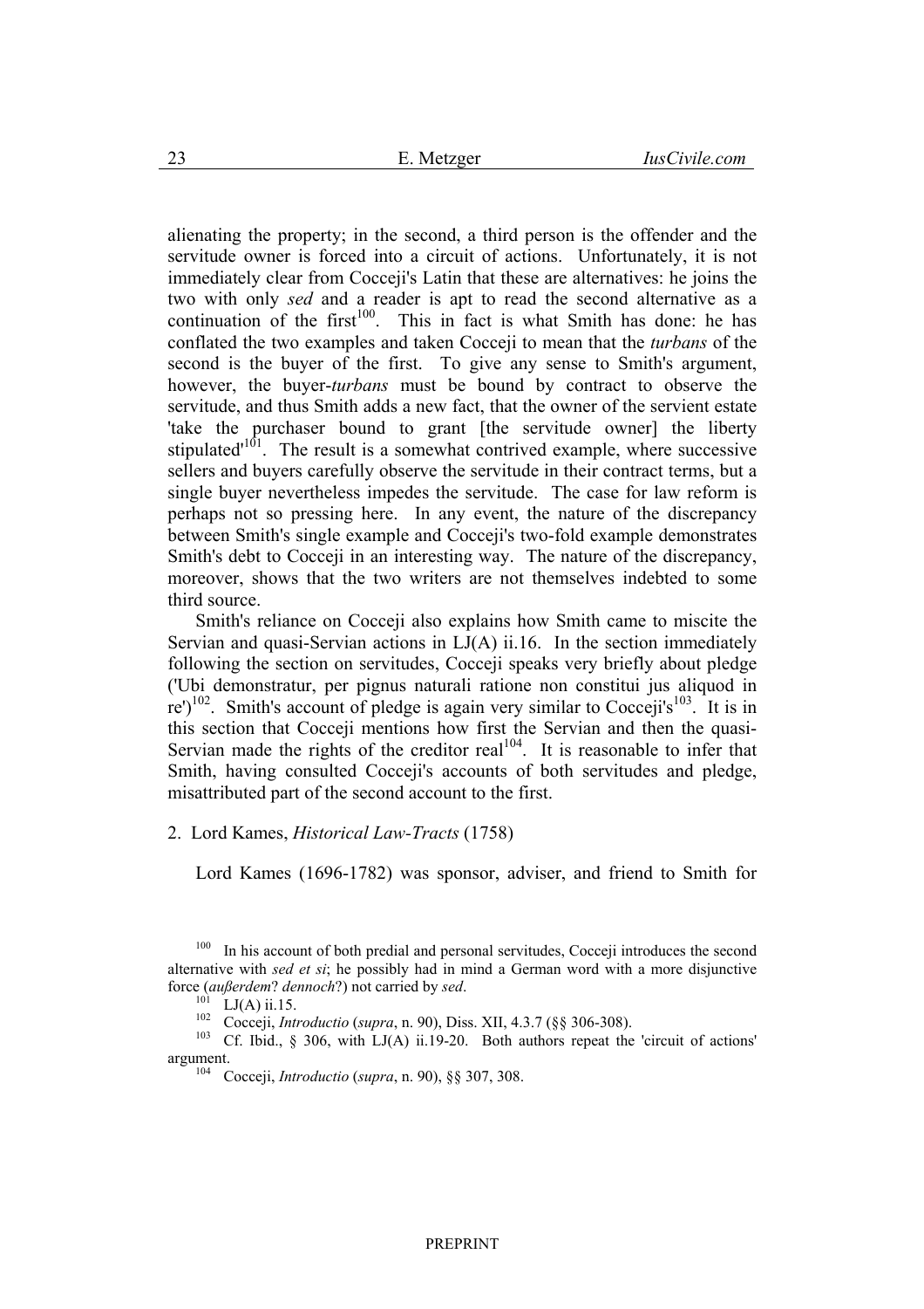alienating the property; in the second, a third person is the offender and the servitude owner is forced into a circuit of actions. Unfortunately, it is not immediately clear from Cocceji's Latin that these are alternatives: he joins the two with only *sed* and a reader is apt to read the second alternative as a continuation of the first[100]. This in fact is what Smith has done: he has conflated the two examples and taken Cocceji to mean that the *turbans* of the second is the buyer of the first. To give any sense to Smith's argument, however, the buyer-*turbans* must be bound by contract to observe the servitude, and thus Smith adds a new fact, that the owner of the servient estate 'take the purchaser bound to grant [the servitude owner] the liberty stipulated'[101]. The result is a somewhat contrived example, where successive sellers and buyers carefully observe the servitude in their contract terms, but a single buyer nevertheless impedes the servitude. The case for law reform is perhaps not so pressing here. In any event, the nature of the discrepancy between Smith's single example and Cocceji's two-fold example demonstrates Smith's debt to Cocceji in an interesting way. The nature of the discrepancy, moreover, shows that the two writers are not themselves indebted to some third source.

Smith's reliance on Cocceji also explains how Smith came to miscite the Servian and quasi-Servian actions in LJ(A) ii.16. In the section immediately following the section on servitudes, Cocceji speaks very briefly about pledge ('Ubi demonstratur, per pignus naturali ratione non constitui jus aliquod in re')[102]. Smith's account of pledge is again very similar to Cocceji's[103]. It is in this section that Cocceji mentions how first the Servian and then the quasi-Servian made the rights of the creditor real[104]. It is reasonable to infer that Smith, having consulted Cocceji's accounts of both servitudes and pledge, misattributed part of the second account to the first.

## 2. Lord Kames, *Historical Law-Tracts* (1758)

Lord Kames (1696-1782) was sponsor, adviser, and friend to Smith for

---

[100] In his account of both predial and personal servitudes, Cocceji introduces the second alternative with *sed et si*; he possibly had in mind a German word with a more disjunctive force (*außerdem*? *dennoch*?) not carried by *sed*.

[101] LJ(A) ii.15.

[102] Cocceji, *Introductio* (*supra*, n. 90), Diss. XII, 4.3.7 (§§ 306-308).

[103] Cf. Ibid., § 306, with LJ(A) ii.19-20. Both authors repeat the 'circuit of actions' argument.

[104] Cocceji, *Introductio* (*supra*, n. 90), §§ 307, 308.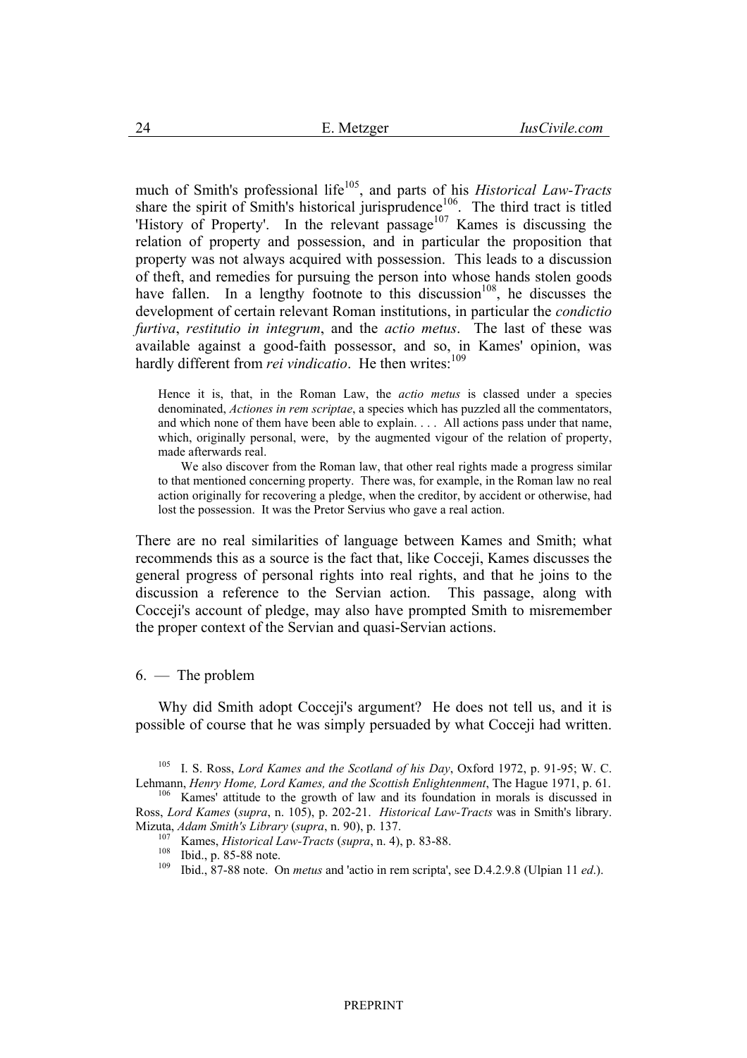much of Smith's professional life[105], and parts of his *Historical Law-Tracts* share the spirit of Smith's historical jurisprudence[106]. The third tract is titled 'History of Property'. In the relevant passage[107] Kames is discussing the relation of property and possession, and in particular the proposition that property was not always acquired with possession. This leads to a discussion of theft, and remedies for pursuing the person into whose hands stolen goods have fallen. In a lengthy footnote to this discussion[108], he discusses the development of certain relevant Roman institutions, in particular the *condictio furtiva*, *restitutio in integrum*, and the *actio metus*. The last of these was available against a good-faith possessor, and so, in Kames' opinion, was hardly different from *rei vindicatio*. He then writes:[109]

> Hence it is, that, in the Roman Law, the *actio metus* is classed under a species denominated, *Actiones in rem scriptae*, a species which has puzzled all the commentators, and which none of them have been able to explain. . . . All actions pass under that name, which, originally personal, were, by the augmented vigour of the relation of property, made afterwards real.
>
> We also discover from the Roman law, that other real rights made a progress similar to that mentioned concerning property. There was, for example, in the Roman law no real action originally for recovering a pledge, when the creditor, by accident or otherwise, had lost the possession. It was the Pretor Servius who gave a real action.

There are no real similarities of language between Kames and Smith; what recommends this as a source is the fact that, like Cocceji, Kames discusses the general progress of personal rights into real rights, and that he joins to the discussion a reference to the Servian action. This passage, along with Cocceji's account of pledge, may also have prompted Smith to misremember the proper context of the Servian and quasi-Servian actions.

## 6. — The problem

Why did Smith adopt Cocceji's argument? He does not tell us, and it is possible of course that he was simply persuaded by what Cocceji had written.

[105] I. S. Ross, *Lord Kames and the Scotland of his Day*, Oxford 1972, p. 91-95; W. C. Lehmann, *Henry Home, Lord Kames, and the Scottish Enlightenment*, The Hague 1971, p. 61.

[106] Kames' attitude to the growth of law and its foundation in morals is discussed in Ross, *Lord Kames* (*supra*, n. 105), p. 202-21. *Historical Law-Tracts* was in Smith's library. Mizuta, *Adam Smith's Library* (*supra*, n. 90), p. 137.

[107] Kames, *Historical Law-Tracts* (*supra*, n. 4), p. 83-88.

[108] Ibid., p. 85-88 note.

[109] Ibid., 87-88 note. On *metus* and 'actio in rem scripta', see D.4.2.9.8 (Ulpian 11 *ed*.).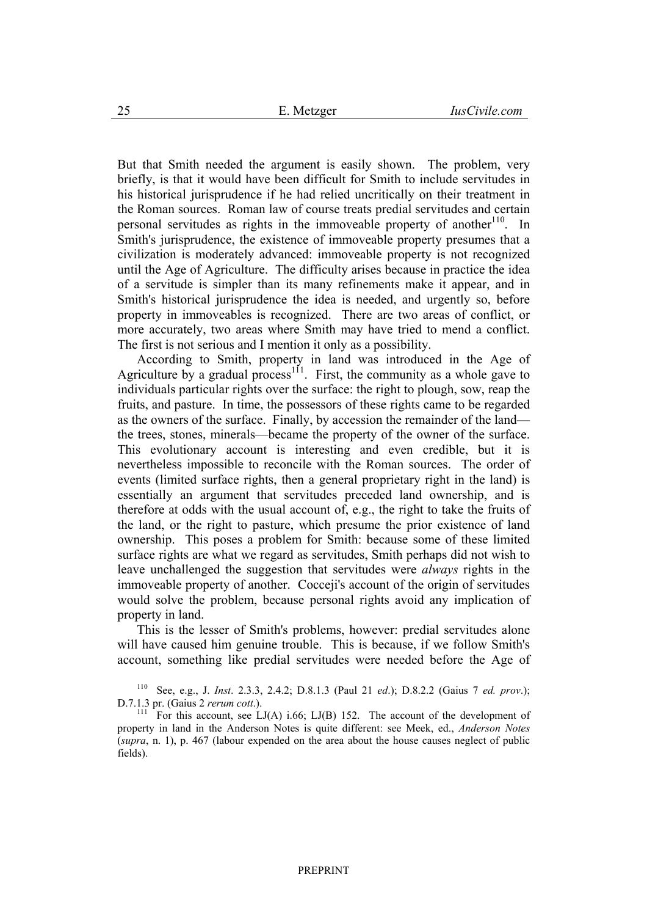But that Smith needed the argument is easily shown. The problem, very briefly, is that it would have been difficult for Smith to include servitudes in his historical jurisprudence if he had relied uncritically on their treatment in the Roman sources. Roman law of course treats predial servitudes and certain personal servitudes as rights in the immoveable property of another[110]. In Smith's jurisprudence, the existence of immoveable property presumes that a civilization is moderately advanced: immoveable property is not recognized until the Age of Agriculture. The difficulty arises because in practice the idea of a servitude is simpler than its many refinements make it appear, and in Smith's historical jurisprudence the idea is needed, and urgently so, before property in immoveables is recognized. There are two areas of conflict, or more accurately, two areas where Smith may have tried to mend a conflict. The first is not serious and I mention it only as a possibility.

According to Smith, property in land was introduced in the Age of Agriculture by a gradual process[111]. First, the community as a whole gave to individuals particular rights over the surface: the right to plough, sow, reap the fruits, and pasture. In time, the possessors of these rights came to be regarded as the owners of the surface. Finally, by accession the remainder of the land—the trees, stones, minerals—became the property of the owner of the surface. This evolutionary account is interesting and even credible, but it is nevertheless impossible to reconcile with the Roman sources. The order of events (limited surface rights, then a general proprietary right in the land) is essentially an argument that servitudes preceded land ownership, and is therefore at odds with the usual account of, e.g., the right to take the fruits of the land, or the right to pasture, which presume the prior existence of land ownership. This poses a problem for Smith: because some of these limited surface rights are what we regard as servitudes, Smith perhaps did not wish to leave unchallenged the suggestion that servitudes were *always* rights in the immoveable property of another. Cocceji's account of the origin of servitudes would solve the problem, because personal rights avoid any implication of property in land.

This is the lesser of Smith's problems, however: predial servitudes alone will have caused him genuine trouble. This is because, if we follow Smith's account, something like predial servitudes were needed before the Age of

[110] See, e.g., J. *Inst*. 2.3.3, 2.4.2; D.8.1.3 (Paul 21 *ed*.); D.8.2.2 (Gaius 7 *ed. prov*.); D.7.1.3 pr. (Gaius 2 *rerum cott*.).

[111] For this account, see LJ(A) i.66; LJ(B) 152. The account of the development of property in land in the Anderson Notes is quite different: see Meek, ed., *Anderson Notes* (*supra*, n. 1), p. 467 (labour expended on the area about the house causes neglect of public fields).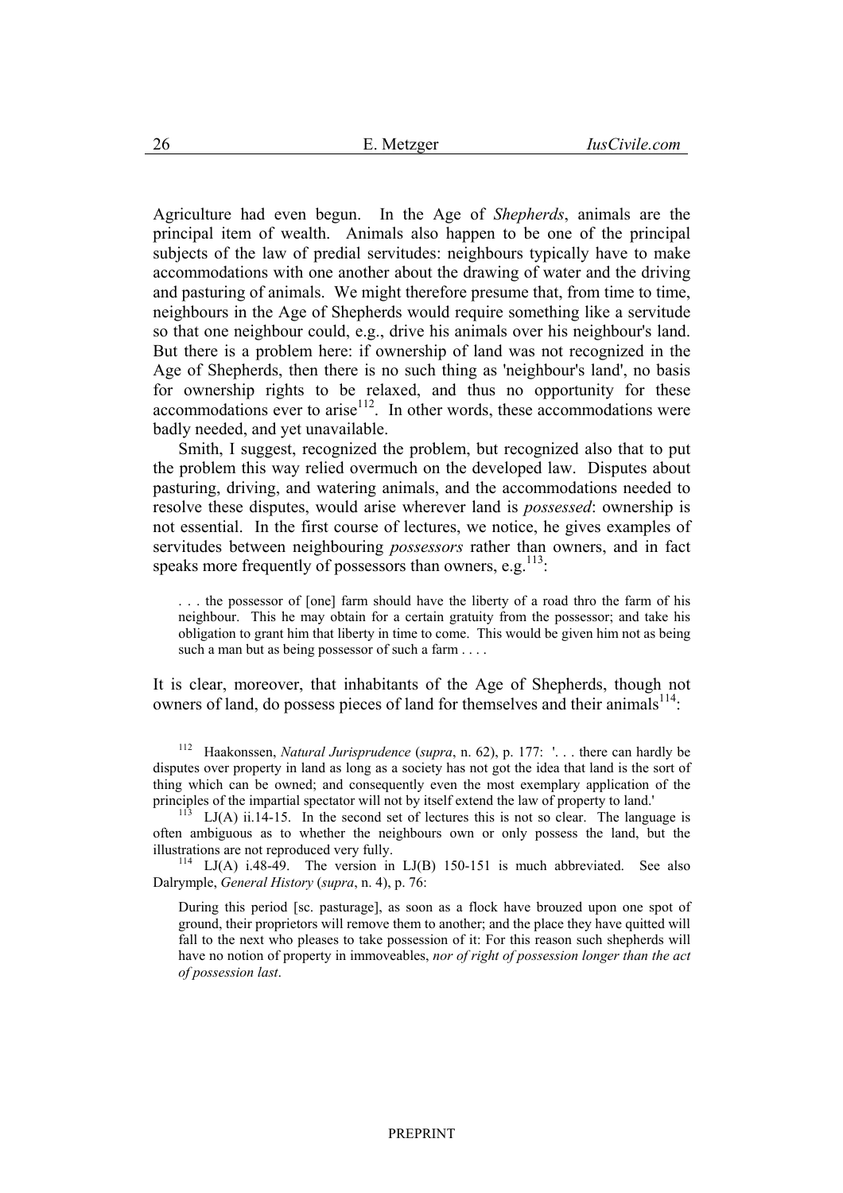Agriculture had even begun. In the Age of *Shepherds*, animals are the principal item of wealth. Animals also happen to be one of the principal subjects of the law of predial servitudes: neighbours typically have to make accommodations with one another about the drawing of water and the driving and pasturing of animals. We might therefore presume that, from time to time, neighbours in the Age of Shepherds would require something like a servitude so that one neighbour could, e.g., drive his animals over his neighbour's land. But there is a problem here: if ownership of land was not recognized in the Age of Shepherds, then there is no such thing as 'neighbour's land', no basis for ownership rights to be relaxed, and thus no opportunity for these accommodations ever to arise[112]. In other words, these accommodations were badly needed, and yet unavailable.

Smith, I suggest, recognized the problem, but recognized also that to put the problem this way relied overmuch on the developed law. Disputes about pasturing, driving, and watering animals, and the accommodations needed to resolve these disputes, would arise wherever land is *possessed*: ownership is not essential. In the first course of lectures, we notice, he gives examples of servitudes between neighbouring *possessors* rather than owners, and in fact speaks more frequently of possessors than owners, e.g.[113]:

> . . . the possessor of [one] farm should have the liberty of a road thro the farm of his neighbour. This he may obtain for a certain gratuity from the possessor; and take his obligation to grant him that liberty in time to come. This would be given him not as being such a man but as being possessor of such a farm . . . .

It is clear, moreover, that inhabitants of the Age of Shepherds, though not owners of land, do possess pieces of land for themselves and their animals[114]:

[112] Haakonssen, *Natural Jurisprudence* (*supra*, n. 62), p. 177: '. . . there can hardly be disputes over property in land as long as a society has not got the idea that land is the sort of thing which can be owned; and consequently even the most exemplary application of the principles of the impartial spectator will not by itself extend the law of property to land.'

[113] LJ(A) ii.14-15. In the second set of lectures this is not so clear. The language is often ambiguous as to whether the neighbours own or only possess the land, but the illustrations are not reproduced very fully.

[114] LJ(A) i.48-49. The version in LJ(B) 150-151 is much abbreviated. See also Dalrymple, *General History* (*supra*, n. 4), p. 76:

> During this period [sc. pasturage], as soon as a flock have brouzed upon one spot of ground, their proprietors will remove them to another; and the place they have quitted will fall to the next who pleases to take possession of it: For this reason such shepherds will have no notion of property in immoveables, *nor of right of possession longer than the act of possession last*.

PREPRINT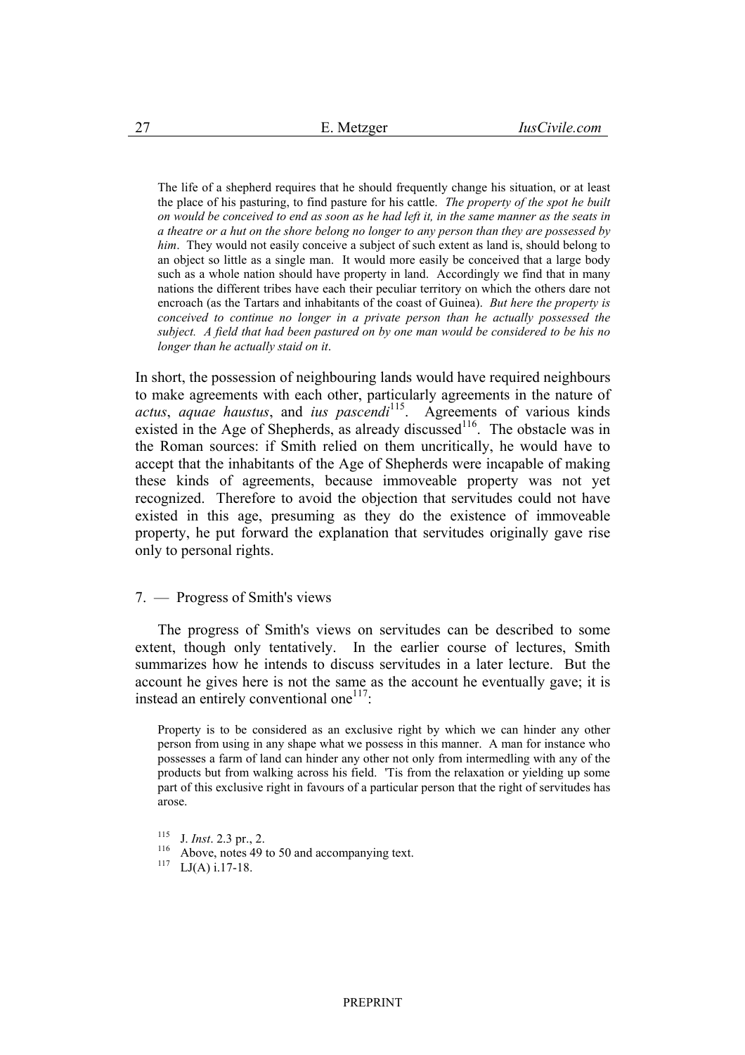> The life of a shepherd requires that he should frequently change his situation, or at least the place of his pasturing, to find pasture for his cattle. *The property of the spot he built on would be conceived to end as soon as he had left it, in the same manner as the seats in a theatre or a hut on the shore belong no longer to any person than they are possessed by him*. They would not easily conceive a subject of such extent as land is, should belong to an object so little as a single man. It would more easily be conceived that a large body such as a whole nation should have property in land. Accordingly we find that in many nations the different tribes have each their peculiar territory on which the others dare not encroach (as the Tartars and inhabitants of the coast of Guinea). *But here the property is conceived to continue no longer in a private person than he actually possessed the subject. A field that had been pastured on by one man would be considered to be his no longer than he actually staid on it*.

In short, the possession of neighbouring lands would have required neighbours to make agreements with each other, particularly agreements in the nature of *actus*, *aquae haustus*, and *ius pascendi*[115]. Agreements of various kinds existed in the Age of Shepherds, as already discussed[116]. The obstacle was in the Roman sources: if Smith relied on them uncritically, he would have to accept that the inhabitants of the Age of Shepherds were incapable of making these kinds of agreements, because immoveable property was not yet recognized. Therefore to avoid the objection that servitudes could not have existed in this age, presuming as they do the existence of immoveable property, he put forward the explanation that servitudes originally gave rise only to personal rights.

## 7. — Progress of Smith's views

The progress of Smith's views on servitudes can be described to some extent, though only tentatively. In the earlier course of lectures, Smith summarizes how he intends to discuss servitudes in a later lecture. But the account he gives here is not the same as the account he eventually gave; it is instead an entirely conventional one[117]:

> Property is to be considered as an exclusive right by which we can hinder any other person from using in any shape what we possess in this manner. A man for instance who possesses a farm of land can hinder any other not only from intermedling with any of the products but from walking across his field. 'Tis from the relaxation or yielding up some part of this exclusive right in favours of a particular person that the right of servitudes has arose.

[115] J. *Inst*. 2.3 pr., 2.

[116] Above, notes 49 to 50 and accompanying text.

[117] LJ(A) i.17-18.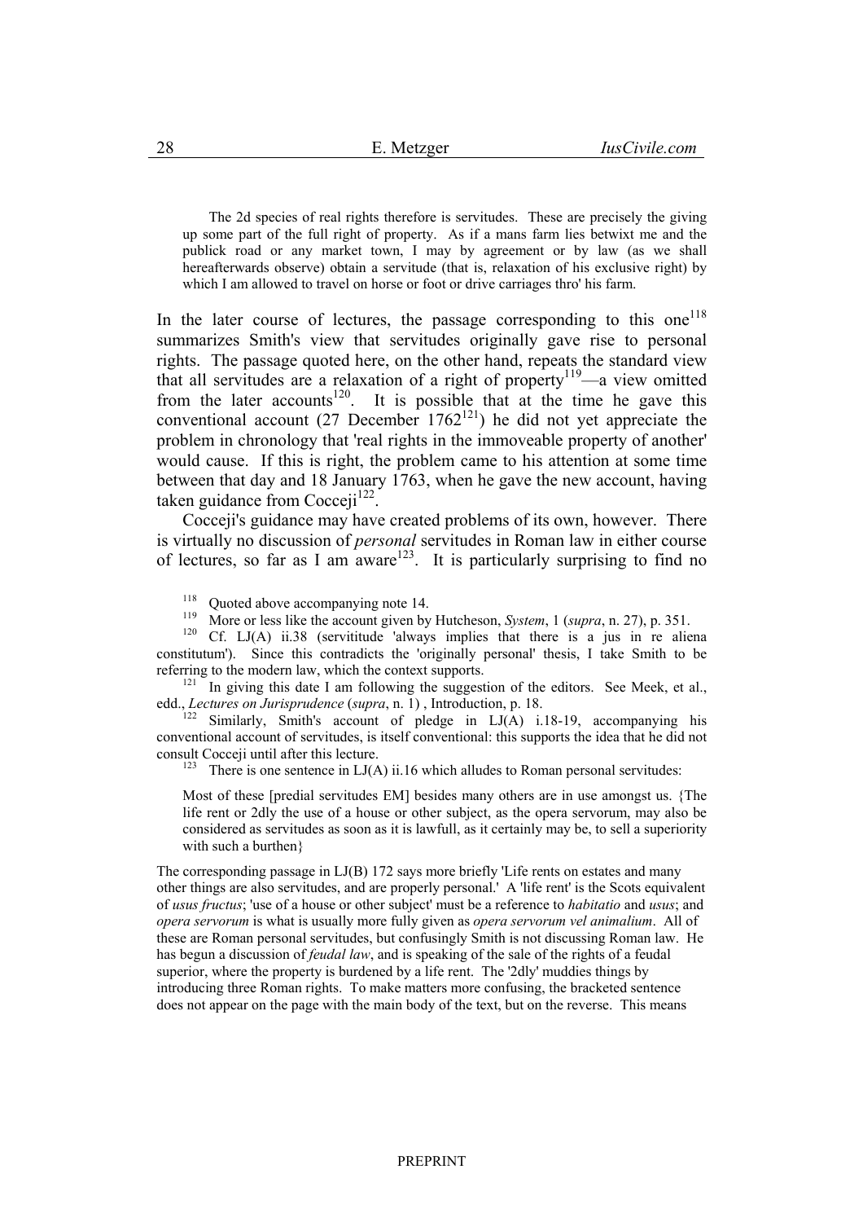> The 2d species of real rights therefore is servitudes. These are precisely the giving up some part of the full right of property. As if a mans farm lies betwixt me and the publick road or any market town, I may by agreement or by law (as we shall hereafterwards observe) obtain a servitude (that is, relaxation of his exclusive right) by which I am allowed to travel on horse or foot or drive carriages thro' his farm.

In the later course of lectures, the passage corresponding to this one[118] summarizes Smith's view that servitudes originally gave rise to personal rights. The passage quoted here, on the other hand, repeats the standard view that all servitudes are a relaxation of a right of property[119]—a view omitted from the later accounts[120]. It is possible that at the time he gave this conventional account (27 December 1762[121]) he did not yet appreciate the problem in chronology that 'real rights in the immoveable property of another' would cause. If this is right, the problem came to his attention at some time between that day and 18 January 1763, when he gave the new account, having taken guidance from Cocceji[122].

Cocceji's guidance may have created problems of its own, however. There is virtually no discussion of *personal* servitudes in Roman law in either course of lectures, so far as I am aware[123]. It is particularly surprising to find no

[118] Quoted above accompanying note 14.

[119] More or less like the account given by Hutcheson, *System*, 1 (*supra*, n. 27), p. 351.

[120] Cf. LJ(A) ii.38 (servititude 'always implies that there is a jus in re aliena constitutum'). Since this contradicts the 'originally personal' thesis, I take Smith to be referring to the modern law, which the context supports.

[121] In giving this date I am following the suggestion of the editors. See Meek, et al., edd., *Lectures on Jurisprudence* (*supra*, n. 1) , Introduction, p. 18.

[122] Similarly, Smith's account of pledge in LJ(A) i.18-19, accompanying his conventional account of servitudes, is itself conventional: this supports the idea that he did not consult Cocceji until after this lecture.

[123] There is one sentence in LJ(A) ii.16 which alludes to Roman personal servitudes:

> Most of these [predial servitudes EM] besides many others are in use amongst us. {The life rent or 2dly the use of a house or other subject, as the opera servorum, may also be considered as servitudes as soon as it is lawfull, as it certainly may be, to sell a superiority with such a burthen}

The corresponding passage in LJ(B) 172 says more briefly 'Life rents on estates and many other things are also servitudes, and are properly personal.' A 'life rent' is the Scots equivalent of *usus fructus*; 'use of a house or other subject' must be a reference to *habitatio* and *usus*; and *opera servorum* is what is usually more fully given as *opera servorum vel animalium*. All of these are Roman personal servitudes, but confusingly Smith is not discussing Roman law. He has begun a discussion of *feudal law*, and is speaking of the sale of the rights of a feudal superior, where the property is burdened by a life rent. The '2dly' muddies things by introducing three Roman rights. To make matters more confusing, the bracketed sentence does not appear on the page with the main body of the text, but on the reverse. This means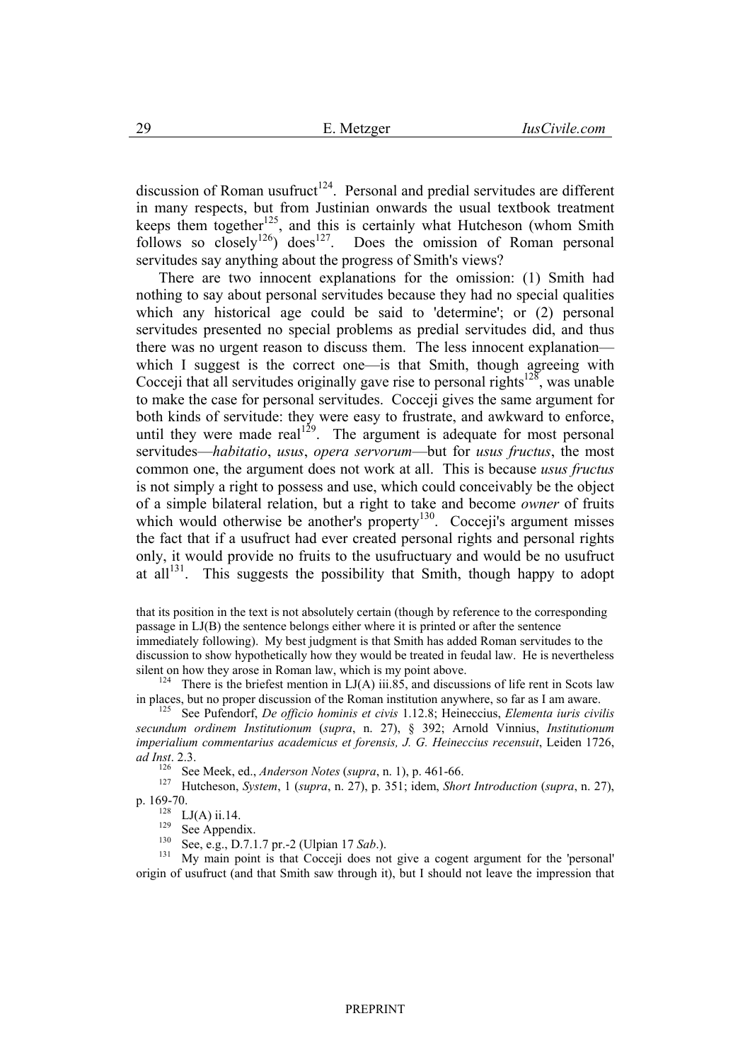discussion of Roman usufruct[124]. Personal and predial servitudes are different in many respects, but from Justinian onwards the usual textbook treatment keeps them together[125], and this is certainly what Hutcheson (whom Smith follows so closely[126]) does[127]. Does the omission of Roman personal servitudes say anything about the progress of Smith's views?

There are two innocent explanations for the omission: (1) Smith had nothing to say about personal servitudes because they had no special qualities which any historical age could be said to 'determine'; or (2) personal servitudes presented no special problems as predial servitudes did, and thus there was no urgent reason to discuss them. The less innocent explanation—which I suggest is the correct one—is that Smith, though agreeing with Cocceji that all servitudes originally gave rise to personal rights[128], was unable to make the case for personal servitudes. Cocceji gives the same argument for both kinds of servitude: they were easy to frustrate, and awkward to enforce, until they were made real[129]. The argument is adequate for most personal servitudes—*habitatio*, *usus*, *opera servorum*—but for *usus fructus*, the most common one, the argument does not work at all. This is because *usus fructus* is not simply a right to possess and use, which could conceivably be the object of a simple bilateral relation, but a right to take and become *owner* of fruits which would otherwise be another's property[130]. Cocceji's argument misses the fact that if a usufruct had ever created personal rights and personal rights only, it would provide no fruits to the usufructuary and would be no usufruct at all[131]. This suggests the possibility that Smith, though happy to adopt

that its position in the text is not absolutely certain (though by reference to the corresponding passage in LJ(B) the sentence belongs either where it is printed or after the sentence immediately following). My best judgment is that Smith has added Roman servitudes to the discussion to show hypothetically how they would be treated in feudal law. He is nevertheless silent on how they arose in Roman law, which is my point above.

[124] There is the briefest mention in LJ(A) iii.85, and discussions of life rent in Scots law in places, but no proper discussion of the Roman institution anywhere, so far as I am aware.

[125] See Pufendorf, *De officio hominis et civis* 1.12.8; Heineccius, *Elementa iuris civilis secundum ordinem Institutionum* (*supra*, n. 27), § 392; Arnold Vinnius, *Institutionum imperialium commentarius academicus et forensis, J. G. Heineccius recensuit*, Leiden 1726, *ad Inst*. 2.3.

[126] See Meek, ed., *Anderson Notes* (*supra*, n. 1), p. 461-66.

[127] Hutcheson, *System*, 1 (*supra*, n. 27), p. 351; idem, *Short Introduction* (*supra*, n. 27), p. 169-70.

[128] LJ(A) ii.14.

[129] See Appendix.

[130] See, e.g., D.7.1.7 pr.-2 (Ulpian 17 *Sab*.).

[131] My main point is that Cocceji does not give a cogent argument for the 'personal' origin of usufruct (and that Smith saw through it), but I should not leave the impression that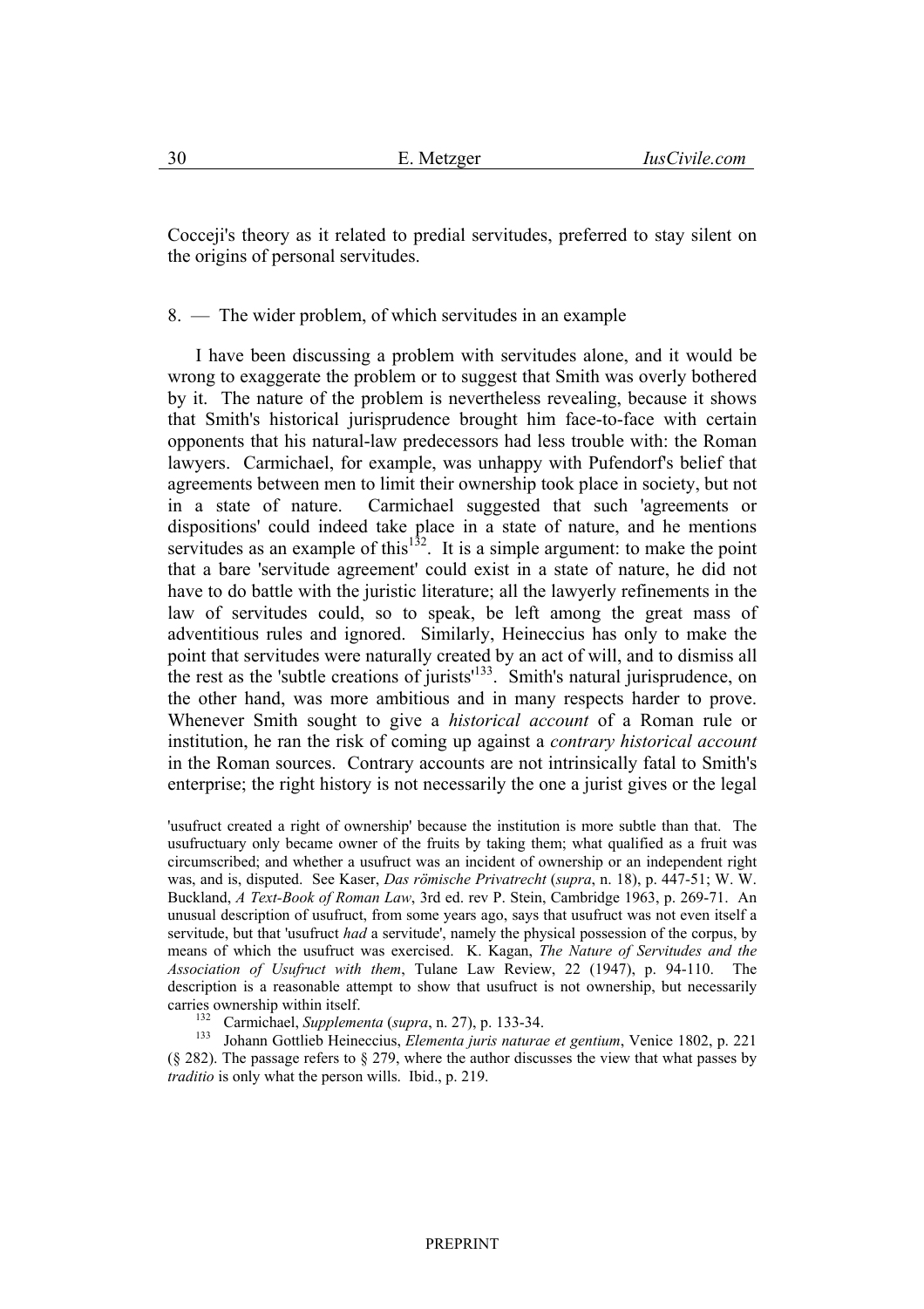Cocceji's theory as it related to predial servitudes, preferred to stay silent on the origins of personal servitudes.

## 8. — The wider problem, of which servitudes in an example

I have been discussing a problem with servitudes alone, and it would be wrong to exaggerate the problem or to suggest that Smith was overly bothered by it. The nature of the problem is nevertheless revealing, because it shows that Smith's historical jurisprudence brought him face-to-face with certain opponents that his natural-law predecessors had less trouble with: the Roman lawyers. Carmichael, for example, was unhappy with Pufendorf's belief that agreements between men to limit their ownership took place in society, but not in a state of nature. Carmichael suggested that such 'agreements or dispositions' could indeed take place in a state of nature, and he mentions servitudes as an example of this[132]. It is a simple argument: to make the point that a bare 'servitude agreement' could exist in a state of nature, he did not have to do battle with the juristic literature; all the lawyerly refinements in the law of servitudes could, so to speak, be left among the great mass of adventitious rules and ignored. Similarly, Heineccius has only to make the point that servitudes were naturally created by an act of will, and to dismiss all the rest as the 'subtle creations of jurists'[133]. Smith's natural jurisprudence, on the other hand, was more ambitious and in many respects harder to prove. Whenever Smith sought to give a *historical account* of a Roman rule or institution, he ran the risk of coming up against a *contrary historical account* in the Roman sources. Contrary accounts are not intrinsically fatal to Smith's enterprise; the right history is not necessarily the one a jurist gives or the legal

'usufruct created a right of ownership' because the institution is more subtle than that. The usufructuary only became owner of the fruits by taking them; what qualified as a fruit was circumscribed; and whether a usufruct was an incident of ownership or an independent right was, and is, disputed. See Kaser, *Das römische Privatrecht* (*supra*, n. 18), p. 447-51; W. W. Buckland, *A Text-Book of Roman Law*, 3rd ed. rev P. Stein, Cambridge 1963, p. 269-71. An unusual description of usufruct, from some years ago, says that usufruct was not even itself a servitude, but that 'usufruct *had* a servitude', namely the physical possession of the corpus, by means of which the usufruct was exercised. K. Kagan, *The Nature of Servitudes and the Association of Usufruct with them*, Tulane Law Review, 22 (1947), p. 94-110. The description is a reasonable attempt to show that usufruct is not ownership, but necessarily carries ownership within itself.

[132] Carmichael, *Supplementa* (*supra*, n. 27), p. 133-34.

[133] Johann Gottlieb Heineccius, *Elementa juris naturae et gentium*, Venice 1802, p. 221 (§ 282). The passage refers to § 279, where the author discusses the view that what passes by *traditio* is only what the person wills. Ibid., p. 219.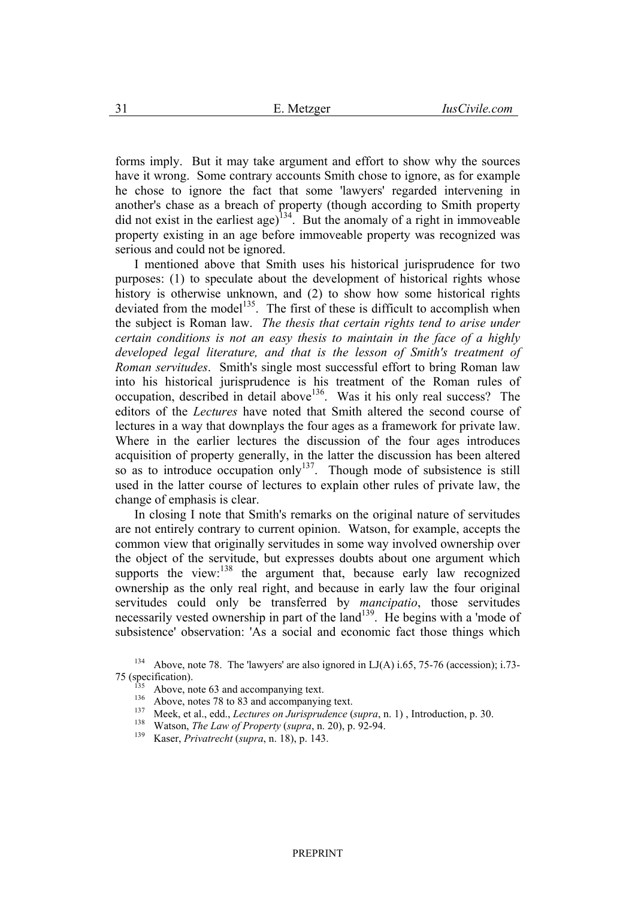forms imply. But it may take argument and effort to show why the sources have it wrong. Some contrary accounts Smith chose to ignore, as for example he chose to ignore the fact that some 'lawyers' regarded intervening in another's chase as a breach of property (though according to Smith property did not exist in the earliest age)[134]. But the anomaly of a right in immoveable property existing in an age before immoveable property was recognized was serious and could not be ignored.

I mentioned above that Smith uses his historical jurisprudence for two purposes: (1) to speculate about the development of historical rights whose history is otherwise unknown, and (2) to show how some historical rights deviated from the model[135]. The first of these is difficult to accomplish when the subject is Roman law. *The thesis that certain rights tend to arise under certain conditions is not an easy thesis to maintain in the face of a highly developed legal literature, and that is the lesson of Smith's treatment of Roman servitudes*. Smith's single most successful effort to bring Roman law into his historical jurisprudence is his treatment of the Roman rules of occupation, described in detail above[136]. Was it his only real success? The editors of the *Lectures* have noted that Smith altered the second course of lectures in a way that downplays the four ages as a framework for private law. Where in the earlier lectures the discussion of the four ages introduces acquisition of property generally, in the latter the discussion has been altered so as to introduce occupation only[137]. Though mode of subsistence is still used in the latter course of lectures to explain other rules of private law, the change of emphasis is clear.

In closing I note that Smith's remarks on the original nature of servitudes are not entirely contrary to current opinion. Watson, for example, accepts the common view that originally servitudes in some way involved ownership over the object of the servitude, but expresses doubts about one argument which supports the view:[138] the argument that, because early law recognized ownership as the only real right, and because in early law the four original servitudes could only be transferred by *mancipatio*, those servitudes necessarily vested ownership in part of the land[139]. He begins with a 'mode of subsistence' observation: 'As a social and economic fact those things which

---

[134] Above, note 78. The 'lawyers' are also ignored in LJ(A) i.65, 75-76 (accession); i.73-75 (specification).

[135] Above, note 63 and accompanying text.

[136] Above, notes 78 to 83 and accompanying text.

[137] Meek, et al., edd., *Lectures on Jurisprudence* (*supra*, n. 1) , Introduction, p. 30.

[138] Watson, *The Law of Property* (*supra*, n. 20), p. 92-94.

[139] Kaser, *Privatrecht* (*supra*, n. 18), p. 143.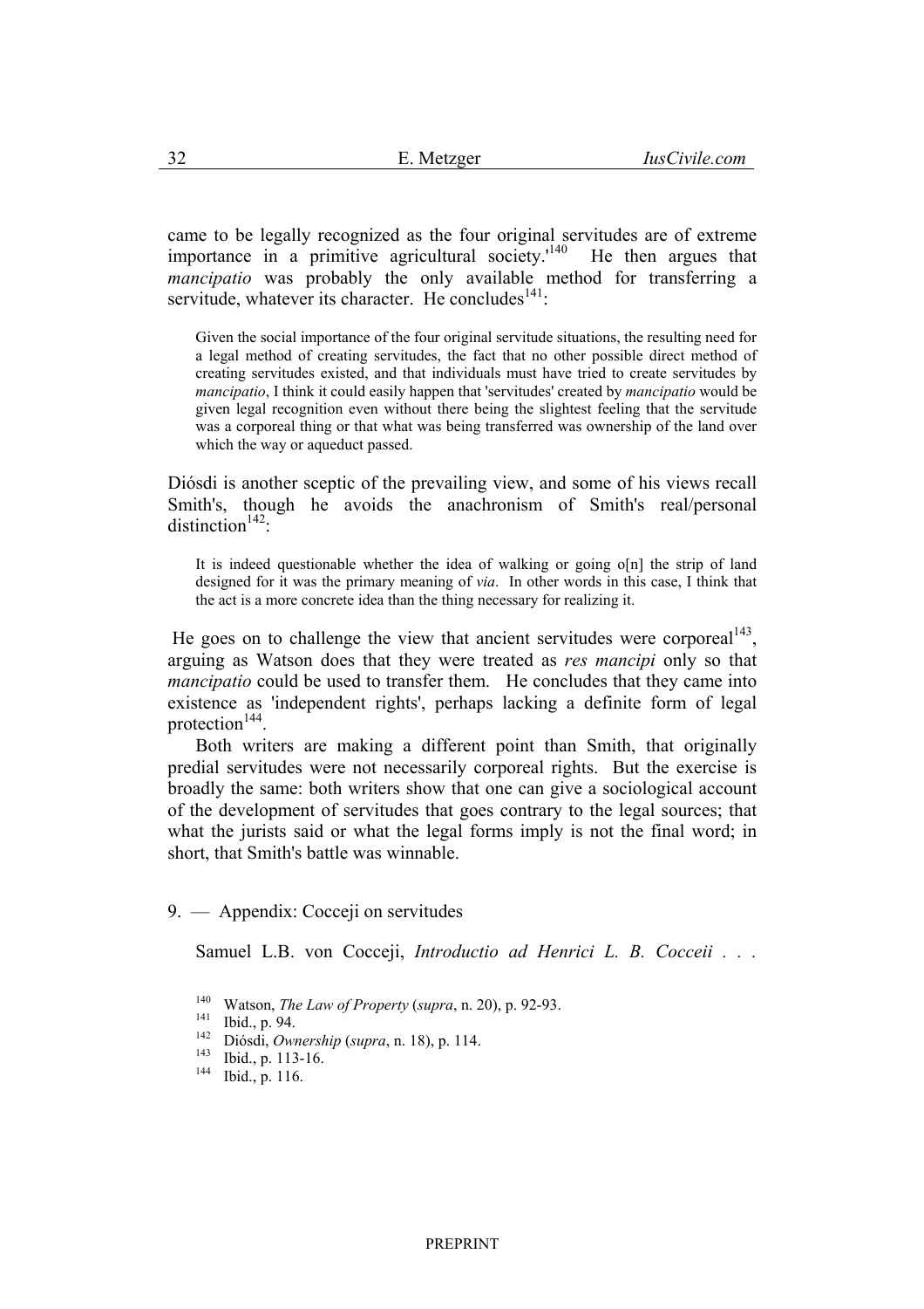came to be legally recognized as the four original servitudes are of extreme importance in a primitive agricultural society.'[140] He then argues that *mancipatio* was probably the only available method for transferring a servitude, whatever its character. He concludes[141]:

> Given the social importance of the four original servitude situations, the resulting need for a legal method of creating servitudes, the fact that no other possible direct method of creating servitudes existed, and that individuals must have tried to create servitudes by *mancipatio*, I think it could easily happen that 'servitudes' created by *mancipatio* would be given legal recognition even without there being the slightest feeling that the servitude was a corporeal thing or that what was being transferred was ownership of the land over which the way or aqueduct passed.

Diósdi is another sceptic of the prevailing view, and some of his views recall Smith's, though he avoids the anachronism of Smith's real/personal distinction[142]:

> It is indeed questionable whether the idea of walking or going o[n] the strip of land designed for it was the primary meaning of *via*. In other words in this case, I think that the act is a more concrete idea than the thing necessary for realizing it.

He goes on to challenge the view that ancient servitudes were corporeal[143], arguing as Watson does that they were treated as *res mancipi* only so that *mancipatio* could be used to transfer them. He concludes that they came into existence as 'independent rights', perhaps lacking a definite form of legal protection[144].

Both writers are making a different point than Smith, that originally predial servitudes were not necessarily corporeal rights. But the exercise is broadly the same: both writers show that one can give a sociological account of the development of servitudes that goes contrary to the legal sources; that what the jurists said or what the legal forms imply is not the final word; in short, that Smith's battle was winnable.

## 9. — Appendix: Cocceji on servitudes

Samuel L.B. von Cocceji, *Introductio ad Henrici L. B. Cocceii . . .*

[140] Watson, *The Law of Property* (*supra*, n. 20), p. 92-93.
[141] Ibid., p. 94.
[142] Diósdi, *Ownership* (*supra*, n. 18), p. 114.
[143] Ibid., p. 113-16.
[144] Ibid., p. 116.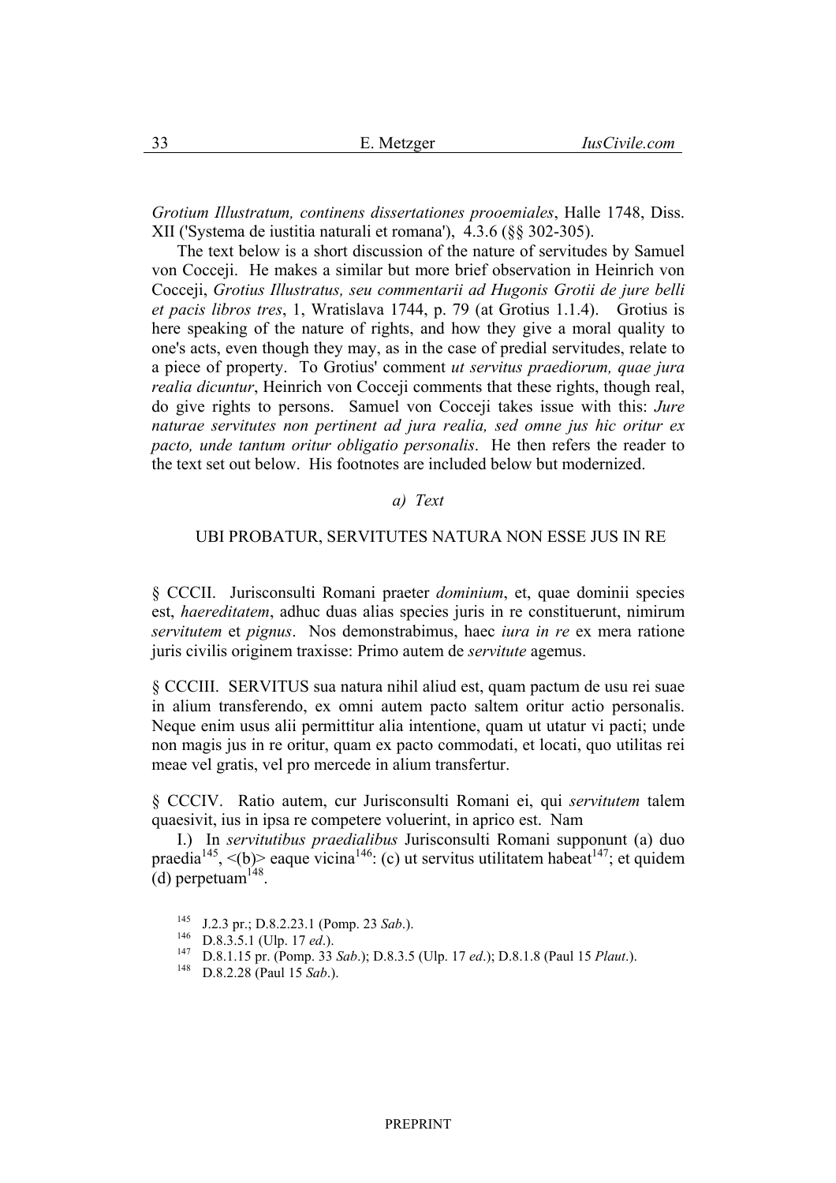*Grotium Illustratum, continens dissertationes prooemiales*, Halle 1748, Diss. XII ('Systema de iustitia naturali et romana'), 4.3.6 (§§ 302-305).

The text below is a short discussion of the nature of servitudes by Samuel von Cocceji. He makes a similar but more brief observation in Heinrich von Cocceji, *Grotius Illustratus, seu commentarii ad Hugonis Grotii de jure belli et pacis libros tres*, 1, Wratislava 1744, p. 79 (at Grotius 1.1.4). Grotius is here speaking of the nature of rights, and how they give a moral quality to one's acts, even though they may, as in the case of predial servitudes, relate to a piece of property. To Grotius' comment *ut servitus praediorum, quae jura realia dicuntur*, Heinrich von Cocceji comments that these rights, though real, do give rights to persons. Samuel von Cocceji takes issue with this: *Jure naturae servitutes non pertinent ad jura realia, sed omne jus hic oritur ex pacto, unde tantum oritur obligatio personalis*. He then refers the reader to the text set out below. His footnotes are included below but modernized.

*a) Text*

UBI PROBATUR, SERVITUTES NATURA NON ESSE JUS IN RE

§ CCCII. Jurisconsulti Romani praeter *dominium*, et, quae dominii species est, *haereditatem*, adhuc duas alias species juris in re constituerunt, nimirum *servitutem* et *pignus*. Nos demonstrabimus, haec *iura in re* ex mera ratione juris civilis originem traxisse: Primo autem de *servitute* agemus.

§ CCCIII. SERVITUS sua natura nihil aliud est, quam pactum de usu rei suae in alium transferendo, ex omni autem pacto saltem oritur actio personalis. Neque enim usus alii permittitur alia intentione, quam ut utatur vi pacti; unde non magis jus in re oritur, quam ex pacto commodati, et locati, quo utilitas rei meae vel gratis, vel pro mercede in alium transfertur.

§ CCCIV. Ratio autem, cur Jurisconsulti Romani ei, qui *servitutem* talem quaesivit, ius in ipsa re competere voluerint, in aprico est. Nam

I.) In *servitutibus praedialibus* Jurisconsulti Romani supponunt (a) duo praedia[145], <(b)> eaque vicina[146]: (c) ut servitus utilitatem habeat[147]; et quidem (d) perpetuam[148].

[145] J.2.3 pr.; D.8.2.23.1 (Pomp. 23 *Sab*.).

[146] D.8.3.5.1 (Ulp. 17 *ed*.).

[147] D.8.1.15 pr. (Pomp. 33 *Sab*.); D.8.3.5 (Ulp. 17 *ed*.); D.8.1.8 (Paul 15 *Plaut*.).

[148] D.8.2.28 (Paul 15 *Sab*.).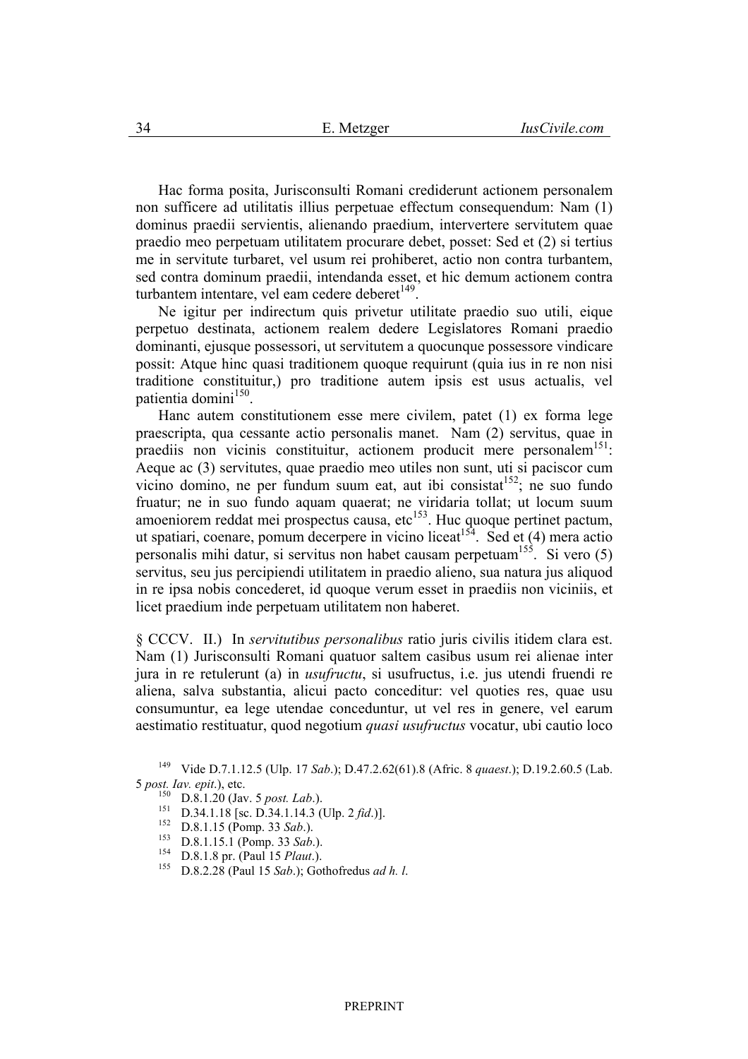Hac forma posita, Jurisconsulti Romani crediderunt actionem personalem non sufficere ad utilitatis illius perpetuae effectum consequendum: Nam (1) dominus praedii servientis, alienando praedium, intervertere servitutem quae praedio meo perpetuam utilitatem procurare debet, posset: Sed et (2) si tertius me in servitute turbaret, vel usum rei prohiberet, actio non contra turbantem, sed contra dominum praedii, intendanda esset, et hic demum actionem contra turbantem intentare, vel eam cedere deberet[149].

Ne igitur per indirectum quis privetur utilitate praedio suo utili, eique perpetuo destinata, actionem realem dedere Legislatores Romani praedio dominanti, ejusque possessori, ut servitutem a quocunque possessore vindicare possit: Atque hinc quasi traditionem quoque requirunt (quia ius in re non nisi traditione constituitur,) pro traditione autem ipsis est usus actualis, vel patientia domini[150].

Hanc autem constitutionem esse mere civilem, patet (1) ex forma lege praescripta, qua cessante actio personalis manet. Nam (2) servitus, quae in praediis non vicinis constituitur, actionem producit mere personalem[151]: Aeque ac (3) servitutes, quae praedio meo utiles non sunt, uti si paciscor cum vicino domino, ne per fundum suum eat, aut ibi consistat[152]; ne suo fundo fruatur; ne in suo fundo aquam quaerat; ne viridaria tollat; ut locum suum amoeniorem reddat mei prospectus causa, etc[153]. Huc quoque pertinet pactum, ut spatiari, coenare, pomum decerpere in vicino liceat[154]. Sed et (4) mera actio personalis mihi datur, si servitus non habet causam perpetuam[155]. Si vero (5) servitus, seu jus percipiendi utilitatem in praedio alieno, sua natura jus aliquod in re ipsa nobis concederet, id quoque verum esset in praediis non viciniis, et licet praedium inde perpetuam utilitatem non haberet.

§ CCCV. II.) In *servitutibus personalibus* ratio juris civilis itidem clara est. Nam (1) Jurisconsulti Romani quatuor saltem casibus usum rei alienae inter jura in re retulerunt (a) in *usufructu*, si usufructus, i.e. jus utendi fruendi re aliena, salva substantia, alicui pacto conceditur: vel quoties res, quae usu consumuntur, ea lege utendae conceduntur, ut vel res in genere, vel earum aestimatio restituatur, quod negotium *quasi usufructus* vocatur, ubi cautio loco

---

[149] Vide D.7.1.12.5 (Ulp. 17 *Sab*.); D.47.2.62(61).8 (Afric. 8 *quaest*.); D.19.2.60.5 (Lab. 5 *post. Iav. epit*.), etc.

[150] D.8.1.20 (Jav. 5 *post. Lab*.).

[151] D.34.1.18 [sc. D.34.1.14.3 (Ulp. 2 *fid*.)].

[152] D.8.1.15 (Pomp. 33 *Sab*.).

[153] D.8.1.15.1 (Pomp. 33 *Sab*.).

[154] D.8.1.8 pr. (Paul 15 *Plaut*.).

[155] D.8.2.28 (Paul 15 *Sab*.); Gothofredus *ad h. l.*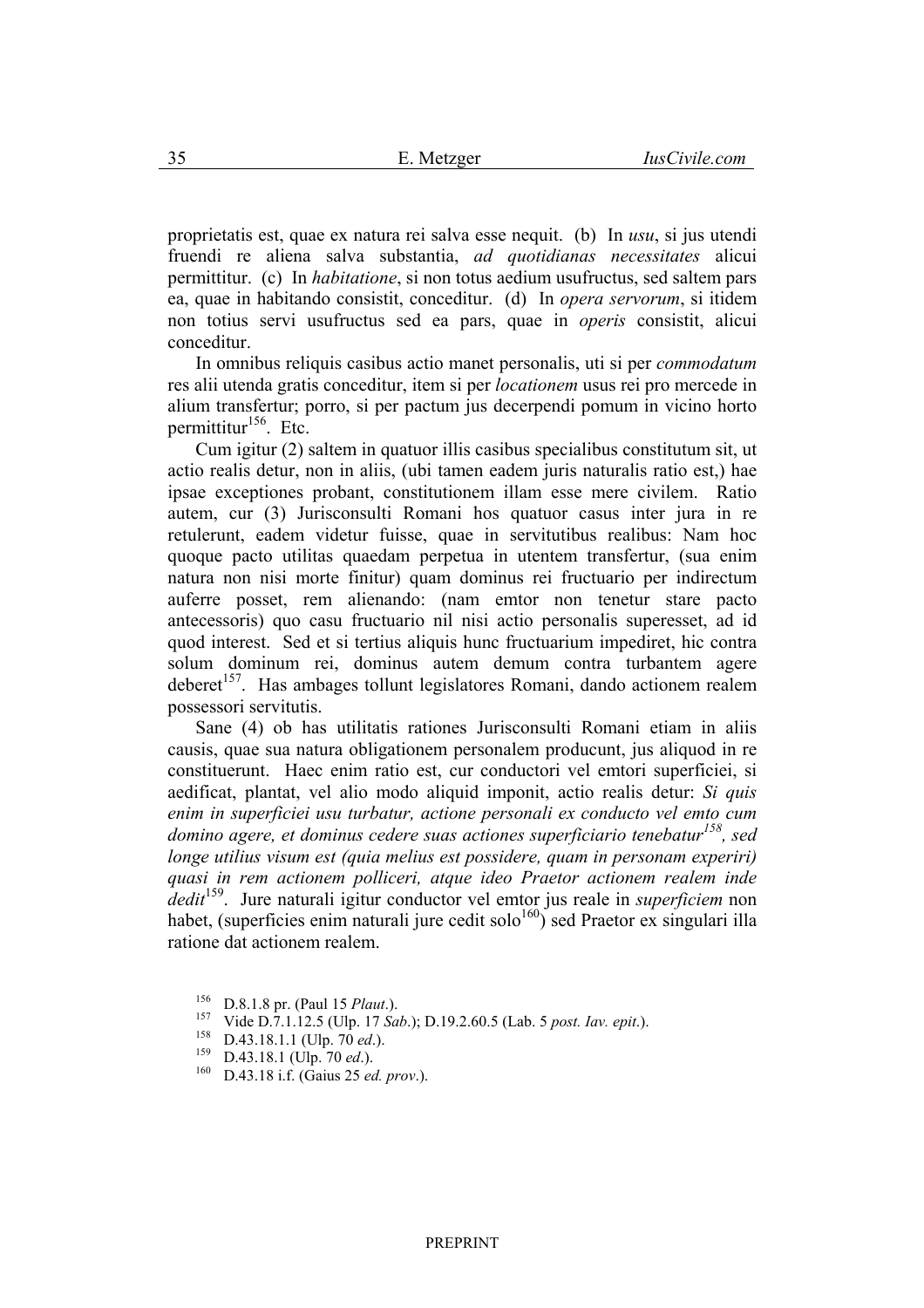proprietatis est, quae ex natura rei salva esse nequit. (b) In *usu*, si jus utendi fruendi re aliena salva substantia, *ad quotidianas necessitates* alicui permittitur. (c) In *habitatione*, si non totus aedium usufructus, sed saltem pars ea, quae in habitando consistit, conceditur. (d) In *opera servorum*, si itidem non totius servi usufructus sed ea pars, quae in *operis* consistit, alicui conceditur.

In omnibus reliquis casibus actio manet personalis, uti si per *commodatum* res alii utenda gratis conceditur, item si per *locationem* usus rei pro mercede in alium transfertur; porro, si per pactum jus decerpendi pomum in vicino horto permittitur[156]. Etc.

Cum igitur (2) saltem in quatuor illis casibus specialibus constitutum sit, ut actio realis detur, non in aliis, (ubi tamen eadem juris naturalis ratio est,) hae ipsae exceptiones probant, constitutionem illam esse mere civilem. Ratio autem, cur (3) Jurisconsulti Romani hos quatuor casus inter jura in re retulerunt, eadem videtur fuisse, quae in servitutibus realibus: Nam hoc quoque pacto utilitas quaedam perpetua in utentem transfertur, (sua enim natura non nisi morte finitur) quam dominus rei fructuario per indirectum auferre posset, rem alienando: (nam emtor non tenetur stare pacto antecessoris) quo casu fructuario nil nisi actio personalis superesset, ad id quod interest. Sed et si tertius aliquis hunc fructuarium impediret, hic contra solum dominum rei, dominus autem demum contra turbantem agere deberet[157]. Has ambages tollunt legislatores Romani, dando actionem realem possessori servitutis.

Sane (4) ob has utilitatis rationes Jurisconsulti Romani etiam in aliis causis, quae sua natura obligationem personalem producunt, jus aliquod in re constituerunt. Haec enim ratio est, cur conductori vel emtori superficiei, si aedificat, plantat, vel alio modo aliquid imponit, actio realis detur: *Si quis enim in superficiei usu turbatur, actione personali ex conducto vel emto cum domino agere, et dominus cedere suas actiones superficiario tenebatur*[158]*, sed longe utilius visum est (quia melius est possidere, quam in personam experiri) quasi in rem actionem polliceri, atque ideo Praetor actionem realem inde dedit*[159]. Jure naturali igitur conductor vel emtor jus reale in *superficiem* non habet, (superficies enim naturali jure cedit solo[160]) sed Praetor ex singulari illa ratione dat actionem realem.

---

[156] D.8.1.8 pr. (Paul 15 *Plaut*.).

[157] Vide D.7.1.12.5 (Ulp. 17 *Sab*.); D.19.2.60.5 (Lab. 5 *post. Iav. epit*.).

[158] D.43.18.1.1 (Ulp. 70 *ed*.).

[159] D.43.18.1 (Ulp. 70 *ed*.).

[160] D.43.18 i.f. (Gaius 25 *ed. prov*.).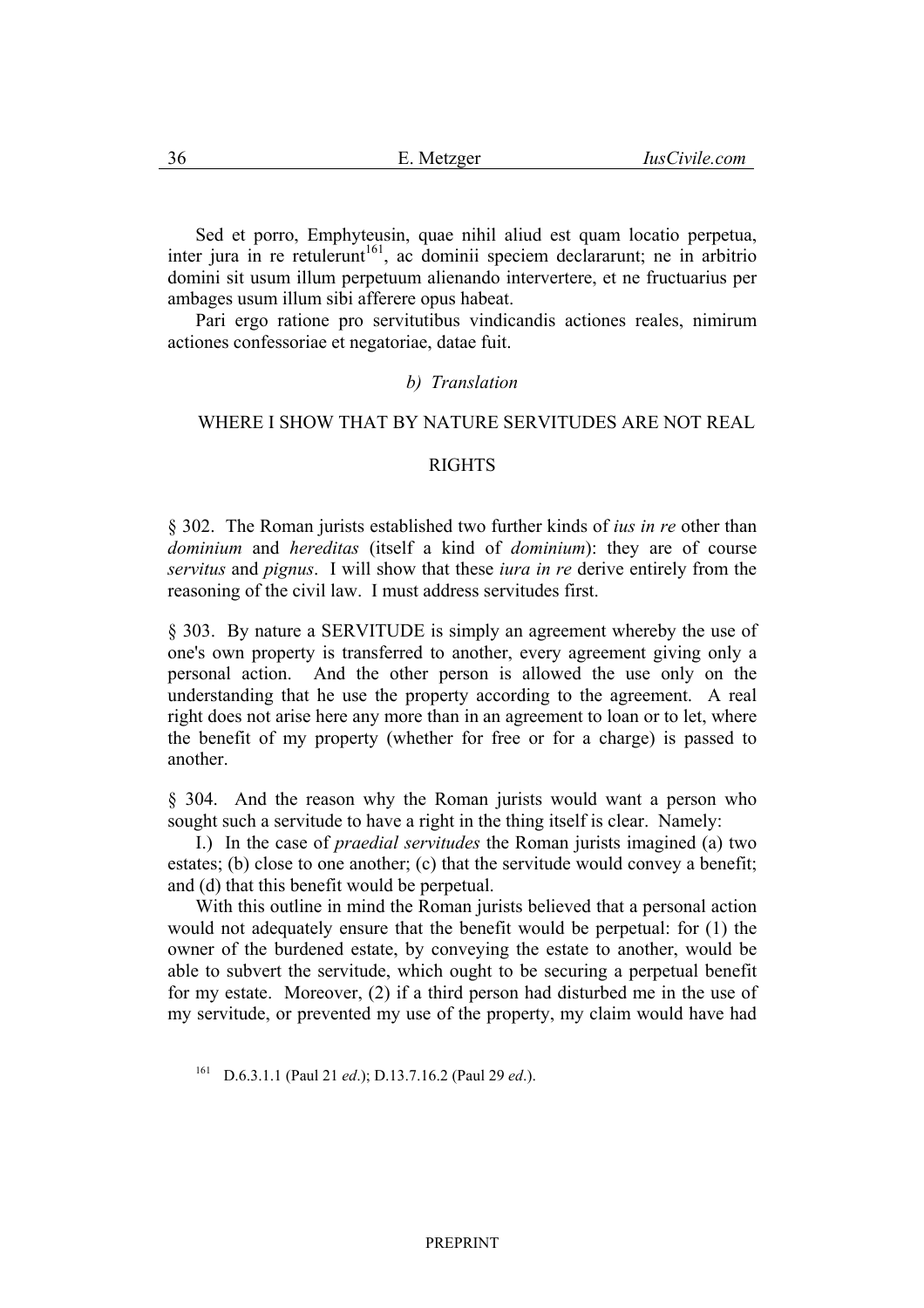Sed et porro, Emphyteusin, quae nihil aliud est quam locatio perpetua, inter jura in re retulerunt[161], ac dominii speciem declararunt; ne in arbitrio domini sit usum illum perpetuum alienando intervertere, et ne fructuarius per ambages usum illum sibi afferere opus habeat.

Pari ergo ratione pro servitutibus vindicandis actiones reales, nimirum actiones confessoriae et negatoriae, datae fuit.

### *b) Translation*

WHERE I SHOW THAT BY NATURE SERVITUDES ARE NOT REAL RIGHTS

§ 302. The Roman jurists established two further kinds of *ius in re* other than *dominium* and *hereditas* (itself a kind of *dominium*): they are of course *servitus* and *pignus*. I will show that these *iura in re* derive entirely from the reasoning of the civil law. I must address servitudes first.

§ 303. By nature a SERVITUDE is simply an agreement whereby the use of one's own property is transferred to another, every agreement giving only a personal action. And the other person is allowed the use only on the understanding that he use the property according to the agreement. A real right does not arise here any more than in an agreement to loan or to let, where the benefit of my property (whether for free or for a charge) is passed to another.

§ 304. And the reason why the Roman jurists would want a person who sought such a servitude to have a right in the thing itself is clear. Namely:

I.) In the case of *praedial servitudes* the Roman jurists imagined (a) two estates; (b) close to one another; (c) that the servitude would convey a benefit; and (d) that this benefit would be perpetual.

With this outline in mind the Roman jurists believed that a personal action would not adequately ensure that the benefit would be perpetual: for (1) the owner of the burdened estate, by conveying the estate to another, would be able to subvert the servitude, which ought to be securing a perpetual benefit for my estate. Moreover, (2) if a third person had disturbed me in the use of my servitude, or prevented my use of the property, my claim would have had

[161] D.6.3.1.1 (Paul 21 *ed*.); D.13.7.16.2 (Paul 29 *ed*.).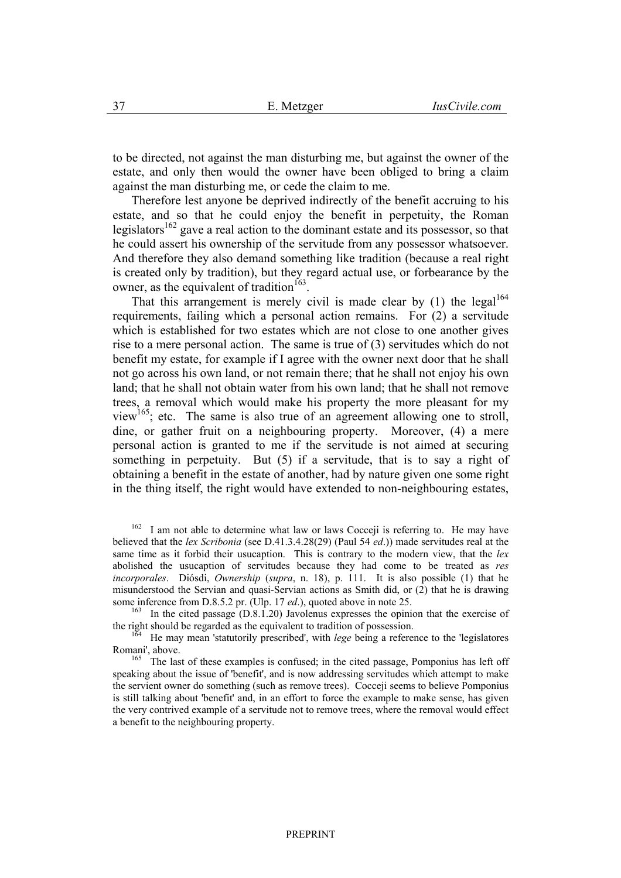to be directed, not against the man disturbing me, but against the owner of the estate, and only then would the owner have been obliged to bring a claim against the man disturbing me, or cede the claim to me.

Therefore lest anyone be deprived indirectly of the benefit accruing to his estate, and so that he could enjoy the benefit in perpetuity, the Roman legislators[162] gave a real action to the dominant estate and its possessor, so that he could assert his ownership of the servitude from any possessor whatsoever. And therefore they also demand something like tradition (because a real right is created only by tradition), but they regard actual use, or forbearance by the owner, as the equivalent of tradition[163].

That this arrangement is merely civil is made clear by (1) the legal[164] requirements, failing which a personal action remains. For (2) a servitude which is established for two estates which are not close to one another gives rise to a mere personal action. The same is true of (3) servitudes which do not benefit my estate, for example if I agree with the owner next door that he shall not go across his own land, or not remain there; that he shall not enjoy his own land; that he shall not obtain water from his own land; that he shall not remove trees, a removal which would make his property the more pleasant for my view[165]; etc. The same is also true of an agreement allowing one to stroll, dine, or gather fruit on a neighbouring property. Moreover, (4) a mere personal action is granted to me if the servitude is not aimed at securing something in perpetuity. But (5) if a servitude, that is to say a right of obtaining a benefit in the estate of another, had by nature given one some right in the thing itself, the right would have extended to non-neighbouring estates,

[162] I am not able to determine what law or laws Cocceji is referring to. He may have believed that the *lex Scribonia* (see D.41.3.4.28(29) (Paul 54 *ed*.)) made servitudes real at the same time as it forbid their usucaption. This is contrary to the modern view, that the *lex* abolished the usucaption of servitudes because they had come to be treated as *res incorporales*. Diósdi, *Ownership* (*supra*, n. 18), p. 111. It is also possible (1) that he misunderstood the Servian and quasi-Servian actions as Smith did, or (2) that he is drawing some inference from D.8.5.2 pr. (Ulp. 17 *ed*.), quoted above in note 25.

[163] In the cited passage (D.8.1.20) Javolenus expresses the opinion that the exercise of the right should be regarded as the equivalent to tradition of possession.

[164] He may mean 'statutorily prescribed', with *lege* being a reference to the 'legislatores Romani', above.

[165] The last of these examples is confused; in the cited passage, Pomponius has left off speaking about the issue of 'benefit', and is now addressing servitudes which attempt to make the servient owner do something (such as remove trees). Cocceji seems to believe Pomponius is still talking about 'benefit' and, in an effort to force the example to make sense, has given the very contrived example of a servitude not to remove trees, where the removal would effect a benefit to the neighbouring property.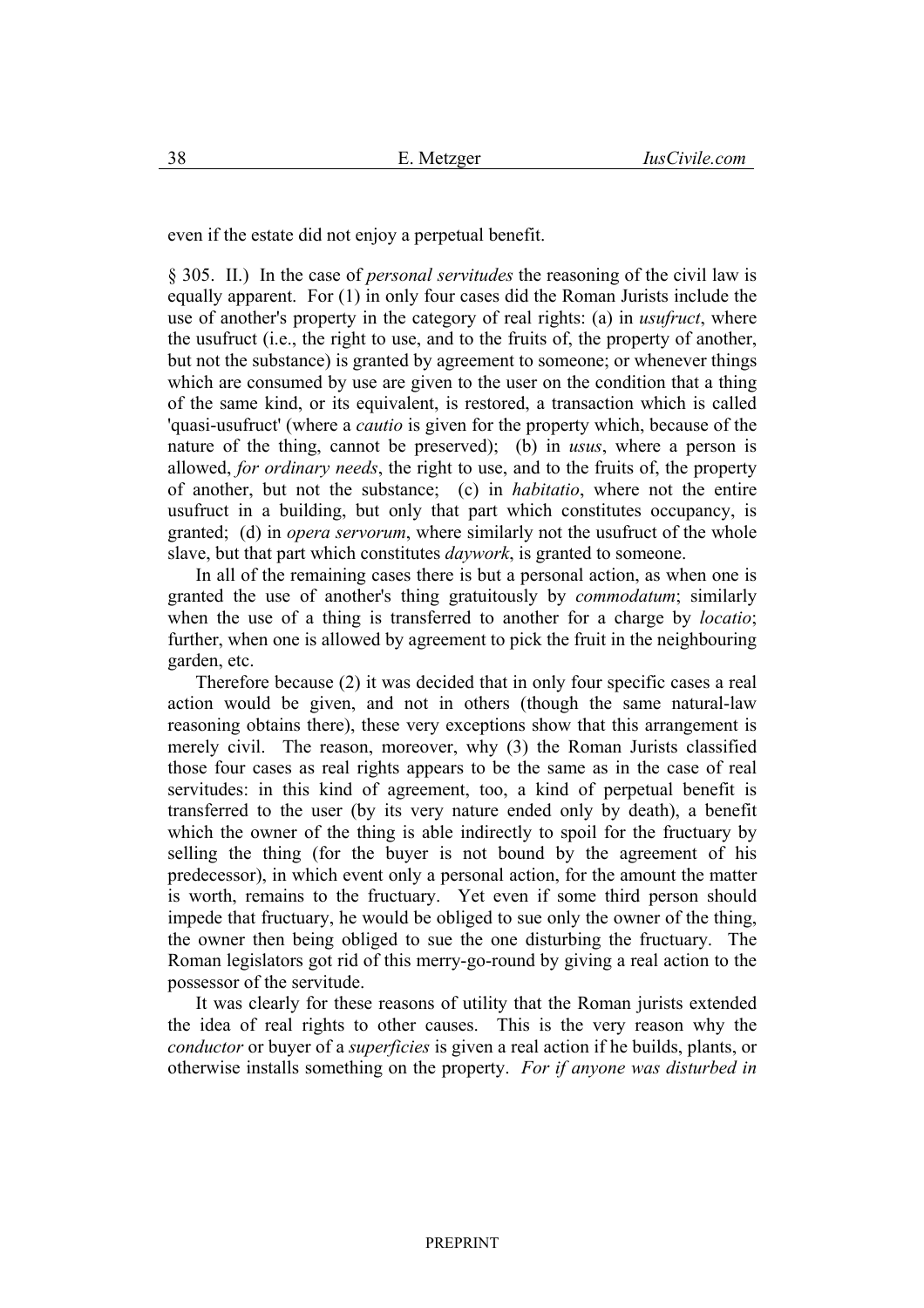even if the estate did not enjoy a perpetual benefit.

§ 305. II.) In the case of *personal servitudes* the reasoning of the civil law is equally apparent. For (1) in only four cases did the Roman Jurists include the use of another's property in the category of real rights: (a) in *usufruct*, where the usufruct (i.e., the right to use, and to the fruits of, the property of another, but not the substance) is granted by agreement to someone; or whenever things which are consumed by use are given to the user on the condition that a thing of the same kind, or its equivalent, is restored, a transaction which is called 'quasi-usufruct' (where a *cautio* is given for the property which, because of the nature of the thing, cannot be preserved); (b) in *usus*, where a person is allowed, *for ordinary needs*, the right to use, and to the fruits of, the property of another, but not the substance; (c) in *habitatio*, where not the entire usufruct in a building, but only that part which constitutes occupancy, is granted; (d) in *opera servorum*, where similarly not the usufruct of the whole slave, but that part which constitutes *daywork*, is granted to someone.

In all of the remaining cases there is but a personal action, as when one is granted the use of another's thing gratuitously by *commodatum*; similarly when the use of a thing is transferred to another for a charge by *locatio*; further, when one is allowed by agreement to pick the fruit in the neighbouring garden, etc.

Therefore because (2) it was decided that in only four specific cases a real action would be given, and not in others (though the same natural-law reasoning obtains there), these very exceptions show that this arrangement is merely civil. The reason, moreover, why (3) the Roman Jurists classified those four cases as real rights appears to be the same as in the case of real servitudes: in this kind of agreement, too, a kind of perpetual benefit is transferred to the user (by its very nature ended only by death), a benefit which the owner of the thing is able indirectly to spoil for the fructuary by selling the thing (for the buyer is not bound by the agreement of his predecessor), in which event only a personal action, for the amount the matter is worth, remains to the fructuary. Yet even if some third person should impede that fructuary, he would be obliged to sue only the owner of the thing, the owner then being obliged to sue the one disturbing the fructuary. The Roman legislators got rid of this merry-go-round by giving a real action to the possessor of the servitude.

It was clearly for these reasons of utility that the Roman jurists extended the idea of real rights to other causes. This is the very reason why the *conductor* or buyer of a *superficies* is given a real action if he builds, plants, or otherwise installs something on the property. *For if anyone was disturbed in*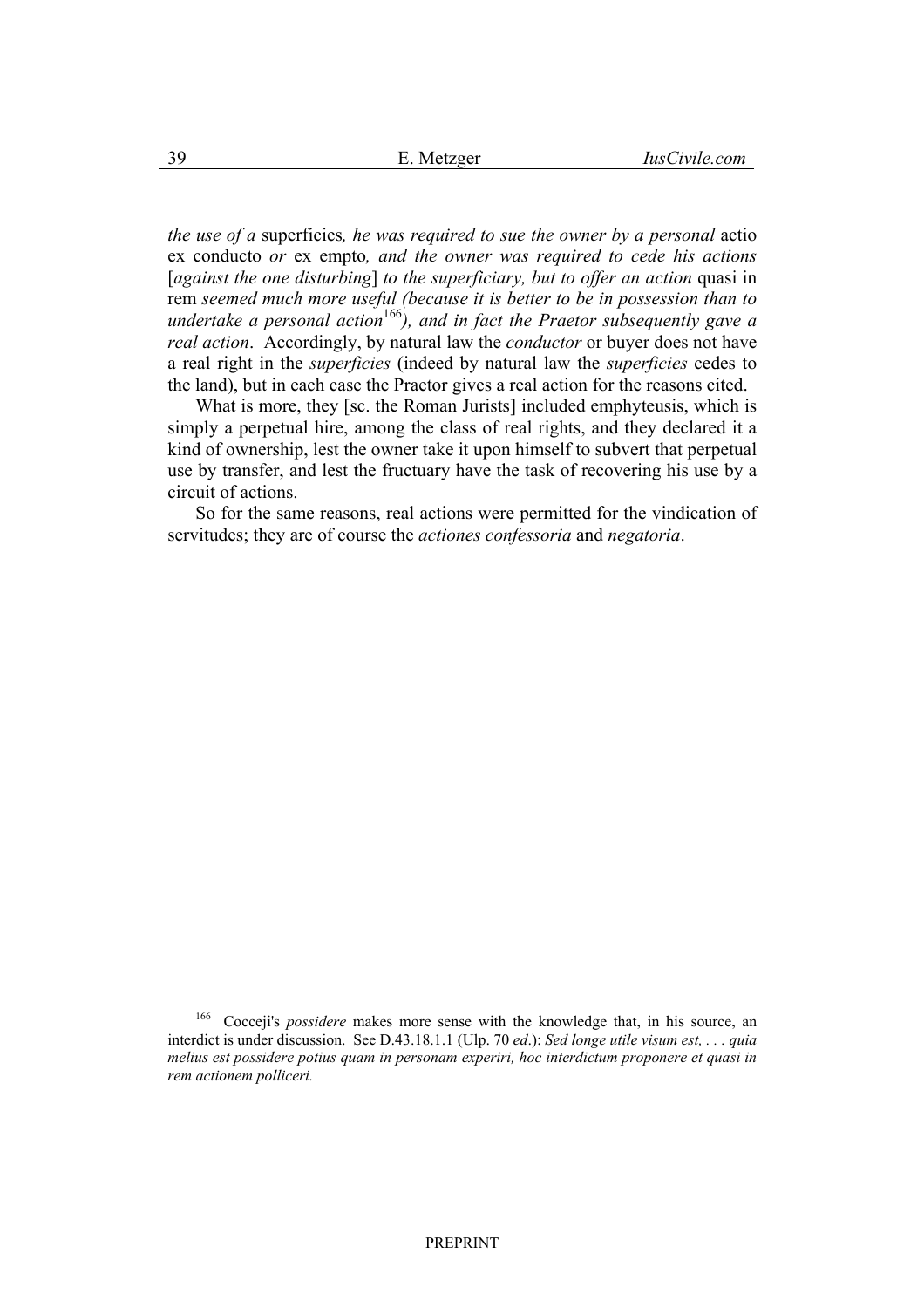*the use of a* superficies*, he was required to sue the owner by a personal* actio ex conducto *or* ex empto*, and the owner was required to cede his actions* [*against the one disturbing*] *to the superficiary, but to offer an action* quasi in rem *seemed much more useful (because it is better to be in possession than to undertake a personal action*[166]*), and in fact the Praetor subsequently gave a real action*. Accordingly, by natural law the *conductor* or buyer does not have a real right in the *superficies* (indeed by natural law the *superficies* cedes to the land), but in each case the Praetor gives a real action for the reasons cited.

What is more, they [sc. the Roman Jurists] included emphyteusis, which is simply a perpetual hire, among the class of real rights, and they declared it a kind of ownership, lest the owner take it upon himself to subvert that perpetual use by transfer, and lest the fructuary have the task of recovering his use by a circuit of actions.

So for the same reasons, real actions were permitted for the vindication of servitudes; they are of course the *actiones confessoria* and *negatoria*.

[166] Cocceji's *possidere* makes more sense with the knowledge that, in his source, an interdict is under discussion. See D.43.18.1.1 (Ulp. 70 *ed*.): *Sed longe utile visum est, . . . quia melius est possidere potius quam in personam experiri, hoc interdictum proponere et quasi in rem actionem polliceri.*

PREPRINT